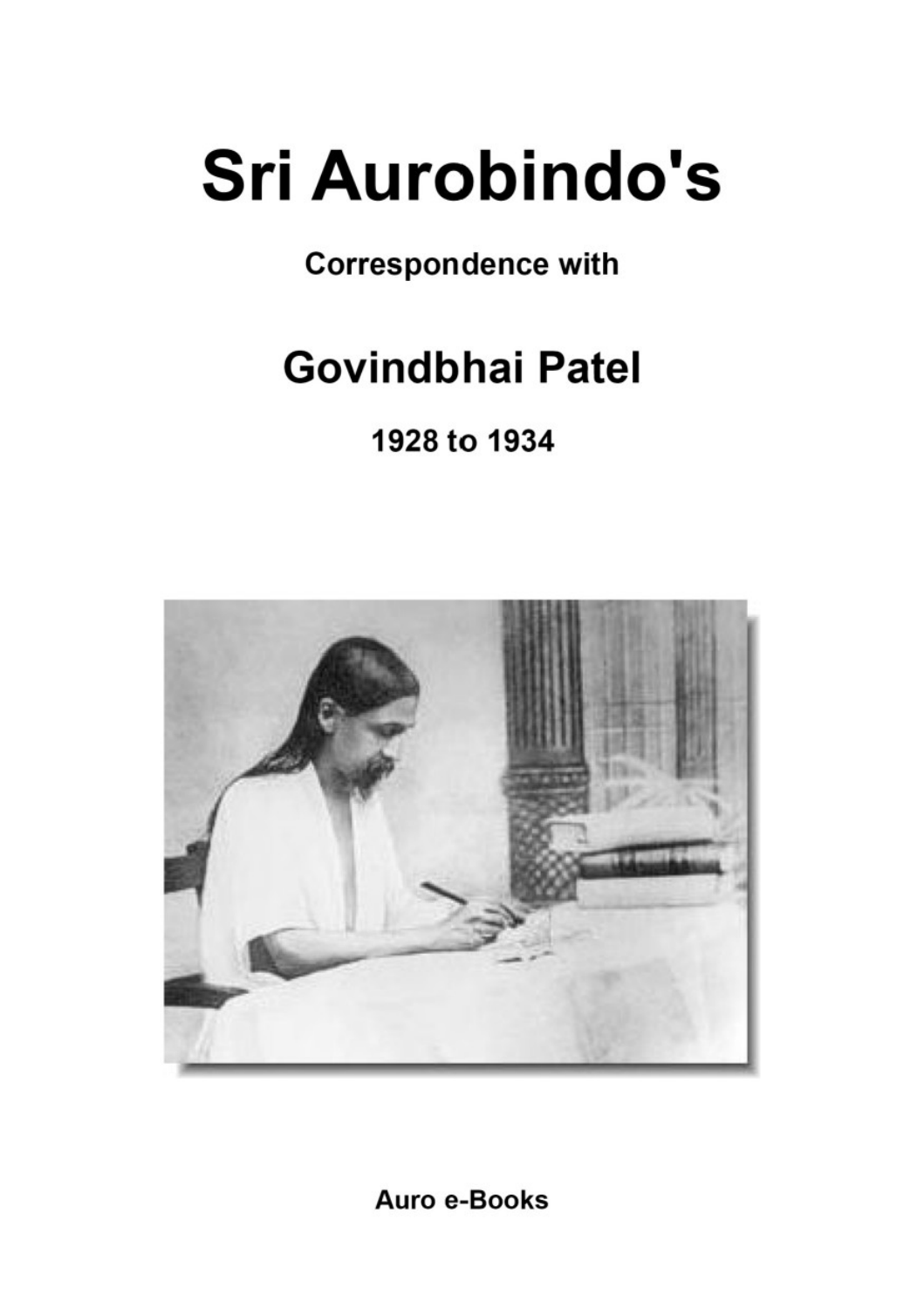# Sri Aurobindo's

**Correspondence with**

## Govindbhai Patel

**1928 to 1934**

**Auro e-Books**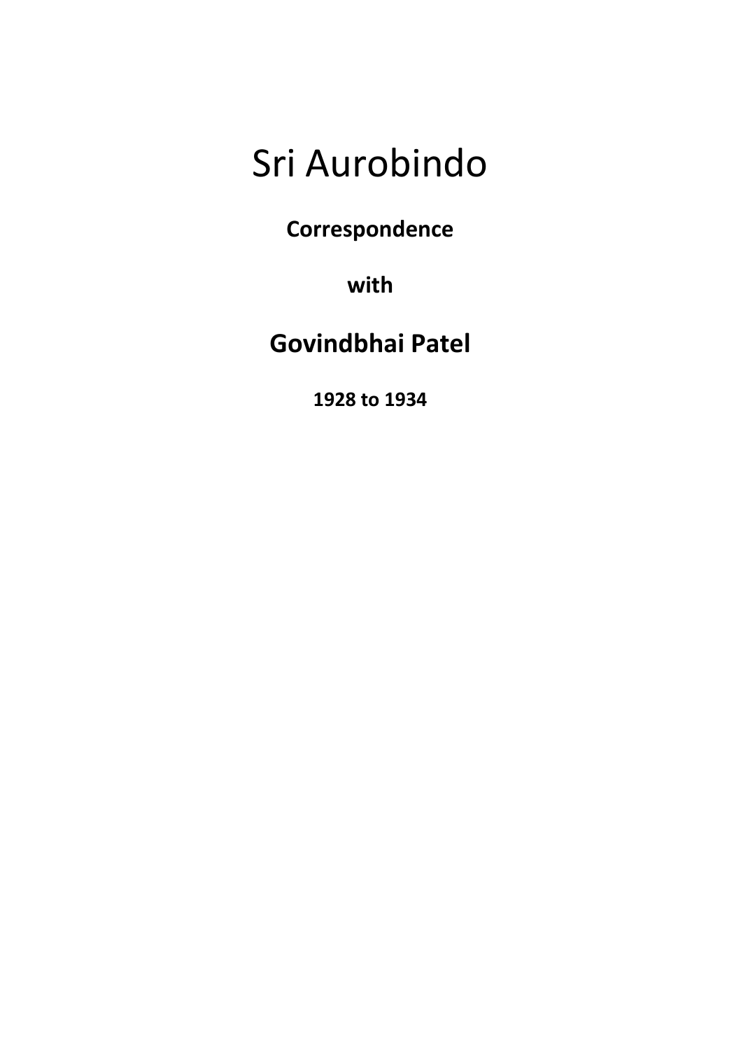# Sri Aurobindo

**Correspondence**

**with**

## Govindbhai Patel

**1928 to 1934**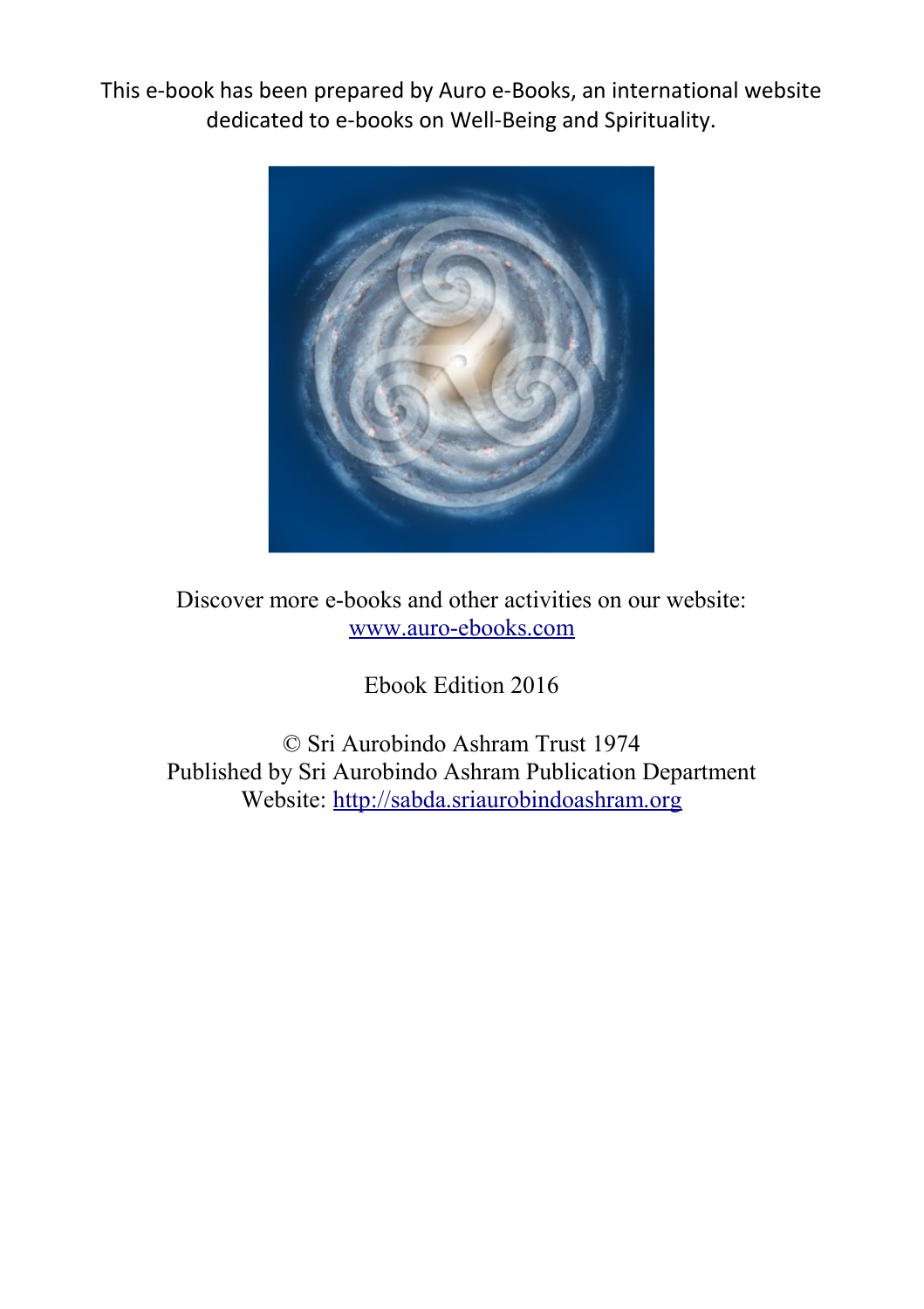This e-book has been prepared by Auro e-Books, an international website dedicated to e-books on Well-Being and Spirituality.

Discover more e-books and other activities on our website:
[www.auro-ebooks.com](http://www.auro-ebooks.com)

Ebook Edition 2016

© Sri Aurobindo Ashram Trust 1974
Published by Sri Aurobindo Ashram Publication Department
Website: [http://sabda.sriaurobindoashram.org](http://sabda.sriaurobindoashram.org)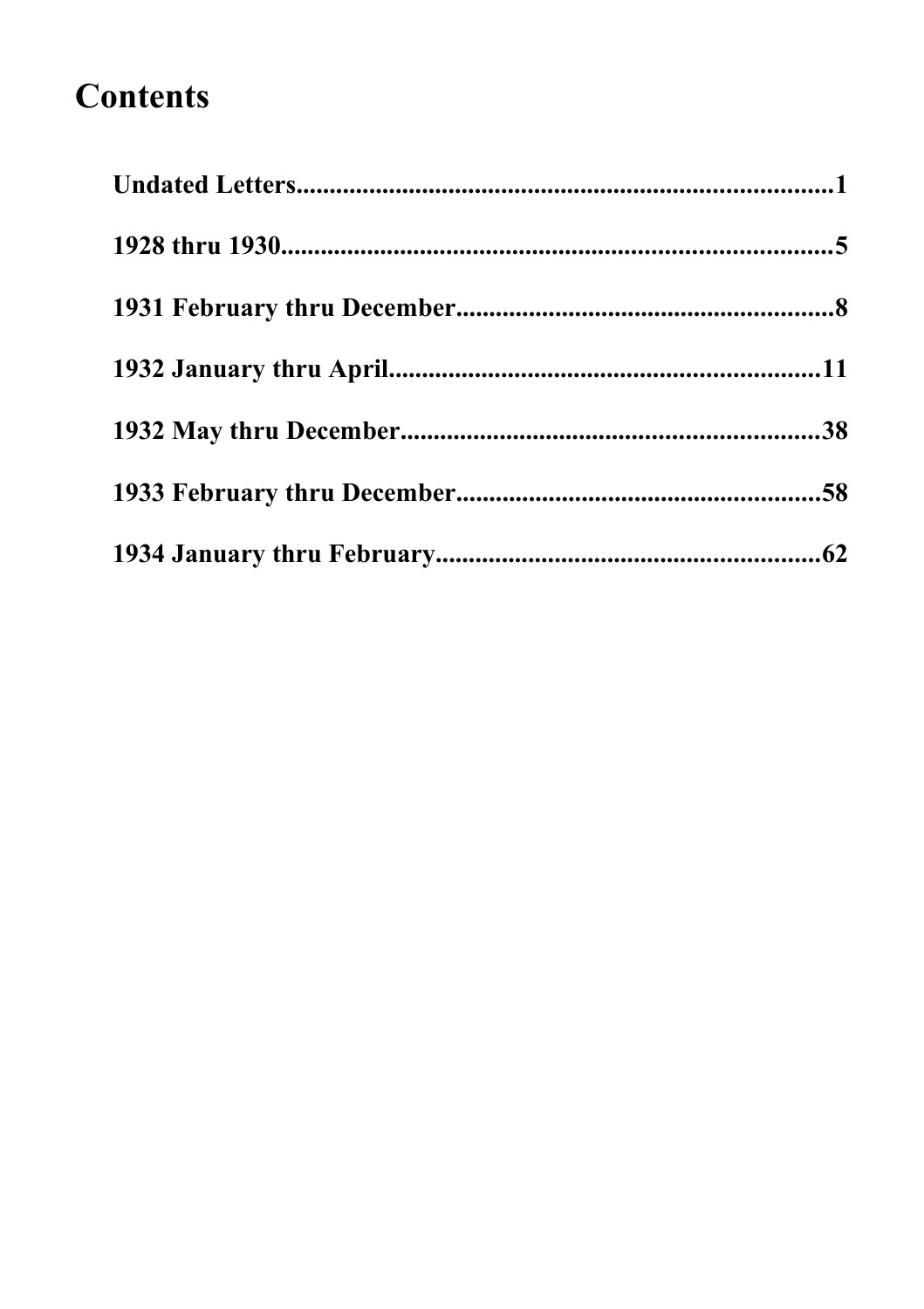# Contents

**Undated Letters**.......................................................................................1

**1928 thru 1930**..........................................................................................5

**1931 February thru December**.................................................................8

**1932 January thru April**.........................................................................11

**1932 May thru December**.......................................................................38

**1933 February thru December**...............................................................58

**1934 January thru February**..................................................................62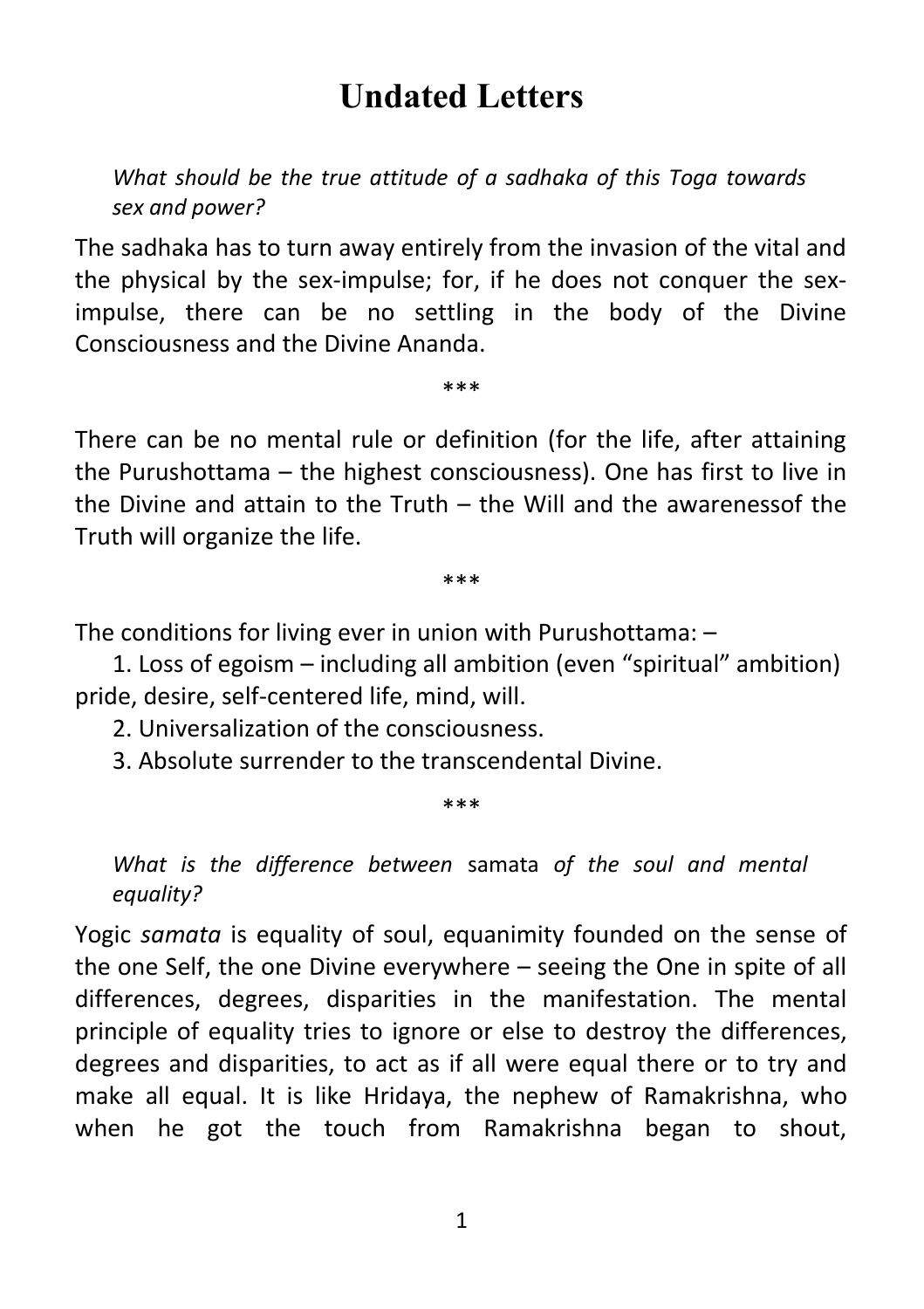# Undated Letters

*What should be the true attitude of a sadhaka of this Toga towards sex and power?*

The sadhaka has to turn away entirely from the invasion of the vital and the physical by the sex-impulse; for, if he does not conquer the sex-impulse, there can be no settling in the body of the Divine Consciousness and the Divine Ananda.

***

There can be no mental rule or definition (for the life, after attaining the Purushottama – the highest consciousness). One has first to live in the Divine and attain to the Truth – the Will and the awarenessof the Truth will organize the life.

***

The conditions for living ever in union with Purushottama: –

1. Loss of egoism – including all ambition (even "spiritual" ambition) pride, desire, self-centered life, mind, will.
2. Universalization of the consciousness.
3. Absolute surrender to the transcendental Divine.

***

*What is the difference between* samata *of the soul and mental equality?*

Yogic *samata* is equality of soul, equanimity founded on the sense of the one Self, the one Divine everywhere – seeing the One in spite of all differences, degrees, disparities in the manifestation. The mental principle of equality tries to ignore or else to destroy the differences, degrees and disparities, to act as if all were equal there or to try and make all equal. It is like Hridaya, the nephew of Ramakrishna, who when he got the touch from Ramakrishna began to shout,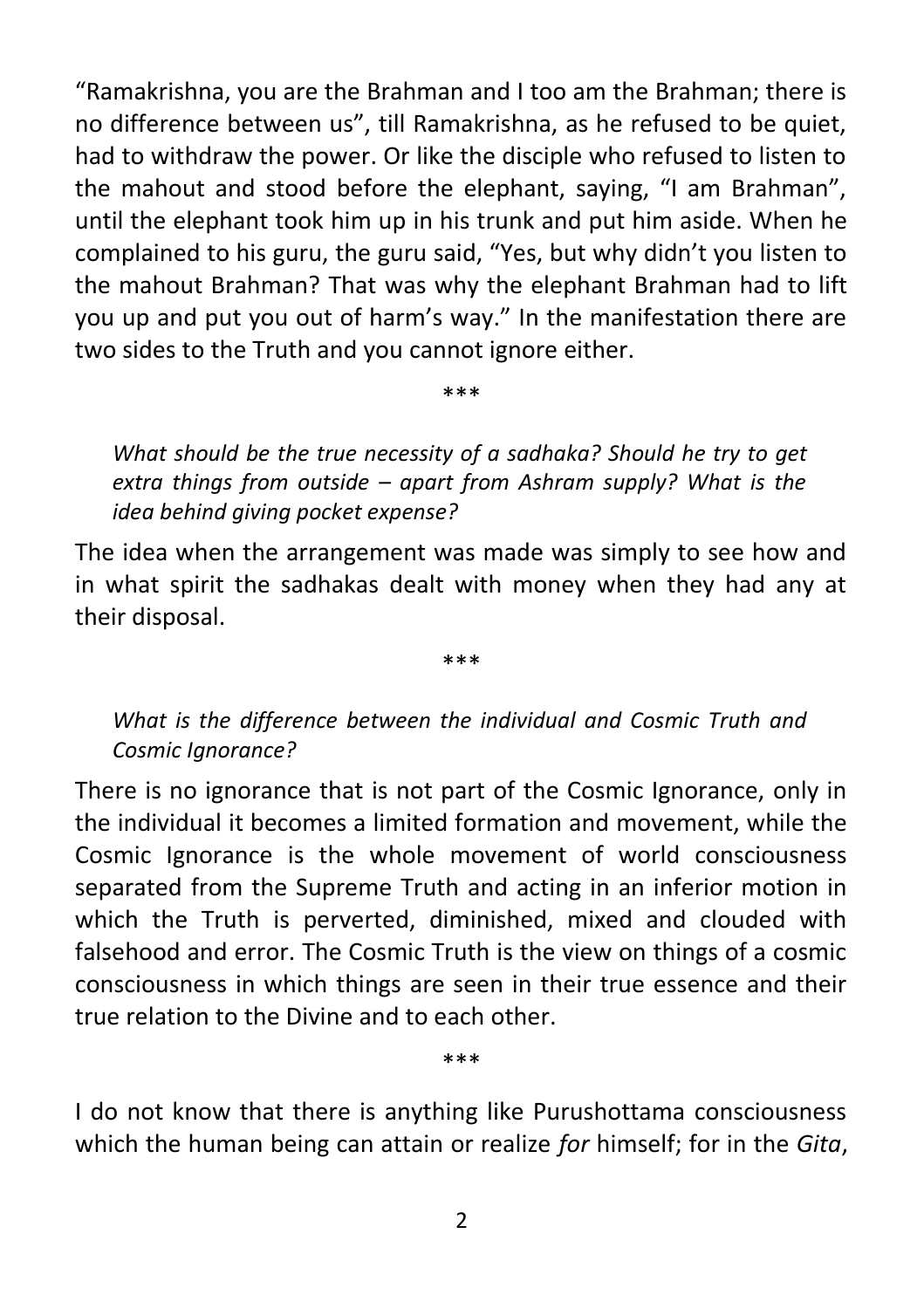"Ramakrishna, you are the Brahman and I too am the Brahman; there is no difference between us", till Ramakrishna, as he refused to be quiet, had to withdraw the power. Or like the disciple who refused to listen to the mahout and stood before the elephant, saying, "I am Brahman", until the elephant took him up in his trunk and put him aside. When he complained to his guru, the guru said, "Yes, but why didn't you listen to the mahout Brahman? That was why the elephant Brahman had to lift you up and put you out of harm's way." In the manifestation there are two sides to the Truth and you cannot ignore either.

\*\*\*

*What should be the true necessity of a sadhaka? Should he try to get extra things from outside – apart from Ashram supply? What is the idea behind giving pocket expense?*

The idea when the arrangement was made was simply to see how and in what spirit the sadhakas dealt with money when they had any at their disposal.

\*\*\*

*What is the difference between the individual and Cosmic Truth and Cosmic Ignorance?*

There is no ignorance that is not part of the Cosmic Ignorance, only in the individual it becomes a limited formation and movement, while the Cosmic Ignorance is the whole movement of world consciousness separated from the Supreme Truth and acting in an inferior motion in which the Truth is perverted, diminished, mixed and clouded with falsehood and error. The Cosmic Truth is the view on things of a cosmic consciousness in which things are seen in their true essence and their true relation to the Divine and to each other.

\*\*\*

I do not know that there is anything like Purushottama consciousness which the human being can attain or realize *for* himself; for in the *Gita*,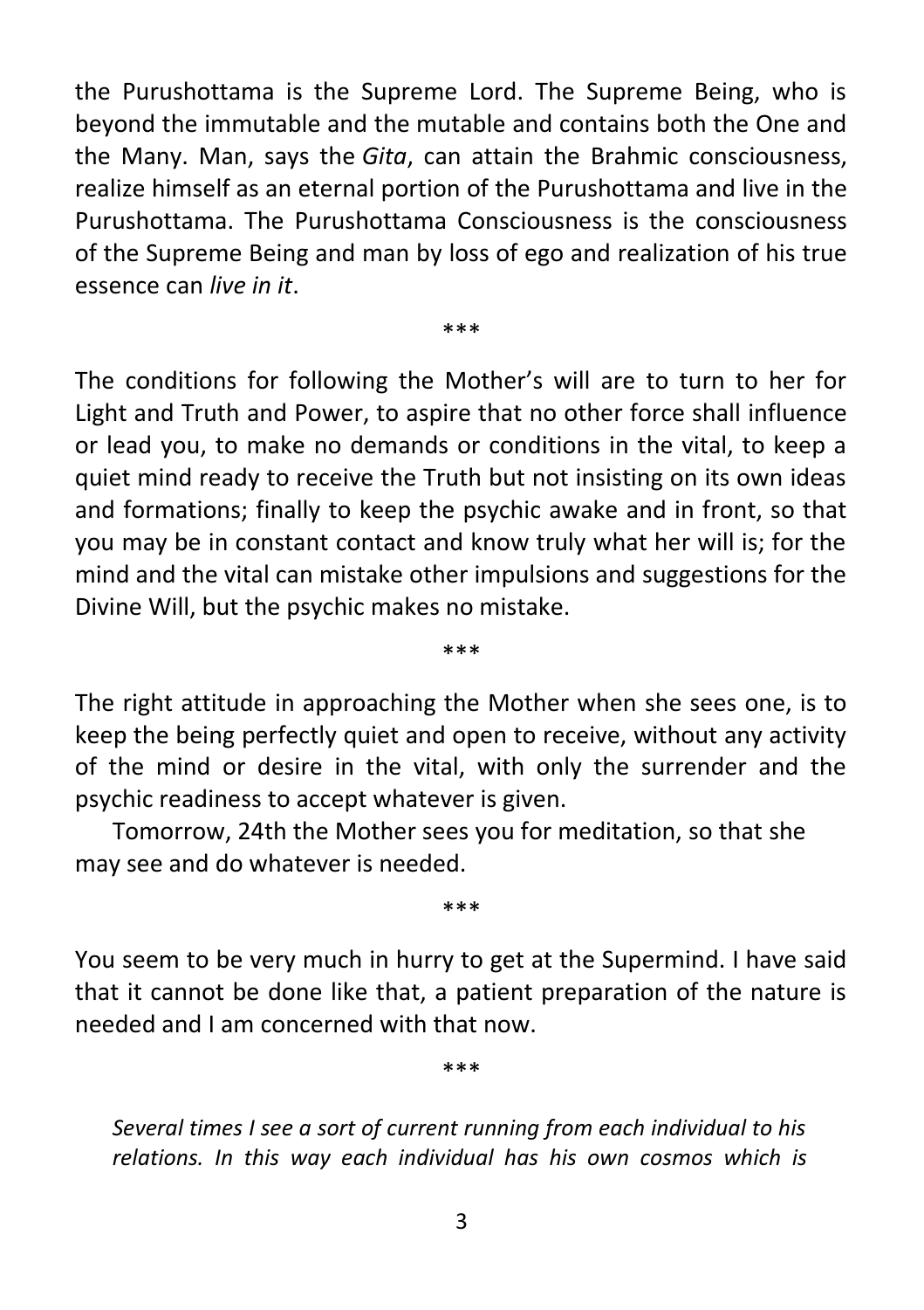the Purushottama is the Supreme Lord. The Supreme Being, who is beyond the immutable and the mutable and contains both the One and the Many. Man, says the *Gita*, can attain the Brahmic consciousness, realize himself as an eternal portion of the Purushottama and live in the Purushottama. The Purushottama Consciousness is the consciousness of the Supreme Being and man by loss of ego and realization of his true essence can *live in it*.

***

The conditions for following the Mother's will are to turn to her for Light and Truth and Power, to aspire that no other force shall influence or lead you, to make no demands or conditions in the vital, to keep a quiet mind ready to receive the Truth but not insisting on its own ideas and formations; finally to keep the psychic awake and in front, so that you may be in constant contact and know truly what her will is; for the mind and the vital can mistake other impulsions and suggestions for the Divine Will, but the psychic makes no mistake.

***

The right attitude in approaching the Mother when she sees one, is to keep the being perfectly quiet and open to receive, without any activity of the mind or desire in the vital, with only the surrender and the psychic readiness to accept whatever is given.

Tomorrow, 24th the Mother sees you for meditation, so that she may see and do whatever is needed.

***

You seem to be very much in hurry to get at the Supermind. I have said that it cannot be done like that, a patient preparation of the nature is needed and I am concerned with that now.

***

*Several times I see a sort of current running from each individual to his relations. In this way each individual has his own cosmos which is*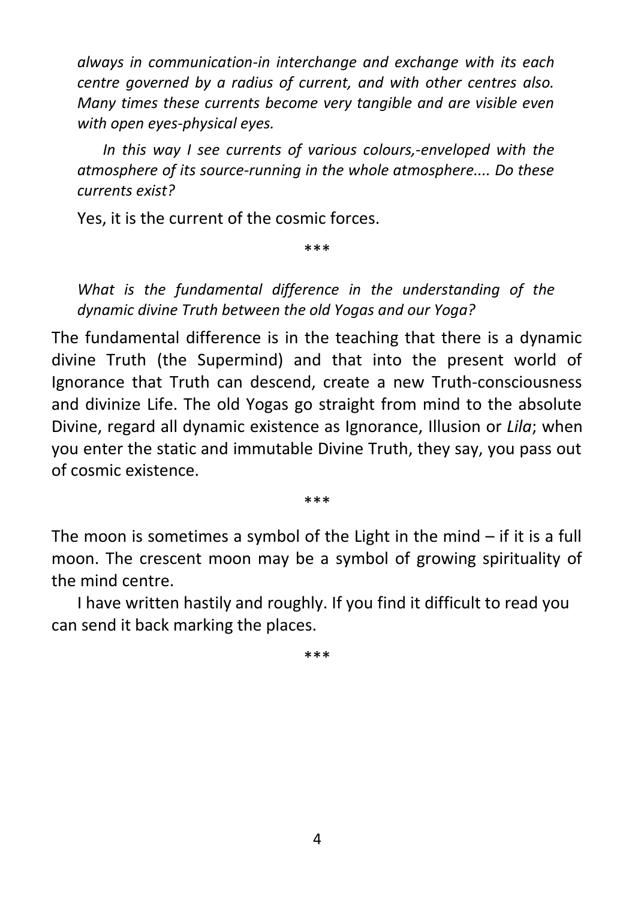*always in communication-in interchange and exchange with its each centre governed by a radius of current, and with other centres also. Many times these currents become very tangible and are visible even with open eyes-physical eyes.*

*In this way I see currents of various colours,-enveloped with the atmosphere of its source-running in the whole atmosphere.... Do these currents exist?*

Yes, it is the current of the cosmic forces.

\*\*\*

*What is the fundamental difference in the understanding of the dynamic divine Truth between the old Yogas and our Yoga?*

The fundamental difference is in the teaching that there is a dynamic divine Truth (the Supermind) and that into the present world of Ignorance that Truth can descend, create a new Truth-consciousness and divinize Life. The old Yogas go straight from mind to the absolute Divine, regard all dynamic existence as Ignorance, Illusion or *Lila*; when you enter the static and immutable Divine Truth, they say, you pass out of cosmic existence.

\*\*\*

The moon is sometimes a symbol of the Light in the mind – if it is a full moon. The crescent moon may be a symbol of growing spirituality of the mind centre.

I have written hastily and roughly. If you find it difficult to read you can send it back marking the places.

\*\*\*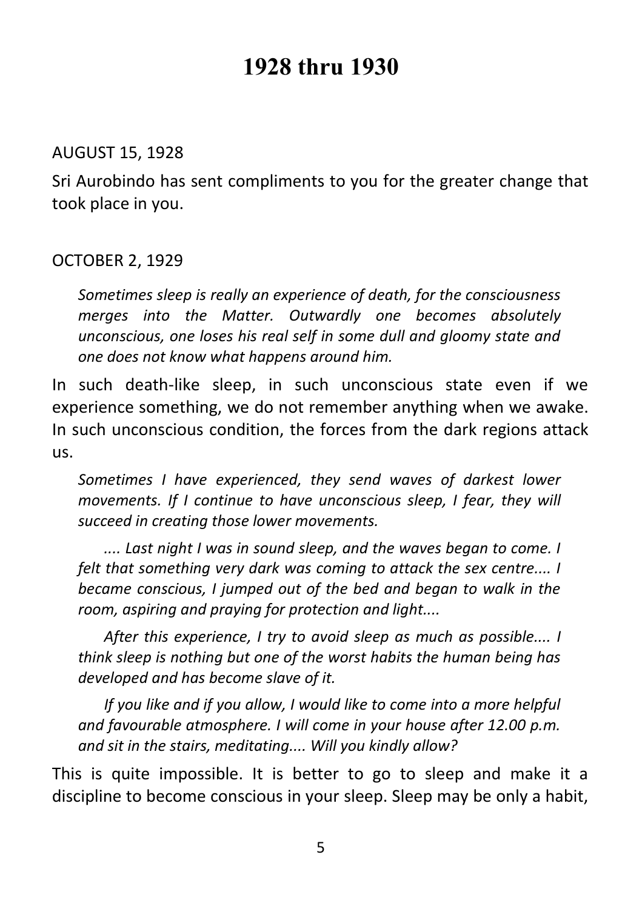# 1928 thru 1930

AUGUST 15, 1928

Sri Aurobindo has sent compliments to you for the greater change that took place in you.

OCTOBER 2, 1929

> *Sometimes sleep is really an experience of death, for the consciousness merges into the Matter. Outwardly one becomes absolutely unconscious, one loses his real self in some dull and gloomy state and one does not know what happens around him.*

In such death-like sleep, in such unconscious state even if we experience something, we do not remember anything when we awake. In such unconscious condition, the forces from the dark regions attack us.

> *Sometimes I have experienced, they send waves of darkest lower movements. If I continue to have unconscious sleep, I fear, they will succeed in creating those lower movements.*
>
> *.... Last night I was in sound sleep, and the waves began to come. I felt that something very dark was coming to attack the sex centre.... I became conscious, I jumped out of the bed and began to walk in the room, aspiring and praying for protection and light....*
>
> *After this experience, I try to avoid sleep as much as possible.... I think sleep is nothing but one of the worst habits the human being has developed and has become slave of it.*
>
> *If you like and if you allow, I would like to come into a more helpful and favourable atmosphere. I will come in your house after 12.00 p.m. and sit in the stairs, meditating.... Will you kindly allow?*

This is quite impossible. It is better to go to sleep and make it a discipline to become conscious in your sleep. Sleep may be only a habit,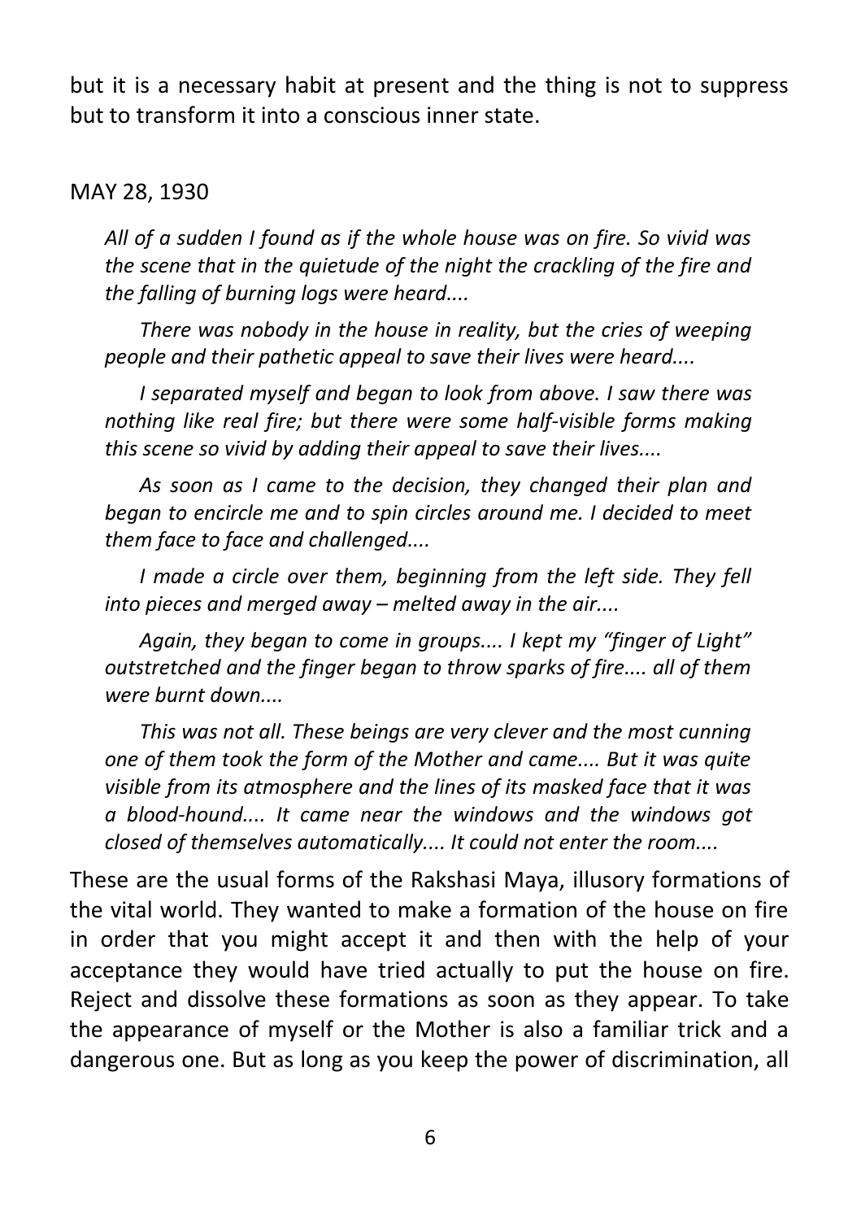but it is a necessary habit at present and the thing is not to suppress but to transform it into a conscious inner state.

MAY 28, 1930

> *All of a sudden I found as if the whole house was on fire. So vivid was the scene that in the quietude of the night the crackling of the fire and the falling of burning logs were heard....*
>
> *There was nobody in the house in reality, but the cries of weeping people and their pathetic appeal to save their lives were heard....*
>
> *I separated myself and began to look from above. I saw there was nothing like real fire; but there were some half-visible forms making this scene so vivid by adding their appeal to save their lives....*
>
> *As soon as I came to the decision, they changed their plan and began to encircle me and to spin circles around me. I decided to meet them face to face and challenged....*
>
> *I made a circle over them, beginning from the left side. They fell into pieces and merged away – melted away in the air....*
>
> *Again, they began to come in groups.... I kept my "finger of Light" outstretched and the finger began to throw sparks of fire.... all of them were burnt down....*
>
> *This was not all. These beings are very clever and the most cunning one of them took the form of the Mother and came.... But it was quite visible from its atmosphere and the lines of its masked face that it was a blood-hound.... It came near the windows and the windows got closed of themselves automatically.... It could not enter the room....*

These are the usual forms of the Rakshasi Maya, illusory formations of the vital world. They wanted to make a formation of the house on fire in order that you might accept it and then with the help of your acceptance they would have tried actually to put the house on fire. Reject and dissolve these formations as soon as they appear. To take the appearance of myself or the Mother is also a familiar trick and a dangerous one. But as long as you keep the power of discrimination, all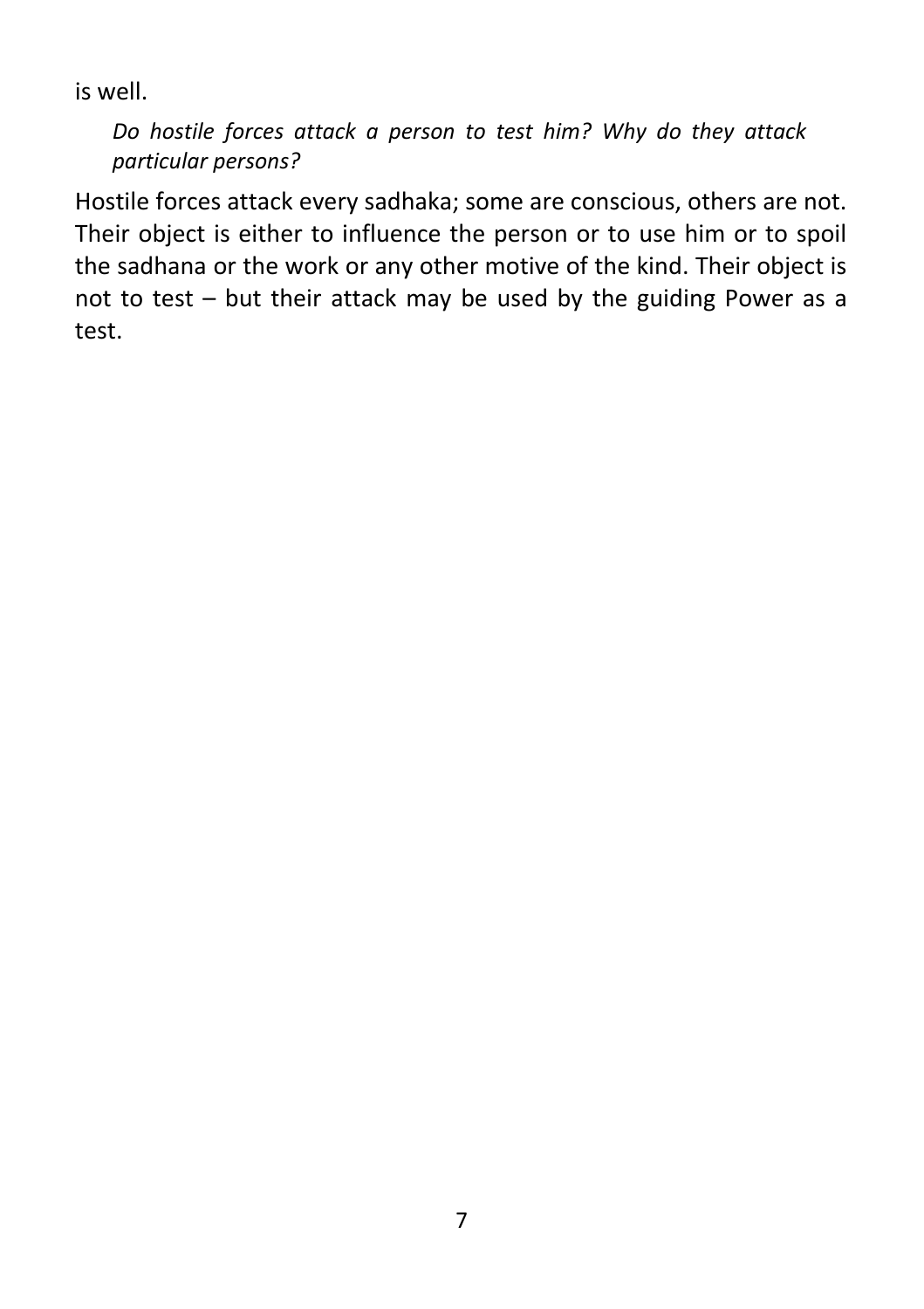is well.

*Do hostile forces attack a person to test him? Why do they attack particular persons?*

Hostile forces attack every sadhaka; some are conscious, others are not. Their object is either to influence the person or to use him or to spoil the sadhana or the work or any other motive of the kind. Their object is not to test – but their attack may be used by the guiding Power as a test.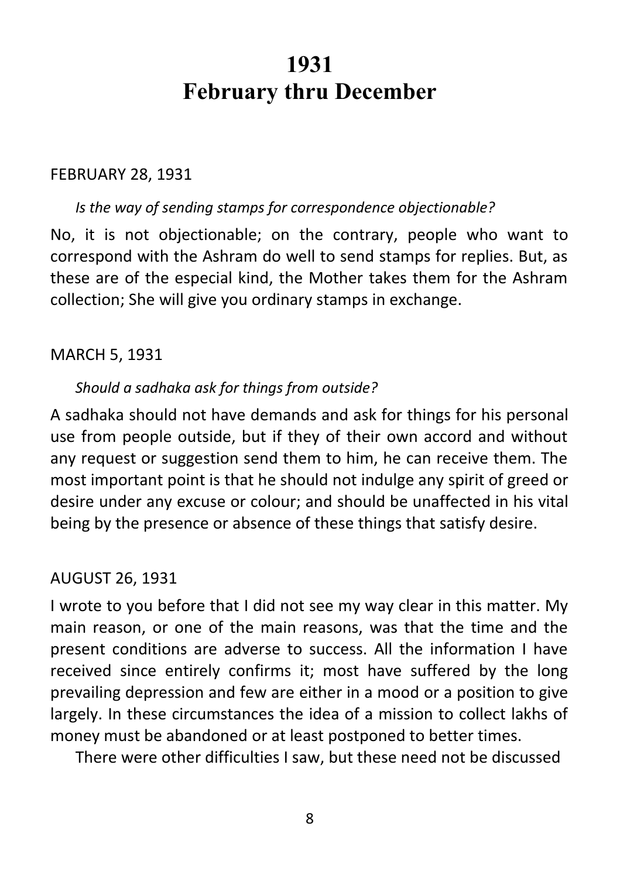# 1931
# February thru December

FEBRUARY 28, 1931

*Is the way of sending stamps for correspondence objectionable?*

No, it is not objectionable; on the contrary, people who want to correspond with the Ashram do well to send stamps for replies. But, as these are of the especial kind, the Mother takes them for the Ashram collection; She will give you ordinary stamps in exchange.

MARCH 5, 1931

*Should a sadhaka ask for things from outside?*

A sadhaka should not have demands and ask for things for his personal use from people outside, but if they of their own accord and without any request or suggestion send them to him, he can receive them. The most important point is that he should not indulge any spirit of greed or desire under any excuse or colour; and should be unaffected in his vital being by the presence or absence of these things that satisfy desire.

AUGUST 26, 1931

I wrote to you before that I did not see my way clear in this matter. My main reason, or one of the main reasons, was that the time and the present conditions are adverse to success. All the information I have received since entirely confirms it; most have suffered by the long prevailing depression and few are either in a mood or a position to give largely. In these circumstances the idea of a mission to collect lakhs of money must be abandoned or at least postponed to better times.

There were other difficulties I saw, but these need not be discussed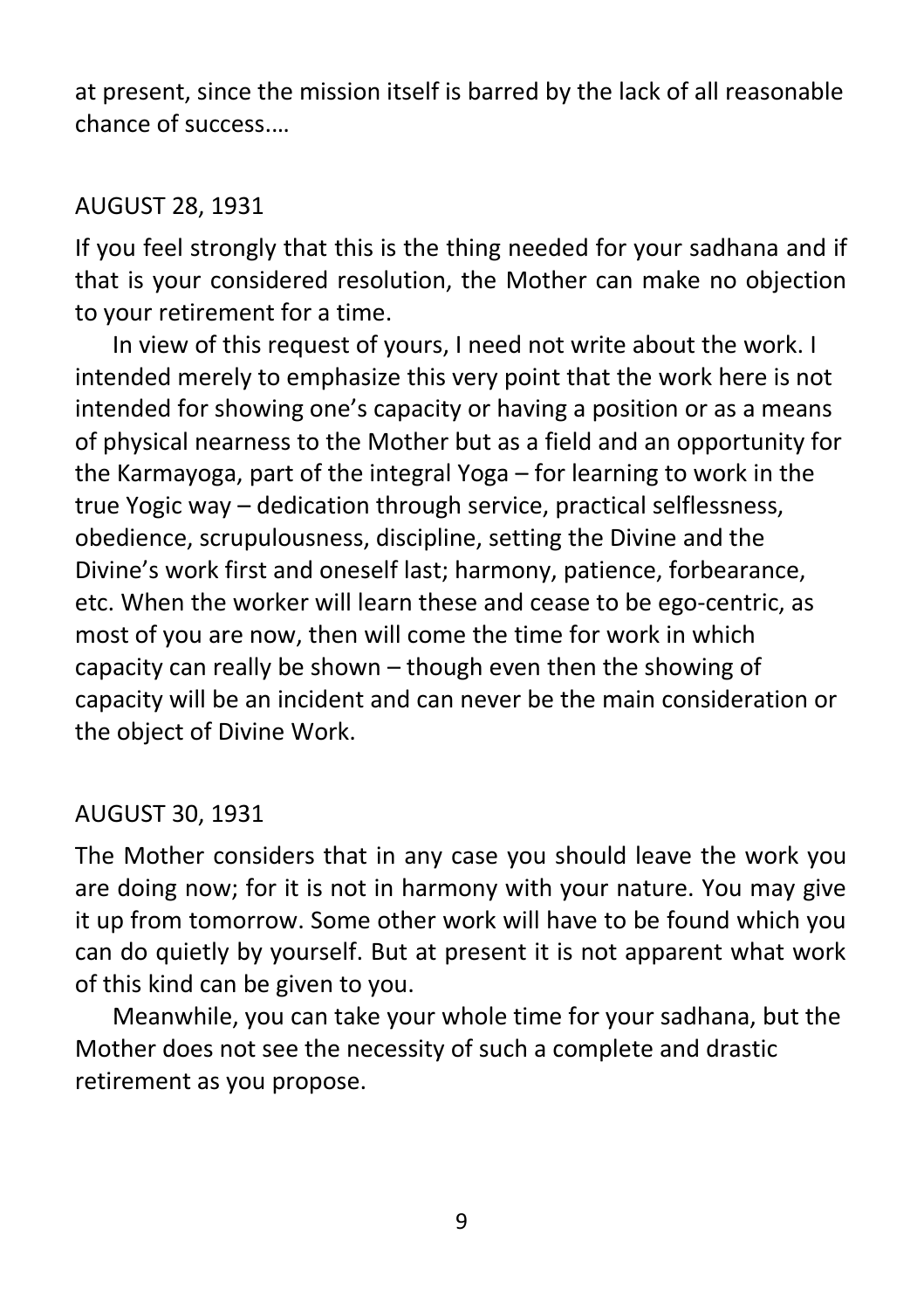at present, since the mission itself is barred by the lack of all reasonable chance of success.…

## AUGUST 28, 1931

If you feel strongly that this is the thing needed for your sadhana and if that is your considered resolution, the Mother can make no objection to your retirement for a time.

In view of this request of yours, I need not write about the work. I intended merely to emphasize this very point that the work here is not intended for showing one's capacity or having a position or as a means of physical nearness to the Mother but as a field and an opportunity for the Karmayoga, part of the integral Yoga – for learning to work in the true Yogic way – dedication through service, practical selflessness, obedience, scrupulousness, discipline, setting the Divine and the Divine's work first and oneself last; harmony, patience, forbearance, etc. When the worker will learn these and cease to be ego-centric, as most of you are now, then will come the time for work in which capacity can really be shown – though even then the showing of capacity will be an incident and can never be the main consideration or the object of Divine Work.

## AUGUST 30, 1931

The Mother considers that in any case you should leave the work you are doing now; for it is not in harmony with your nature. You may give it up from tomorrow. Some other work will have to be found which you can do quietly by yourself. But at present it is not apparent what work of this kind can be given to you.

Meanwhile, you can take your whole time for your sadhana, but the Mother does not see the necessity of such a complete and drastic retirement as you propose.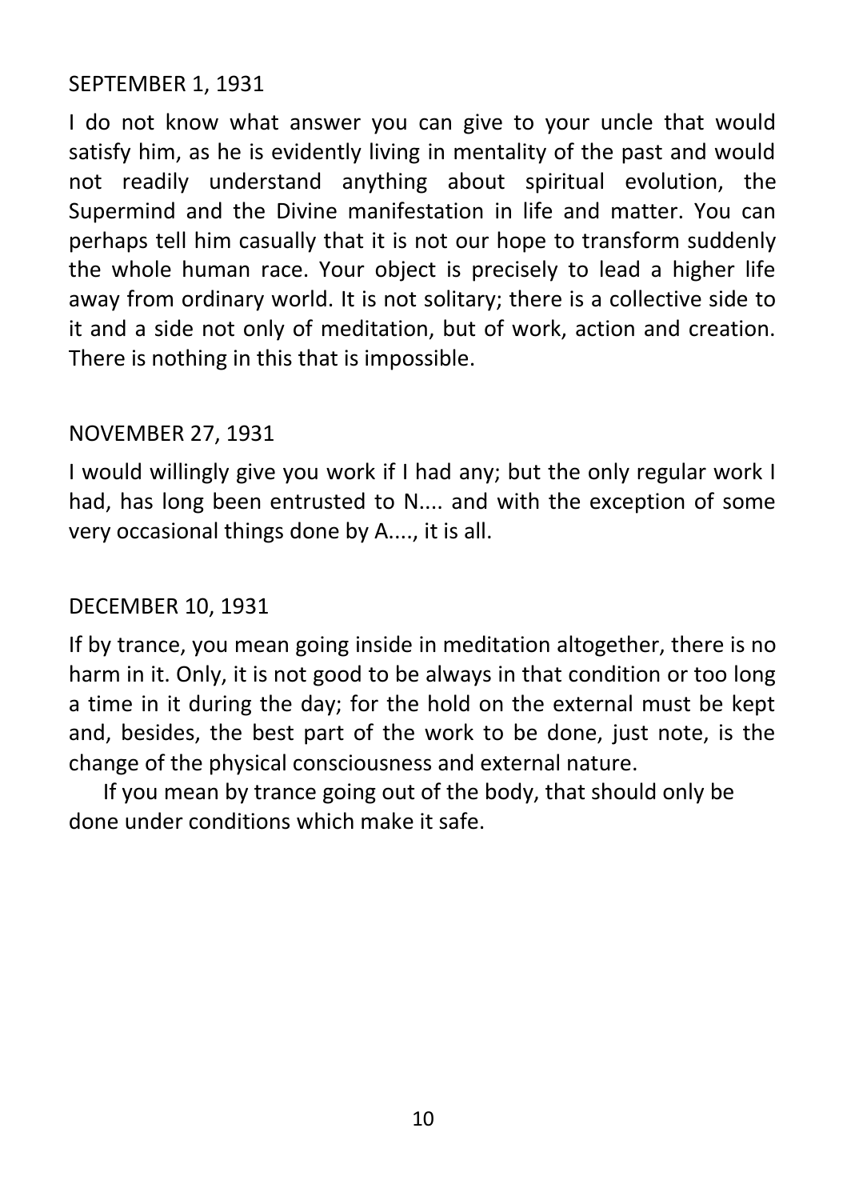SEPTEMBER 1, 1931

I do not know what answer you can give to your uncle that would satisfy him, as he is evidently living in mentality of the past and would not readily understand anything about spiritual evolution, the Supermind and the Divine manifestation in life and matter. You can perhaps tell him casually that it is not our hope to transform suddenly the whole human race. Your object is precisely to lead a higher life away from ordinary world. It is not solitary; there is a collective side to it and a side not only of meditation, but of work, action and creation. There is nothing in this that is impossible.

NOVEMBER 27, 1931

I would willingly give you work if I had any; but the only regular work I had, has long been entrusted to N.... and with the exception of some very occasional things done by A...., it is all.

DECEMBER 10, 1931

If by trance, you mean going inside in meditation altogether, there is no harm in it. Only, it is not good to be always in that condition or too long a time in it during the day; for the hold on the external must be kept and, besides, the best part of the work to be done, just note, is the change of the physical consciousness and external nature.

If you mean by trance going out of the body, that should only be done under conditions which make it safe.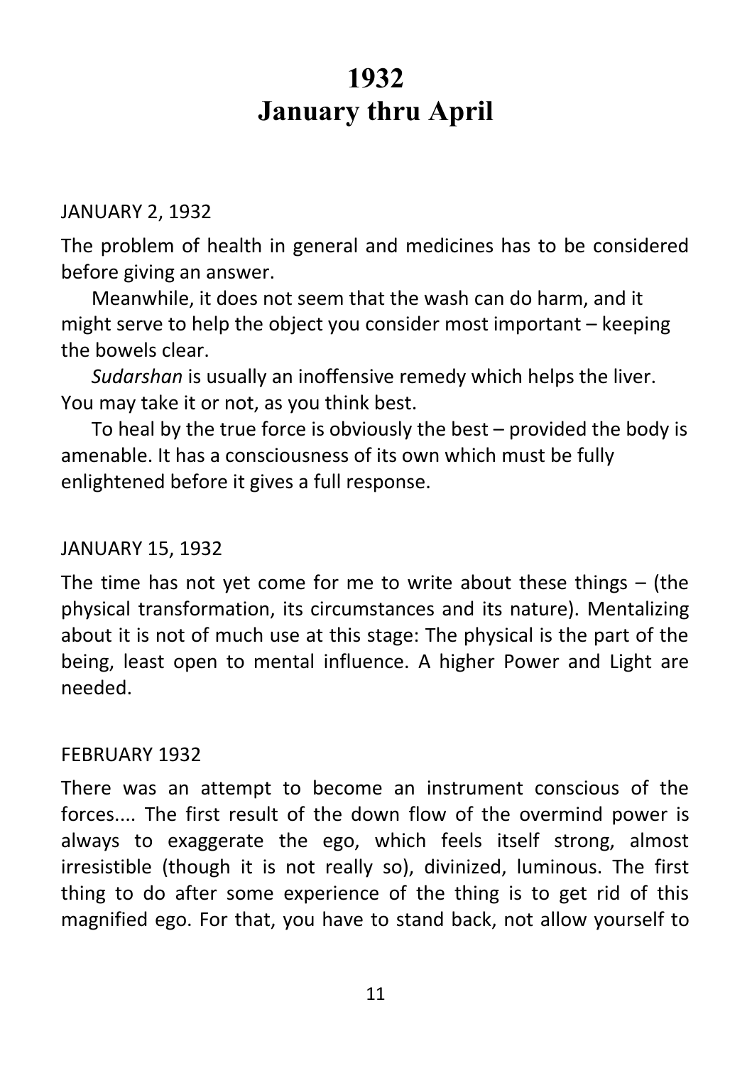# 1932
# January thru April

JANUARY 2, 1932

The problem of health in general and medicines has to be considered before giving an answer.

Meanwhile, it does not seem that the wash can do harm, and it might serve to help the object you consider most important – keeping the bowels clear.

*Sudarshan* is usually an inoffensive remedy which helps the liver. You may take it or not, as you think best.

To heal by the true force is obviously the best – provided the body is amenable. It has a consciousness of its own which must be fully enlightened before it gives a full response.

JANUARY 15, 1932

The time has not yet come for me to write about these things – (the physical transformation, its circumstances and its nature). Mentalizing about it is not of much use at this stage: The physical is the part of the being, least open to mental influence. A higher Power and Light are needed.

FEBRUARY 1932

There was an attempt to become an instrument conscious of the forces.... The first result of the down flow of the overmind power is always to exaggerate the ego, which feels itself strong, almost irresistible (though it is not really so), divinized, luminous. The first thing to do after some experience of the thing is to get rid of this magnified ego. For that, you have to stand back, not allow yourself to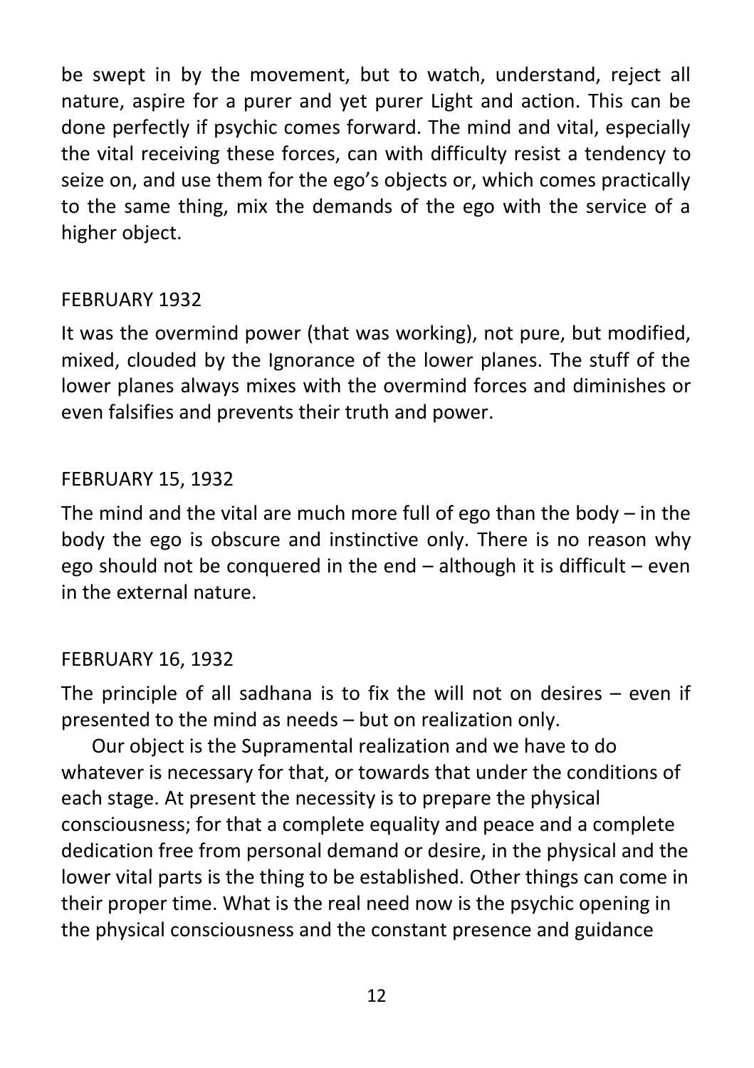be swept in by the movement, but to watch, understand, reject all nature, aspire for a purer and yet purer Light and action. This can be done perfectly if psychic comes forward. The mind and vital, especially the vital receiving these forces, can with difficulty resist a tendency to seize on, and use them for the ego's objects or, which comes practically to the same thing, mix the demands of the ego with the service of a higher object.

FEBRUARY 1932

It was the overmind power (that was working), not pure, but modified, mixed, clouded by the Ignorance of the lower planes. The stuff of the lower planes always mixes with the overmind forces and diminishes or even falsifies and prevents their truth and power.

FEBRUARY 15, 1932

The mind and the vital are much more full of ego than the body – in the body the ego is obscure and instinctive only. There is no reason why ego should not be conquered in the end – although it is difficult – even in the external nature.

FEBRUARY 16, 1932

The principle of all sadhana is to fix the will not on desires – even if presented to the mind as needs – but on realization only.

Our object is the Supramental realization and we have to do whatever is necessary for that, or towards that under the conditions of each stage. At present the necessity is to prepare the physical consciousness; for that a complete equality and peace and a complete dedication free from personal demand or desire, in the physical and the lower vital parts is the thing to be established. Other things can come in their proper time. What is the real need now is the psychic opening in the physical consciousness and the constant presence and guidance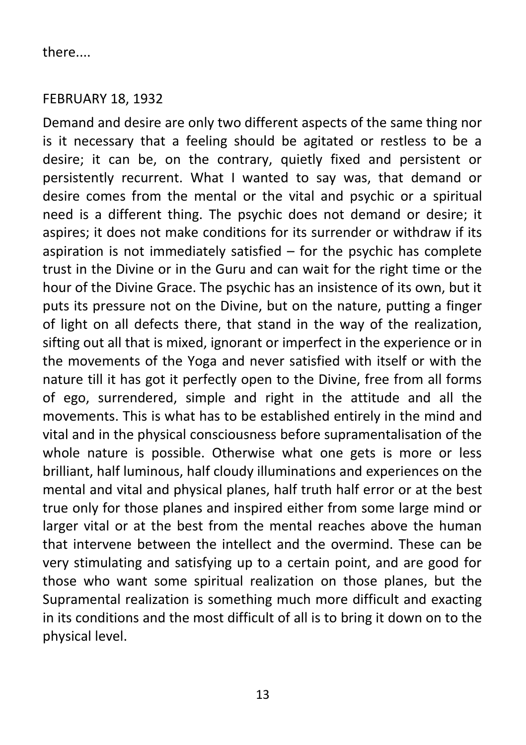there....

FEBRUARY 18, 1932

Demand and desire are only two different aspects of the same thing nor is it necessary that a feeling should be agitated or restless to be a desire; it can be, on the contrary, quietly fixed and persistent or persistently recurrent. What I wanted to say was, that demand or desire comes from the mental or the vital and psychic or a spiritual need is a different thing. The psychic does not demand or desire; it aspires; it does not make conditions for its surrender or withdraw if its aspiration is not immediately satisfied – for the psychic has complete trust in the Divine or in the Guru and can wait for the right time or the hour of the Divine Grace. The psychic has an insistence of its own, but it puts its pressure not on the Divine, but on the nature, putting a finger of light on all defects there, that stand in the way of the realization, sifting out all that is mixed, ignorant or imperfect in the experience or in the movements of the Yoga and never satisfied with itself or with the nature till it has got it perfectly open to the Divine, free from all forms of ego, surrendered, simple and right in the attitude and all the movements. This is what has to be established entirely in the mind and vital and in the physical consciousness before supramentalisation of the whole nature is possible. Otherwise what one gets is more or less brilliant, half luminous, half cloudy illuminations and experiences on the mental and vital and physical planes, half truth half error or at the best true only for those planes and inspired either from some large mind or larger vital or at the best from the mental reaches above the human that intervene between the intellect and the overmind. These can be very stimulating and satisfying up to a certain point, and are good for those who want some spiritual realization on those planes, but the Supramental realization is something much more difficult and exacting in its conditions and the most difficult of all is to bring it down on to the physical level.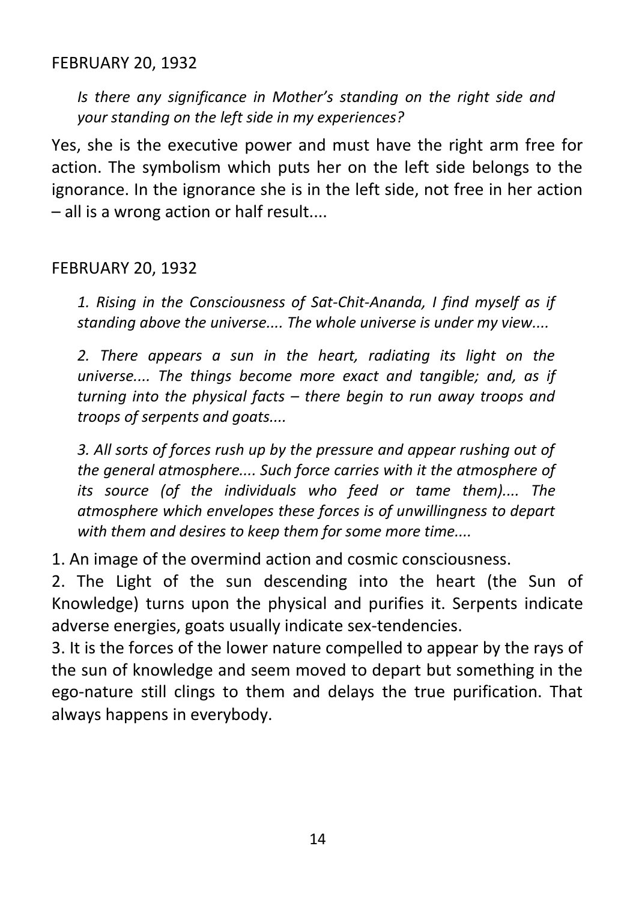FEBRUARY 20, 1932

> *Is there any significance in Mother's standing on the right side and your standing on the left side in my experiences?*

Yes, she is the executive power and must have the right arm free for action. The symbolism which puts her on the left side belongs to the ignorance. In the ignorance she is in the left side, not free in her action – all is a wrong action or half result....

FEBRUARY 20, 1932

> *1. Rising in the Consciousness of Sat-Chit-Ananda, I find myself as if standing above the universe.... The whole universe is under my view....*
>
> *2. There appears a sun in the heart, radiating its light on the universe.... The things become more exact and tangible; and, as if turning into the physical facts – there begin to run away troops and troops of serpents and goats....*
>
> *3. All sorts of forces rush up by the pressure and appear rushing out of the general atmosphere.... Such force carries with it the atmosphere of its source (of the individuals who feed or tame them).... The atmosphere which envelopes these forces is of unwillingness to depart with them and desires to keep them for some more time....*

1. An image of the overmind action and cosmic consciousness.
2. The Light of the sun descending into the heart (the Sun of Knowledge) turns upon the physical and purifies it. Serpents indicate adverse energies, goats usually indicate sex-tendencies.
3. It is the forces of the lower nature compelled to appear by the rays of the sun of knowledge and seem moved to depart but something in the ego-nature still clings to them and delays the true purification. That always happens in everybody.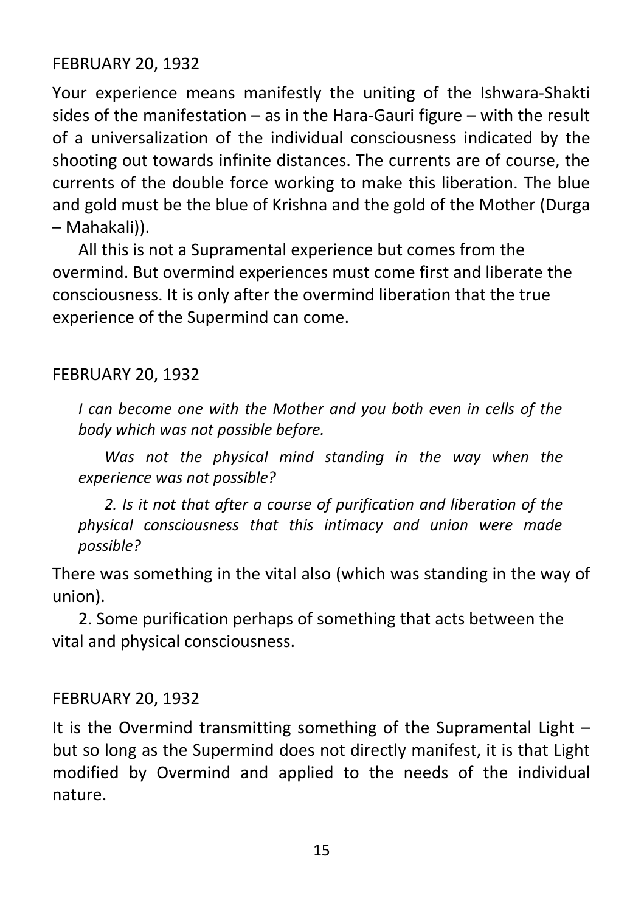FEBRUARY 20, 1932

Your experience means manifestly the uniting of the Ishwara-Shakti sides of the manifestation – as in the Hara-Gauri figure – with the result of a universalization of the individual consciousness indicated by the shooting out towards infinite distances. The currents are of course, the currents of the double force working to make this liberation. The blue and gold must be the blue of Krishna and the gold of the Mother (Durga – Mahakali)).

All this is not a Supramental experience but comes from the overmind. But overmind experiences must come first and liberate the consciousness. It is only after the overmind liberation that the true experience of the Supermind can come.

FEBRUARY 20, 1932

> *I can become one with the Mother and you both even in cells of the body which was not possible before.*
>
> *Was not the physical mind standing in the way when the experience was not possible?*
>
> *2. Is it not that after a course of purification and liberation of the physical consciousness that this intimacy and union were made possible?*

There was something in the vital also (which was standing in the way of union).

2. Some purification perhaps of something that acts between the vital and physical consciousness.

FEBRUARY 20, 1932

It is the Overmind transmitting something of the Supramental Light – but so long as the Supermind does not directly manifest, it is that Light modified by Overmind and applied to the needs of the individual nature.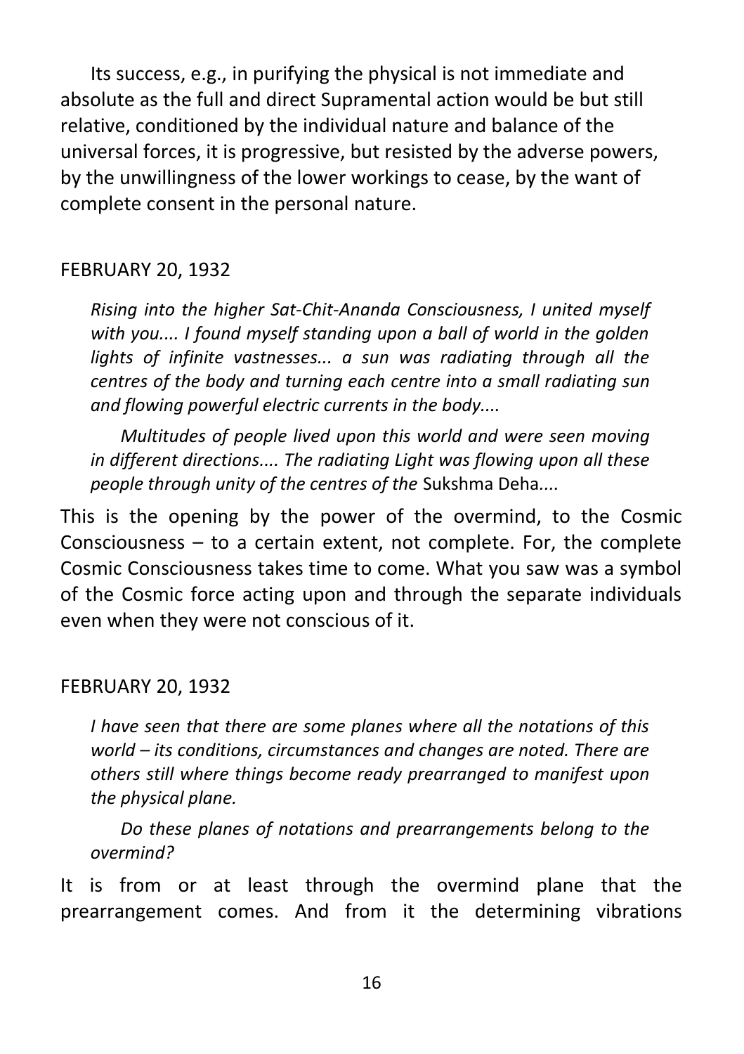Its success, e.g., in purifying the physical is not immediate and absolute as the full and direct Supramental action would be but still relative, conditioned by the individual nature and balance of the universal forces, it is progressive, but resisted by the adverse powers, by the unwillingness of the lower workings to cease, by the want of complete consent in the personal nature.

FEBRUARY 20, 1932

> *Rising into the higher Sat-Chit-Ananda Consciousness, I united myself with you.... I found myself standing upon a ball of world in the golden lights of infinite vastnesses... a sun was radiating through all the centres of the body and turning each centre into a small radiating sun and flowing powerful electric currents in the body....*
>
> *Multitudes of people lived upon this world and were seen moving in different directions.... The radiating Light was flowing upon all these people through unity of the centres of the* Sukshma Deha*....*

This is the opening by the power of the overmind, to the Cosmic Consciousness – to a certain extent, not complete. For, the complete Cosmic Consciousness takes time to come. What you saw was a symbol of the Cosmic force acting upon and through the separate individuals even when they were not conscious of it.

FEBRUARY 20, 1932

> *I have seen that there are some planes where all the notations of this world – its conditions, circumstances and changes are noted. There are others still where things become ready prearranged to manifest upon the physical plane.*
>
> *Do these planes of notations and prearrangements belong to the overmind?*

It is from or at least through the overmind plane that the prearrangement comes. And from it the determining vibrations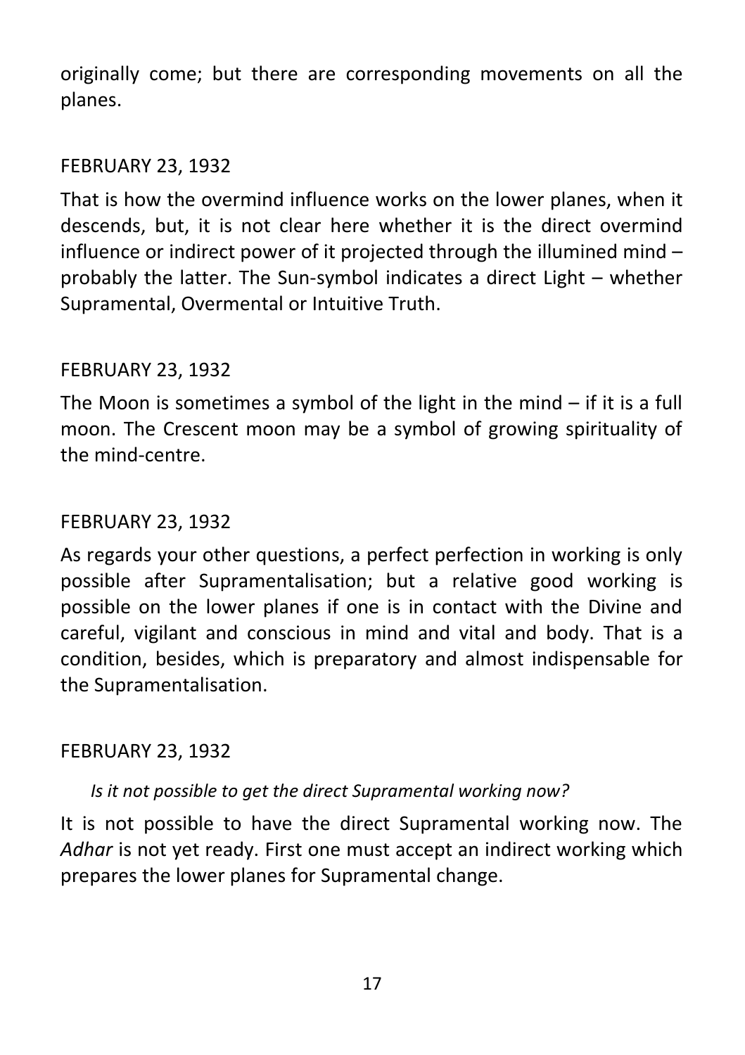originally come; but there are corresponding movements on all the planes.

FEBRUARY 23, 1932

That is how the overmind influence works on the lower planes, when it descends, but, it is not clear here whether it is the direct overmind influence or indirect power of it projected through the illumined mind – probably the latter. The Sun-symbol indicates a direct Light – whether Supramental, Overmental or Intuitive Truth.

FEBRUARY 23, 1932

The Moon is sometimes a symbol of the light in the mind – if it is a full moon. The Crescent moon may be a symbol of growing spirituality of the mind-centre.

FEBRUARY 23, 1932

As regards your other questions, a perfect perfection in working is only possible after Supramentalisation; but a relative good working is possible on the lower planes if one is in contact with the Divine and careful, vigilant and conscious in mind and vital and body. That is a condition, besides, which is preparatory and almost indispensable for the Supramentalisation.

FEBRUARY 23, 1932

*Is it not possible to get the direct Supramental working now?*

It is not possible to have the direct Supramental working now. The *Adhar* is not yet ready. First one must accept an indirect working which prepares the lower planes for Supramental change.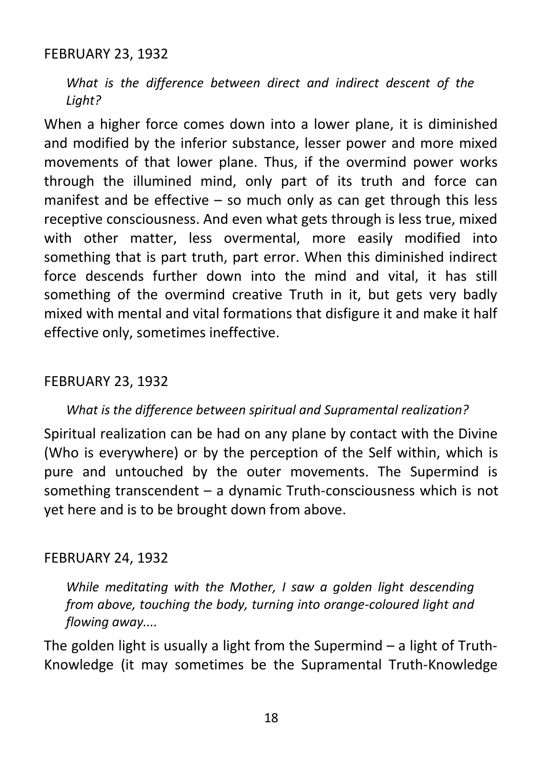FEBRUARY 23, 1932

*What is the difference between direct and indirect descent of the Light?*

When a higher force comes down into a lower plane, it is diminished and modified by the inferior substance, lesser power and more mixed movements of that lower plane. Thus, if the overmind power works through the illumined mind, only part of its truth and force can manifest and be effective – so much only as can get through this less receptive consciousness. And even what gets through is less true, mixed with other matter, less overmental, more easily modified into something that is part truth, part error. When this diminished indirect force descends further down into the mind and vital, it has still something of the overmind creative Truth in it, but gets very badly mixed with mental and vital formations that disfigure it and make it half effective only, sometimes ineffective.

FEBRUARY 23, 1932

*What is the difference between spiritual and Supramental realization?*

Spiritual realization can be had on any plane by contact with the Divine (Who is everywhere) or by the perception of the Self within, which is pure and untouched by the outer movements. The Supermind is something transcendent – a dynamic Truth-consciousness which is not yet here and is to be brought down from above.

FEBRUARY 24, 1932

*While meditating with the Mother, I saw a golden light descending from above, touching the body, turning into orange-coloured light and flowing away....*

The golden light is usually a light from the Supermind – a light of Truth-Knowledge (it may sometimes be the Supramental Truth-Knowledge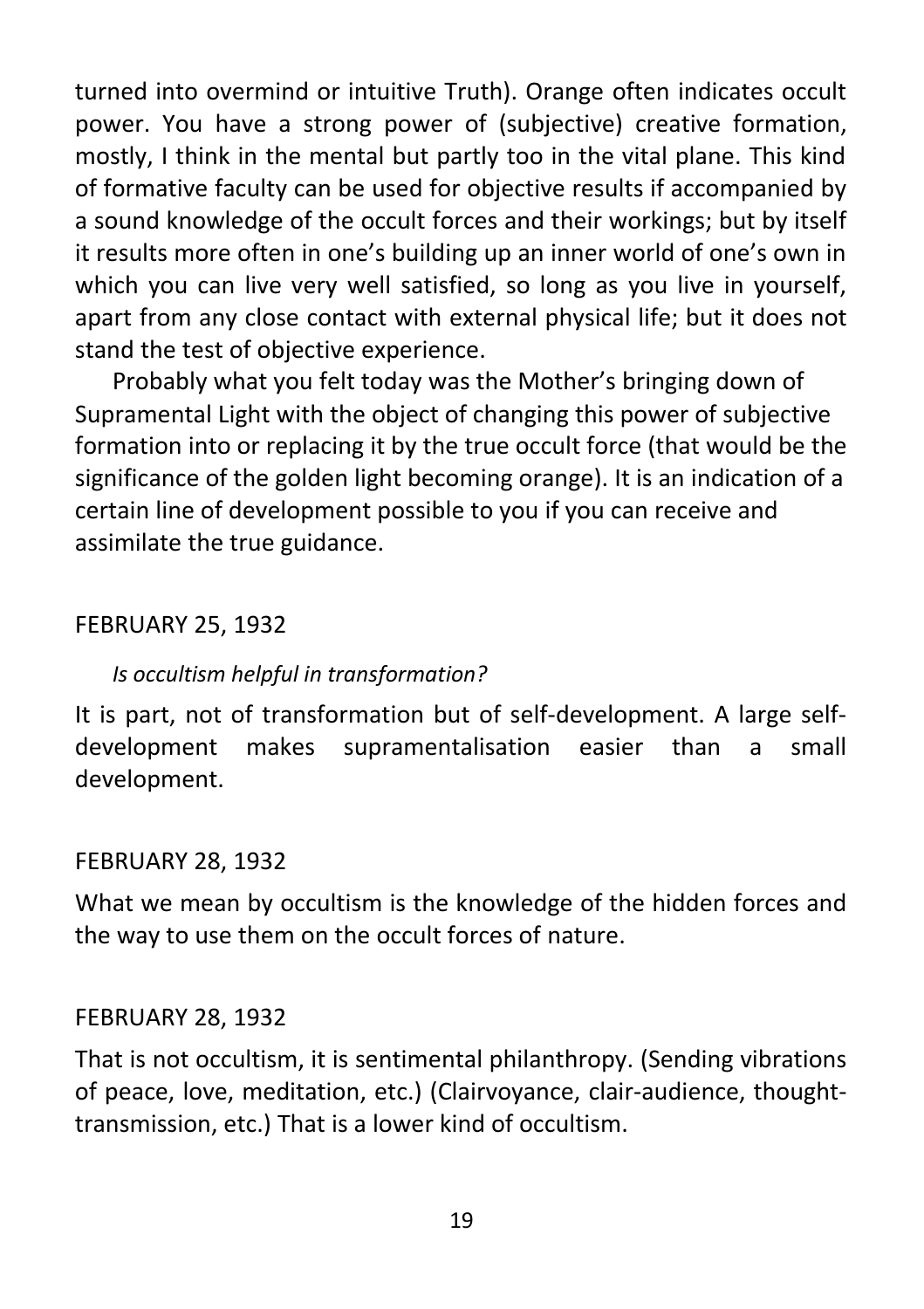turned into overmind or intuitive Truth). Orange often indicates occult power. You have a strong power of (subjective) creative formation, mostly, I think in the mental but partly too in the vital plane. This kind of formative faculty can be used for objective results if accompanied by a sound knowledge of the occult forces and their workings; but by itself it results more often in one's building up an inner world of one's own in which you can live very well satisfied, so long as you live in yourself, apart from any close contact with external physical life; but it does not stand the test of objective experience.

Probably what you felt today was the Mother's bringing down of Supramental Light with the object of changing this power of subjective formation into or replacing it by the true occult force (that would be the significance of the golden light becoming orange). It is an indication of a certain line of development possible to you if you can receive and assimilate the true guidance.

FEBRUARY 25, 1932

*Is occultism helpful in transformation?*

It is part, not of transformation but of self-development. A large self-development makes supramentalisation easier than a small development.

FEBRUARY 28, 1932

What we mean by occultism is the knowledge of the hidden forces and the way to use them on the occult forces of nature.

FEBRUARY 28, 1932

That is not occultism, it is sentimental philanthropy. (Sending vibrations of peace, love, meditation, etc.) (Clairvoyance, clair-audience, thought-transmission, etc.) That is a lower kind of occultism.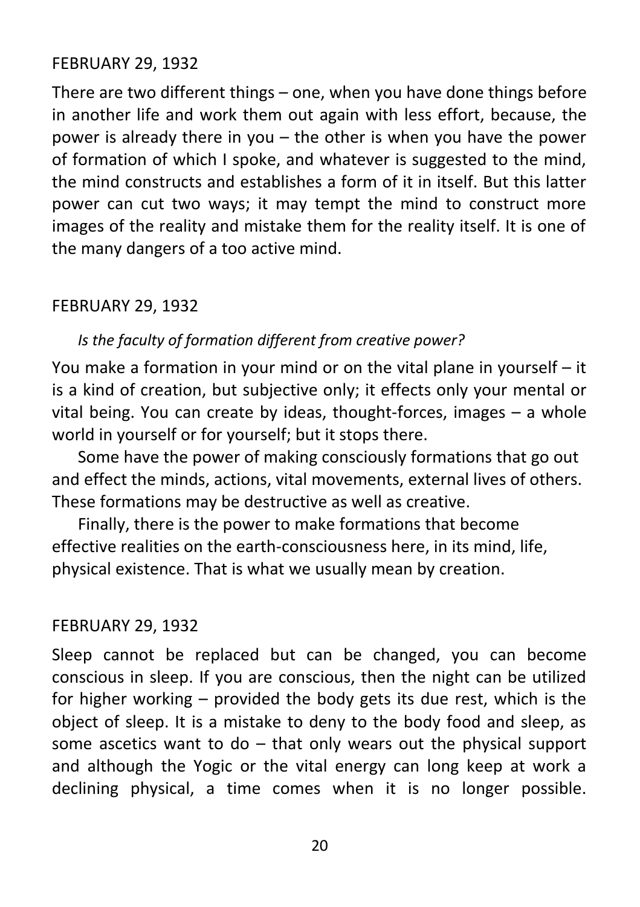FEBRUARY 29, 1932

There are two different things – one, when you have done things before in another life and work them out again with less effort, because, the power is already there in you – the other is when you have the power of formation of which I spoke, and whatever is suggested to the mind, the mind constructs and establishes a form of it in itself. But this latter power can cut two ways; it may tempt the mind to construct more images of the reality and mistake them for the reality itself. It is one of the many dangers of a too active mind.

FEBRUARY 29, 1932

*Is the faculty of formation different from creative power?*

You make a formation in your mind or on the vital plane in yourself – it is a kind of creation, but subjective only; it effects only your mental or vital being. You can create by ideas, thought-forces, images – a whole world in yourself or for yourself; but it stops there.

Some have the power of making consciously formations that go out and effect the minds, actions, vital movements, external lives of others. These formations may be destructive as well as creative.

Finally, there is the power to make formations that become effective realities on the earth-consciousness here, in its mind, life, physical existence. That is what we usually mean by creation.

FEBRUARY 29, 1932

Sleep cannot be replaced but can be changed, you can become conscious in sleep. If you are conscious, then the night can be utilized for higher working – provided the body gets its due rest, which is the object of sleep. It is a mistake to deny to the body food and sleep, as some ascetics want to do – that only wears out the physical support and although the Yogic or the vital energy can long keep at work a declining physical, a time comes when it is no longer possible.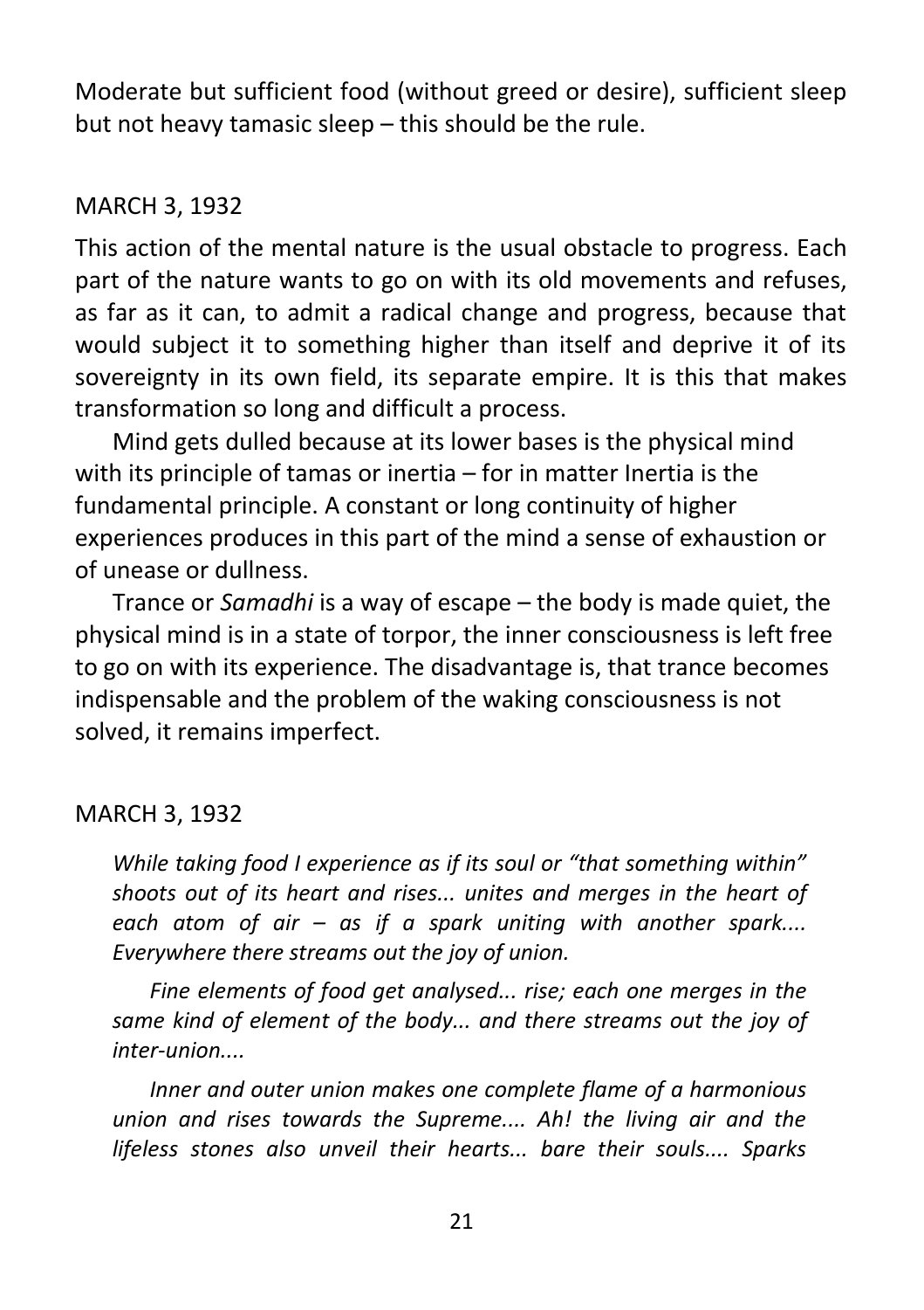Moderate but sufficient food (without greed or desire), sufficient sleep but not heavy tamasic sleep – this should be the rule.

MARCH 3, 1932

This action of the mental nature is the usual obstacle to progress. Each part of the nature wants to go on with its old movements and refuses, as far as it can, to admit a radical change and progress, because that would subject it to something higher than itself and deprive it of its sovereignty in its own field, its separate empire. It is this that makes transformation so long and difficult a process.

Mind gets dulled because at its lower bases is the physical mind with its principle of tamas or inertia – for in matter Inertia is the fundamental principle. A constant or long continuity of higher experiences produces in this part of the mind a sense of exhaustion or of unease or dullness.

Trance or *Samadhi* is a way of escape – the body is made quiet, the physical mind is in a state of torpor, the inner consciousness is left free to go on with its experience. The disadvantage is, that trance becomes indispensable and the problem of the waking consciousness is not solved, it remains imperfect.

MARCH 3, 1932

*While taking food I experience as if its soul or "that something within" shoots out of its heart and rises... unites and merges in the heart of each atom of air – as if a spark uniting with another spark.... Everywhere there streams out the joy of union.*

*Fine elements of food get analysed... rise; each one merges in the same kind of element of the body... and there streams out the joy of inter-union....*

*Inner and outer union makes one complete flame of a harmonious union and rises towards the Supreme.... Ah! the living air and the lifeless stones also unveil their hearts... bare their souls.... Sparks*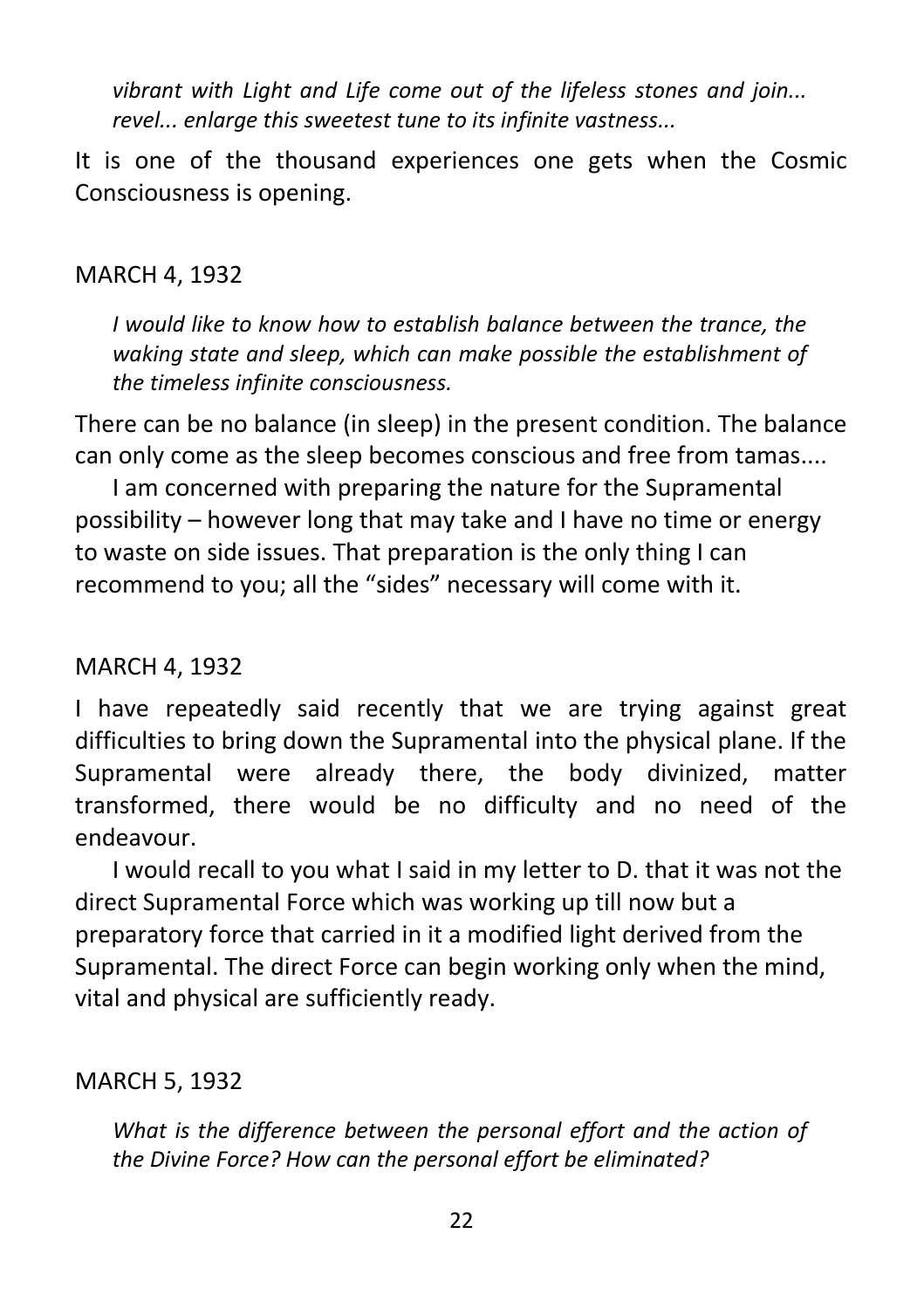*vibrant with Light and Life come out of the lifeless stones and join... revel... enlarge this sweetest tune to its infinite vastness...*

It is one of the thousand experiences one gets when the Cosmic Consciousness is opening.

MARCH 4, 1932

*I would like to know how to establish balance between the trance, the waking state and sleep, which can make possible the establishment of the timeless infinite consciousness.*

There can be no balance (in sleep) in the present condition. The balance can only come as the sleep becomes conscious and free from tamas....

I am concerned with preparing the nature for the Supramental possibility – however long that may take and I have no time or energy to waste on side issues. That preparation is the only thing I can recommend to you; all the "sides" necessary will come with it.

MARCH 4, 1932

I have repeatedly said recently that we are trying against great difficulties to bring down the Supramental into the physical plane. If the Supramental were already there, the body divinized, matter transformed, there would be no difficulty and no need of the endeavour.

I would recall to you what I said in my letter to D. that it was not the direct Supramental Force which was working up till now but a preparatory force that carried in it a modified light derived from the Supramental. The direct Force can begin working only when the mind, vital and physical are sufficiently ready.

MARCH 5, 1932

*What is the difference between the personal effort and the action of the Divine Force? How can the personal effort be eliminated?*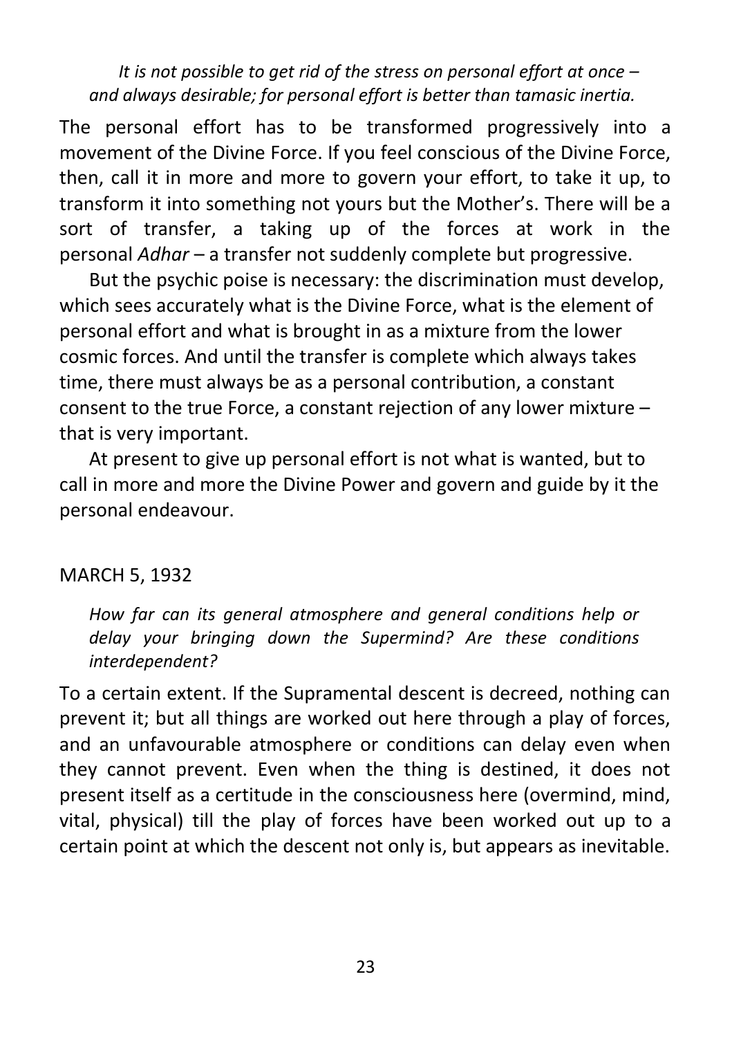*It is not possible to get rid of the stress on personal effort at once – and always desirable; for personal effort is better than tamasic inertia.*

The personal effort has to be transformed progressively into a movement of the Divine Force. If you feel conscious of the Divine Force, then, call it in more and more to govern your effort, to take it up, to transform it into something not yours but the Mother's. There will be a sort of transfer, a taking up of the forces at work in the personal *Adhar* – a transfer not suddenly complete but progressive.

But the psychic poise is necessary: the discrimination must develop, which sees accurately what is the Divine Force, what is the element of personal effort and what is brought in as a mixture from the lower cosmic forces. And until the transfer is complete which always takes time, there must always be as a personal contribution, a constant consent to the true Force, a constant rejection of any lower mixture – that is very important.

At present to give up personal effort is not what is wanted, but to call in more and more the Divine Power and govern and guide by it the personal endeavour.

MARCH 5, 1932

*How far can its general atmosphere and general conditions help or delay your bringing down the Supermind? Are these conditions interdependent?*

To a certain extent. If the Supramental descent is decreed, nothing can prevent it; but all things are worked out here through a play of forces, and an unfavourable atmosphere or conditions can delay even when they cannot prevent. Even when the thing is destined, it does not present itself as a certitude in the consciousness here (overmind, mind, vital, physical) till the play of forces have been worked out up to a certain point at which the descent not only is, but appears as inevitable.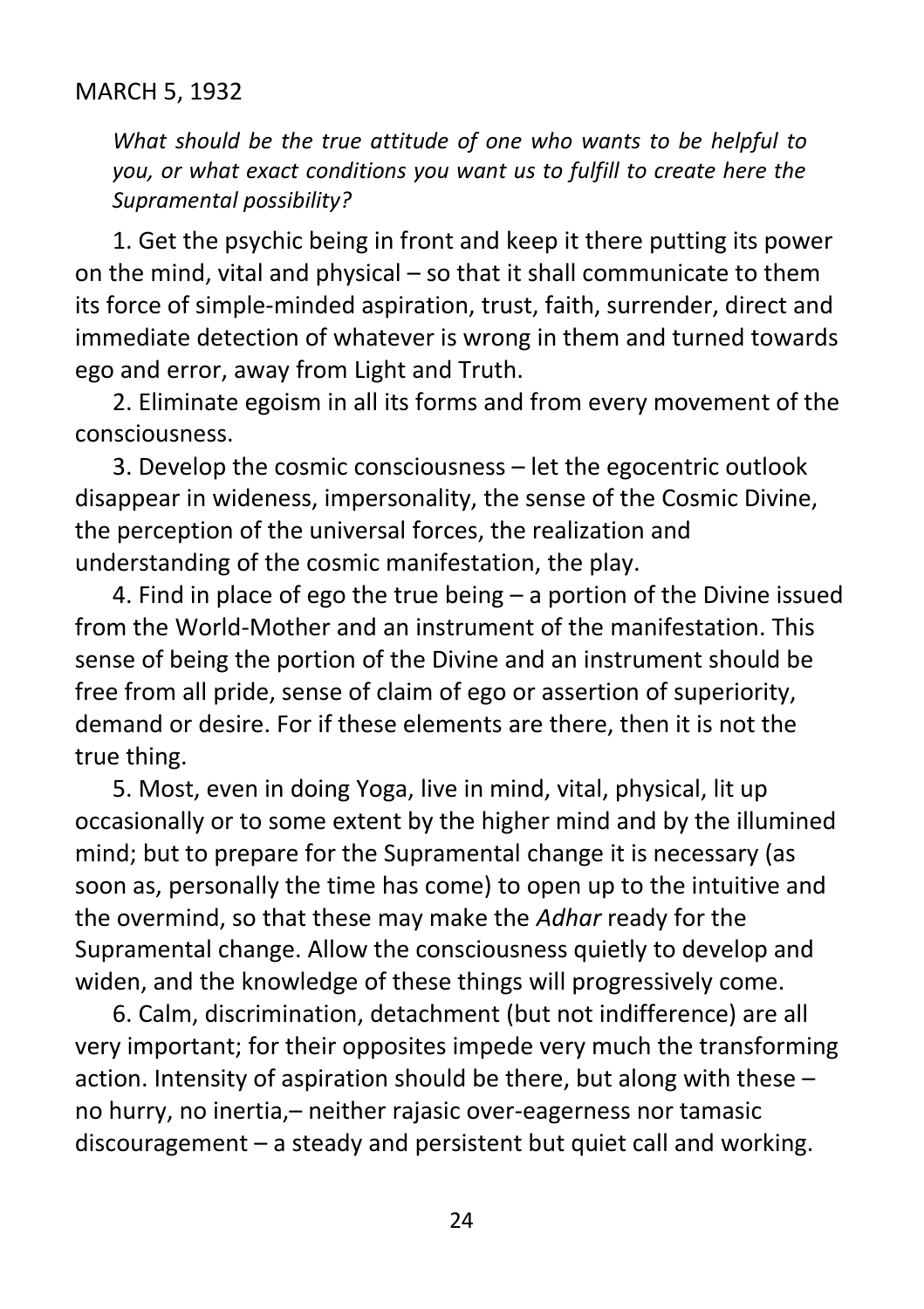MARCH 5, 1932

*What should be the true attitude of one who wants to be helpful to you, or what exact conditions you want us to fulfill to create here the Supramental possibility?*

1. Get the psychic being in front and keep it there putting its power on the mind, vital and physical – so that it shall communicate to them its force of simple-minded aspiration, trust, faith, surrender, direct and immediate detection of whatever is wrong in them and turned towards ego and error, away from Light and Truth.

2. Eliminate egoism in all its forms and from every movement of the consciousness.

3. Develop the cosmic consciousness – let the egocentric outlook disappear in wideness, impersonality, the sense of the Cosmic Divine, the perception of the universal forces, the realization and understanding of the cosmic manifestation, the play.

4. Find in place of ego the true being – a portion of the Divine issued from the World-Mother and an instrument of the manifestation. This sense of being the portion of the Divine and an instrument should be free from all pride, sense of claim of ego or assertion of superiority, demand or desire. For if these elements are there, then it is not the true thing.

5. Most, even in doing Yoga, live in mind, vital, physical, lit up occasionally or to some extent by the higher mind and by the illumined mind; but to prepare for the Supramental change it is necessary (as soon as, personally the time has come) to open up to the intuitive and the overmind, so that these may make the *Adhar* ready for the Supramental change. Allow the consciousness quietly to develop and widen, and the knowledge of these things will progressively come.

6. Calm, discrimination, detachment (but not indifference) are all very important; for their opposites impede very much the transforming action. Intensity of aspiration should be there, but along with these – no hurry, no inertia,– neither rajasic over-eagerness nor tamasic discouragement – a steady and persistent but quiet call and working.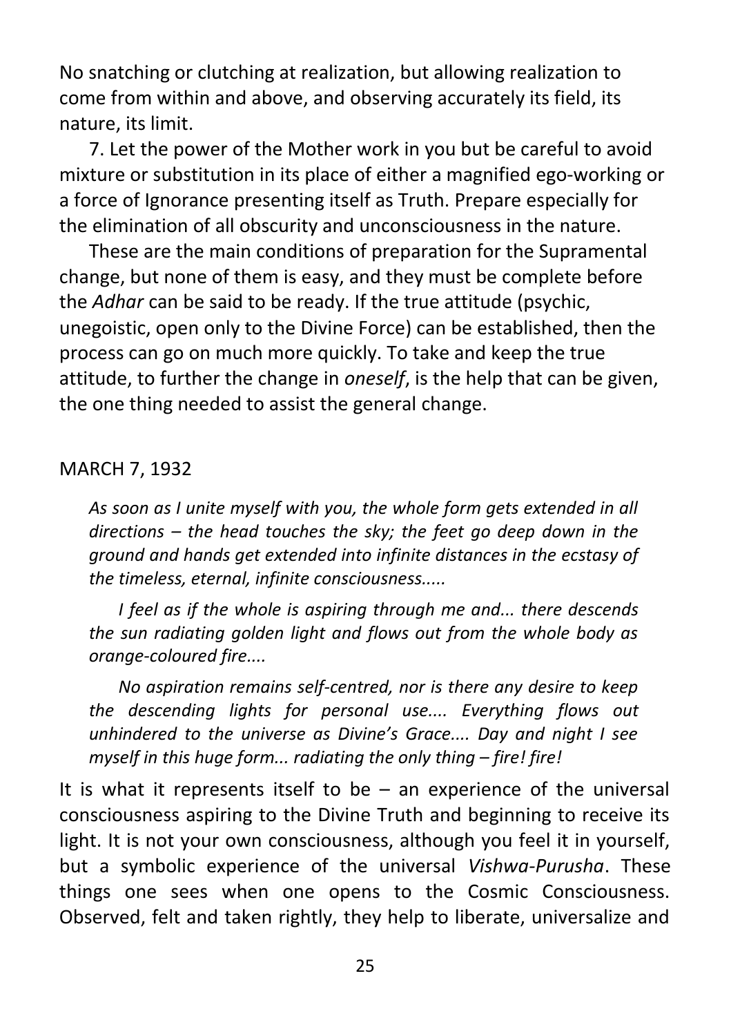No snatching or clutching at realization, but allowing realization to come from within and above, and observing accurately its field, its nature, its limit.

7. Let the power of the Mother work in you but be careful to avoid mixture or substitution in its place of either a magnified ego-working or a force of Ignorance presenting itself as Truth. Prepare especially for the elimination of all obscurity and unconsciousness in the nature.

These are the main conditions of preparation for the Supramental change, but none of them is easy, and they must be complete before the *Adhar* can be said to be ready. If the true attitude (psychic, unegoistic, open only to the Divine Force) can be established, then the process can go on much more quickly. To take and keep the true attitude, to further the change in *oneself*, is the help that can be given, the one thing needed to assist the general change.

MARCH 7, 1932

> *As soon as I unite myself with you, the whole form gets extended in all directions – the head touches the sky; the feet go deep down in the ground and hands get extended into infinite distances in the ecstasy of the timeless, eternal, infinite consciousness.....*
>
> *I feel as if the whole is aspiring through me and... there descends the sun radiating golden light and flows out from the whole body as orange-coloured fire....*
>
> *No aspiration remains self-centred, nor is there any desire to keep the descending lights for personal use.... Everything flows out unhindered to the universe as Divine's Grace.... Day and night I see myself in this huge form... radiating the only thing – fire! fire!*

It is what it represents itself to be – an experience of the universal consciousness aspiring to the Divine Truth and beginning to receive its light. It is not your own consciousness, although you feel it in yourself, but a symbolic experience of the universal *Vishwa-Purusha*. These things one sees when one opens to the Cosmic Consciousness. Observed, felt and taken rightly, they help to liberate, universalize and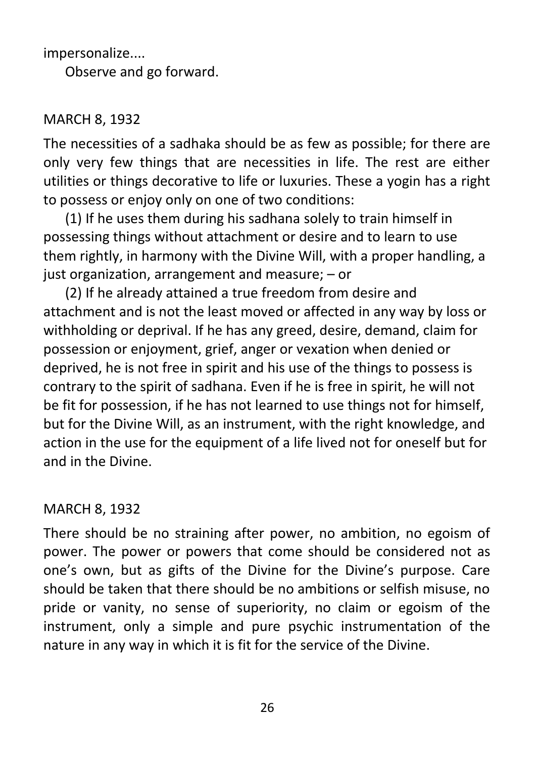impersonalize....

Observe and go forward.

MARCH 8, 1932

The necessities of a sadhaka should be as few as possible; for there are only very few things that are necessities in life. The rest are either utilities or things decorative to life or luxuries. These a yogin has a right to possess or enjoy only on one of two conditions:

(1) If he uses them during his sadhana solely to train himself in possessing things without attachment or desire and to learn to use them rightly, in harmony with the Divine Will, with a proper handling, a just organization, arrangement and measure; – or

(2) If he already attained a true freedom from desire and attachment and is not the least moved or affected in any way by loss or withholding or deprival. If he has any greed, desire, demand, claim for possession or enjoyment, grief, anger or vexation when denied or deprived, he is not free in spirit and his use of the things to possess is contrary to the spirit of sadhana. Even if he is free in spirit, he will not be fit for possession, if he has not learned to use things not for himself, but for the Divine Will, as an instrument, with the right knowledge, and action in the use for the equipment of a life lived not for oneself but for and in the Divine.

MARCH 8, 1932

There should be no straining after power, no ambition, no egoism of power. The power or powers that come should be considered not as one's own, but as gifts of the Divine for the Divine's purpose. Care should be taken that there should be no ambitions or selfish misuse, no pride or vanity, no sense of superiority, no claim or egoism of the instrument, only a simple and pure psychic instrumentation of the nature in any way in which it is fit for the service of the Divine.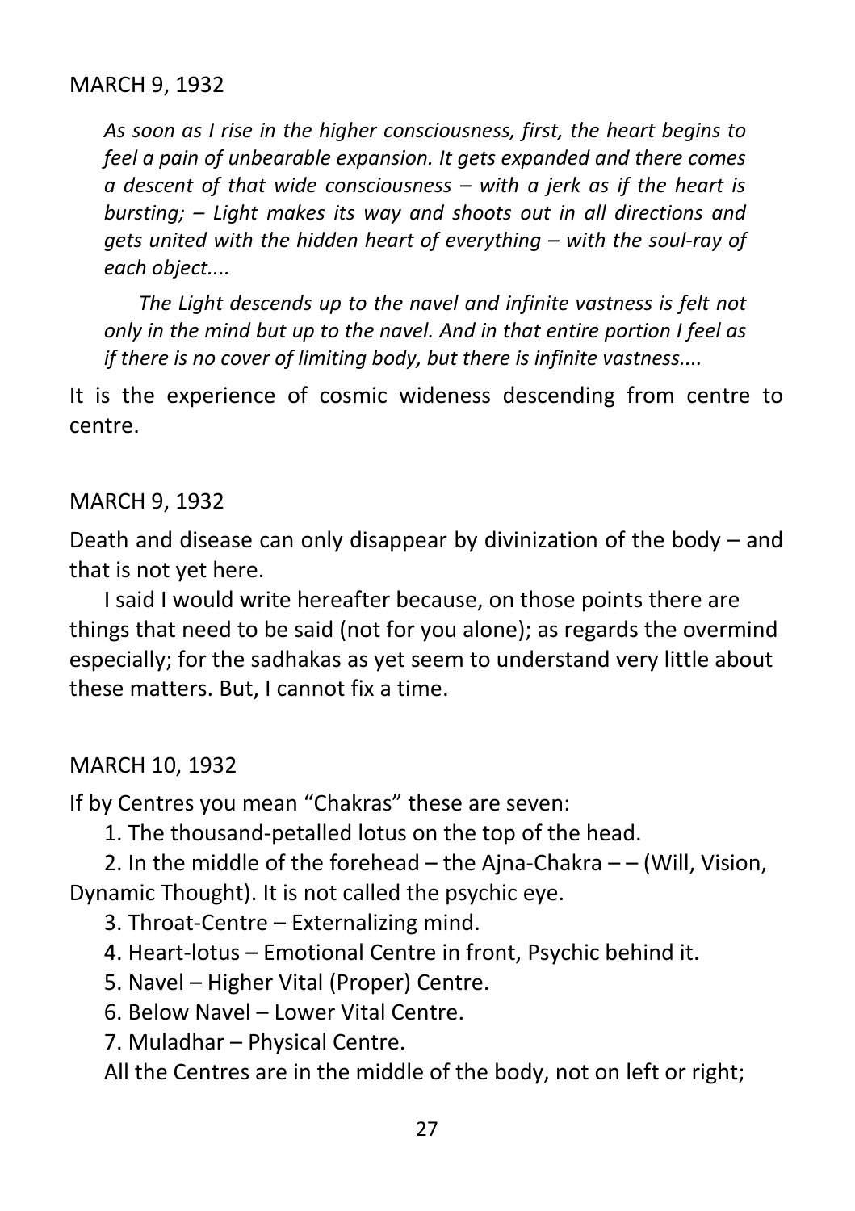MARCH 9, 1932

> *As soon as I rise in the higher consciousness, first, the heart begins to feel a pain of unbearable expansion. It gets expanded and there comes a descent of that wide consciousness – with a jerk as if the heart is bursting; – Light makes its way and shoots out in all directions and gets united with the hidden heart of everything – with the soul-ray of each object....*
>
> *The Light descends up to the navel and infinite vastness is felt not only in the mind but up to the navel. And in that entire portion I feel as if there is no cover of limiting body, but there is infinite vastness....*

It is the experience of cosmic wideness descending from centre to centre.

MARCH 9, 1932

Death and disease can only disappear by divinization of the body – and that is not yet here.

I said I would write hereafter because, on those points there are things that need to be said (not for you alone); as regards the overmind especially; for the sadhakas as yet seem to understand very little about these matters. But, I cannot fix a time.

MARCH 10, 1932

If by Centres you mean "Chakras" these are seven:

1. The thousand-petalled lotus on the top of the head.
2. In the middle of the forehead – the Ajna-Chakra – – (Will, Vision, Dynamic Thought). It is not called the psychic eye.
3. Throat-Centre – Externalizing mind.
4. Heart-lotus – Emotional Centre in front, Psychic behind it.
5. Navel – Higher Vital (Proper) Centre.
6. Below Navel – Lower Vital Centre.
7. Muladhar – Physical Centre.

All the Centres are in the middle of the body, not on left or right;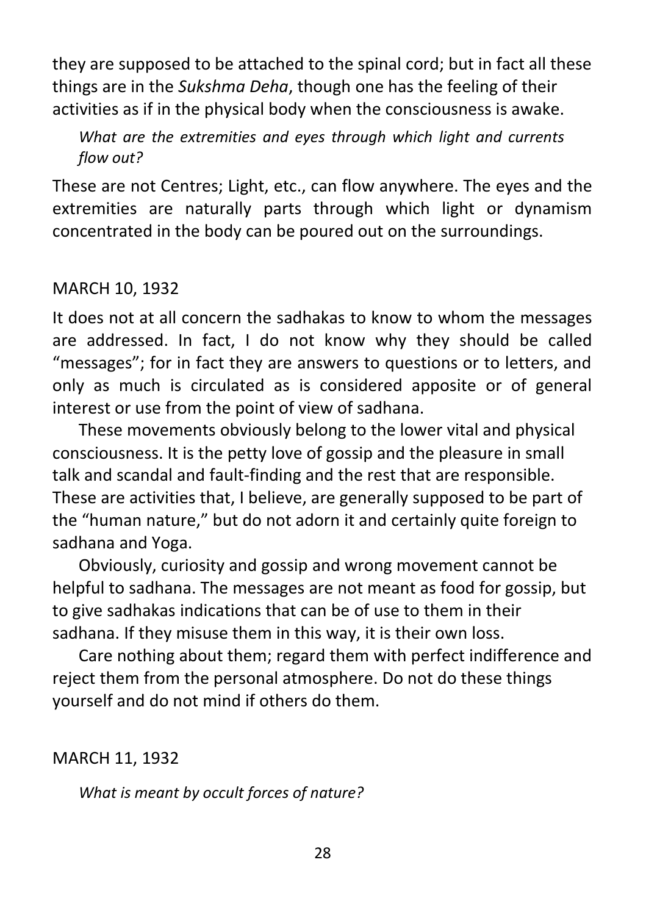they are supposed to be attached to the spinal cord; but in fact all these things are in the *Sukshma Deha*, though one has the feeling of their activities as if in the physical body when the consciousness is awake.

> *What are the extremities and eyes through which light and currents flow out?*

These are not Centres; Light, etc., can flow anywhere. The eyes and the extremities are naturally parts through which light or dynamism concentrated in the body can be poured out on the surroundings.

## MARCH 10, 1932

It does not at all concern the sadhakas to know to whom the messages are addressed. In fact, I do not know why they should be called "messages"; for in fact they are answers to questions or to letters, and only as much is circulated as is considered apposite or of general interest or use from the point of view of sadhana.

These movements obviously belong to the lower vital and physical consciousness. It is the petty love of gossip and the pleasure in small talk and scandal and fault-finding and the rest that are responsible. These are activities that, I believe, are generally supposed to be part of the "human nature," but do not adorn it and certainly quite foreign to sadhana and Yoga.

Obviously, curiosity and gossip and wrong movement cannot be helpful to sadhana. The messages are not meant as food for gossip, but to give sadhakas indications that can be of use to them in their sadhana. If they misuse them in this way, it is their own loss.

Care nothing about them; regard them with perfect indifference and reject them from the personal atmosphere. Do not do these things yourself and do not mind if others do them.

## MARCH 11, 1932

> *What is meant by occult forces of nature?*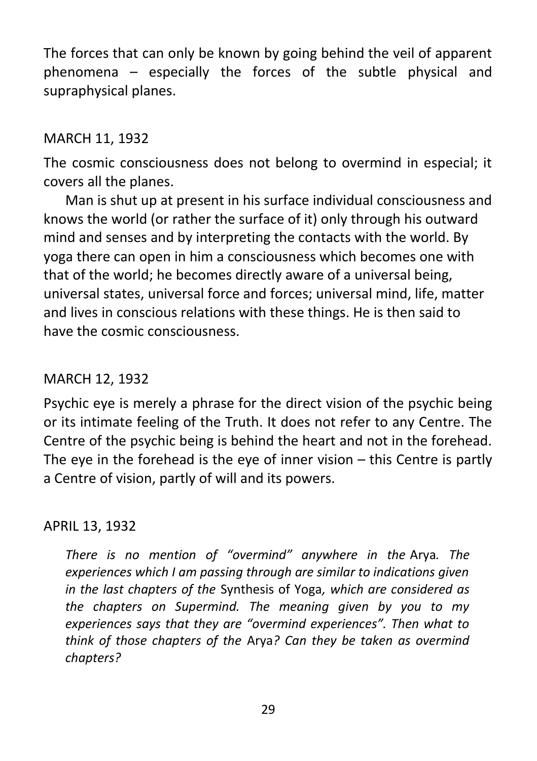The forces that can only be known by going behind the veil of apparent phenomena – especially the forces of the subtle physical and supraphysical planes.

MARCH 11, 1932

The cosmic consciousness does not belong to overmind in especial; it covers all the planes.

Man is shut up at present in his surface individual consciousness and knows the world (or rather the surface of it) only through his outward mind and senses and by interpreting the contacts with the world. By yoga there can open in him a consciousness which becomes one with that of the world; he becomes directly aware of a universal being, universal states, universal force and forces; universal mind, life, matter and lives in conscious relations with these things. He is then said to have the cosmic consciousness.

MARCH 12, 1932

Psychic eye is merely a phrase for the direct vision of the psychic being or its intimate feeling of the Truth. It does not refer to any Centre. The Centre of the psychic being is behind the heart and not in the forehead. The eye in the forehead is the eye of inner vision – this Centre is partly a Centre of vision, partly of will and its powers.

APRIL 13, 1932

> *There is no mention of "overmind" anywhere in the* Arya*. The experiences which I am passing through are similar to indications given in the last chapters of the* Synthesis of Yoga*, which are considered as the chapters on Supermind. The meaning given by you to my experiences says that they are "overmind experiences". Then what to think of those chapters of the* Arya*? Can they be taken as overmind chapters?*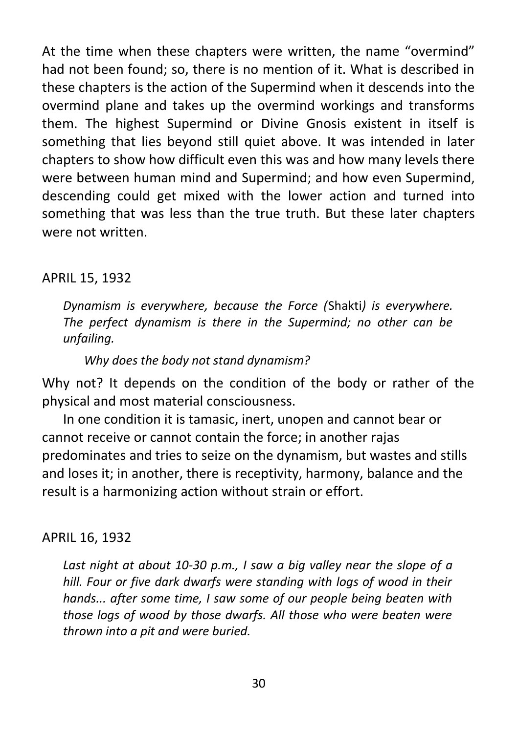At the time when these chapters were written, the name "overmind" had not been found; so, there is no mention of it. What is described in these chapters is the action of the Supermind when it descends into the overmind plane and takes up the overmind workings and transforms them. The highest Supermind or Divine Gnosis existent in itself is something that lies beyond still quiet above. It was intended in later chapters to show how difficult even this was and how many levels there were between human mind and Supermind; and how even Supermind, descending could get mixed with the lower action and turned into something that was less than the true truth. But these later chapters were not written.

APRIL 15, 1932

> *Dynamism is everywhere, because the Force (*Shakti*) is everywhere. The perfect dynamism is there in the Supermind; no other can be unfailing.*
>
> *Why does the body not stand dynamism?*

Why not? It depends on the condition of the body or rather of the physical and most material consciousness.

In one condition it is tamasic, inert, unopen and cannot bear or cannot receive or cannot contain the force; in another rajas predominates and tries to seize on the dynamism, but wastes and stills and loses it; in another, there is receptivity, harmony, balance and the result is a harmonizing action without strain or effort.

APRIL 16, 1932

> *Last night at about 10-30 p.m., I saw a big valley near the slope of a hill. Four or five dark dwarfs were standing with logs of wood in their hands... after some time, I saw some of our people being beaten with those logs of wood by those dwarfs. All those who were beaten were thrown into a pit and were buried.*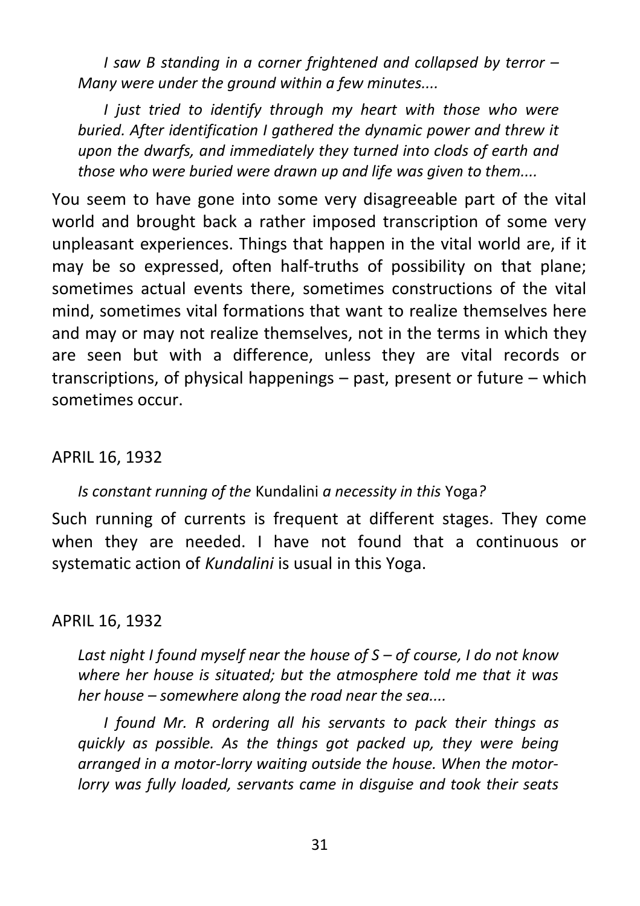*I saw B standing in a corner frightened and collapsed by terror – Many were under the ground within a few minutes....*

*I just tried to identify through my heart with those who were buried. After identification I gathered the dynamic power and threw it upon the dwarfs, and immediately they turned into clods of earth and those who were buried were drawn up and life was given to them....*

You seem to have gone into some very disagreeable part of the vital world and brought back a rather imposed transcription of some very unpleasant experiences. Things that happen in the vital world are, if it may be so expressed, often half-truths of possibility on that plane; sometimes actual events there, sometimes constructions of the vital mind, sometimes vital formations that want to realize themselves here and may or may not realize themselves, not in the terms in which they are seen but with a difference, unless they are vital records or transcriptions, of physical happenings – past, present or future – which sometimes occur.

APRIL 16, 1932

*Is constant running of the* Kundalini *a necessity in this* Yoga*?*

Such running of currents is frequent at different stages. They come when they are needed. I have not found that a continuous or systematic action of *Kundalini* is usual in this Yoga.

APRIL 16, 1932

*Last night I found myself near the house of S – of course, I do not know where her house is situated; but the atmosphere told me that it was her house – somewhere along the road near the sea....*

*I found Mr. R ordering all his servants to pack their things as quickly as possible. As the things got packed up, they were being arranged in a motor-lorry waiting outside the house. When the motor-lorry was fully loaded, servants came in disguise and took their seats*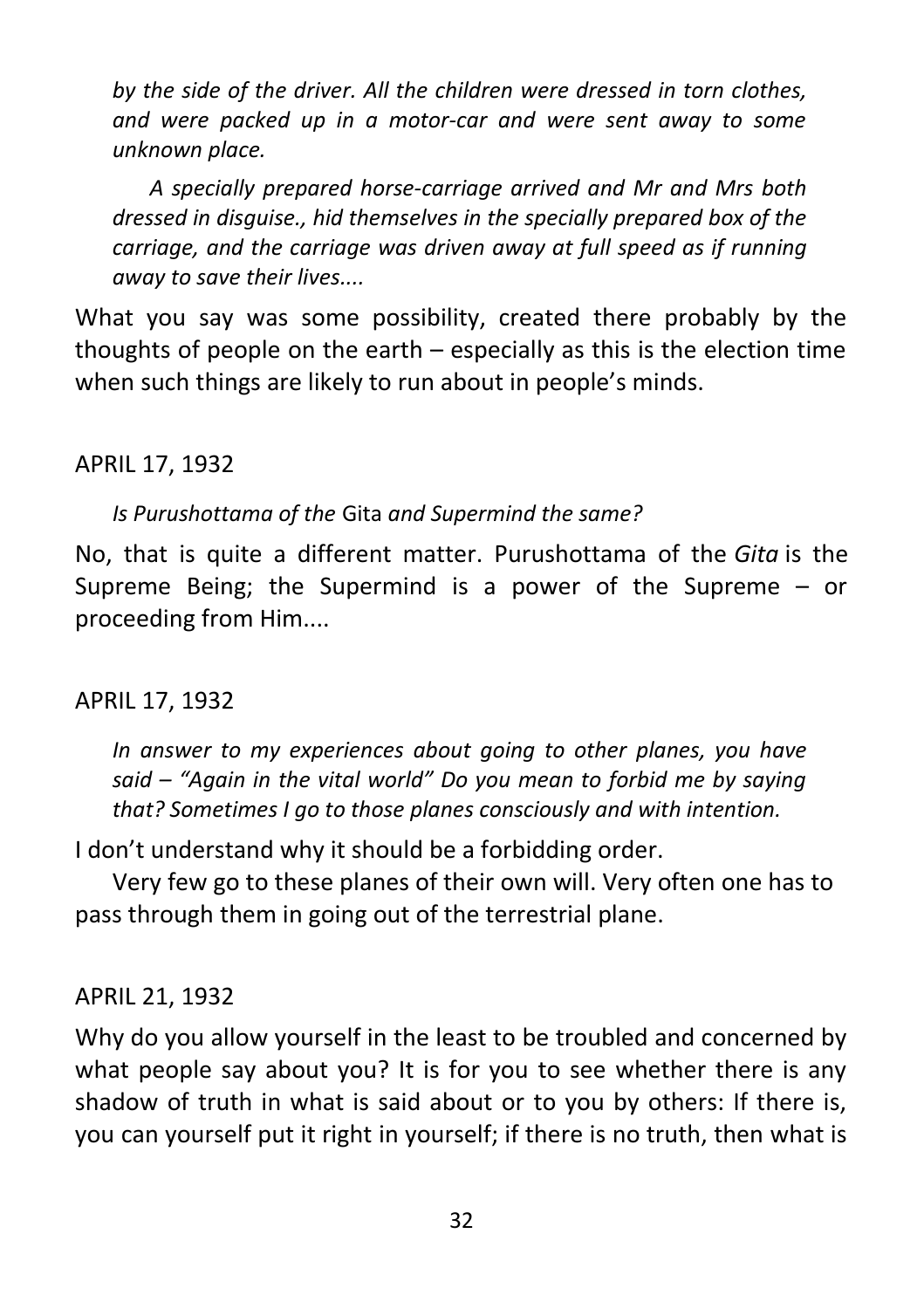*by the side of the driver. All the children were dressed in torn clothes, and were packed up in a motor-car and were sent away to some unknown place.*

*A specially prepared horse-carriage arrived and Mr and Mrs both dressed in disguise., hid themselves in the specially prepared box of the carriage, and the carriage was driven away at full speed as if running away to save their lives....*

What you say was some possibility, created there probably by the thoughts of people on the earth – especially as this is the election time when such things are likely to run about in people's minds.

APRIL 17, 1932

*Is Purushottama of the* Gita *and Supermind the same?*

No, that is quite a different matter. Purushottama of the *Gita* is the Supreme Being; the Supermind is a power of the Supreme – or proceeding from Him....

APRIL 17, 1932

*In answer to my experiences about going to other planes, you have said – "Again in the vital world" Do you mean to forbid me by saying that? Sometimes I go to those planes consciously and with intention.*

I don't understand why it should be a forbidding order.

Very few go to these planes of their own will. Very often one has to pass through them in going out of the terrestrial plane.

APRIL 21, 1932

Why do you allow yourself in the least to be troubled and concerned by what people say about you? It is for you to see whether there is any shadow of truth in what is said about or to you by others: If there is, you can yourself put it right in yourself; if there is no truth, then what is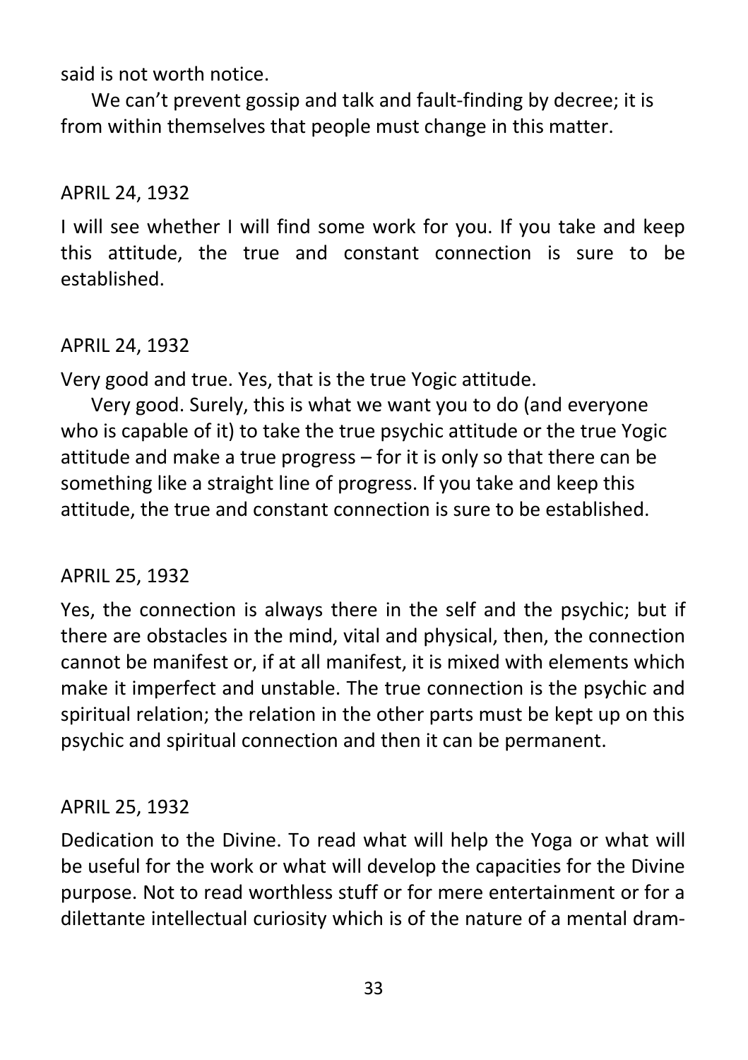said is not worth notice.

We can't prevent gossip and talk and fault-finding by decree; it is from within themselves that people must change in this matter.

APRIL 24, 1932

I will see whether I will find some work for you. If you take and keep this attitude, the true and constant connection is sure to be established.

APRIL 24, 1932

Very good and true. Yes, that is the true Yogic attitude.

Very good. Surely, this is what we want you to do (and everyone who is capable of it) to take the true psychic attitude or the true Yogic attitude and make a true progress – for it is only so that there can be something like a straight line of progress. If you take and keep this attitude, the true and constant connection is sure to be established.

APRIL 25, 1932

Yes, the connection is always there in the self and the psychic; but if there are obstacles in the mind, vital and physical, then, the connection cannot be manifest or, if at all manifest, it is mixed with elements which make it imperfect and unstable. The true connection is the psychic and spiritual relation; the relation in the other parts must be kept up on this psychic and spiritual connection and then it can be permanent.

APRIL 25, 1932

Dedication to the Divine. To read what will help the Yoga or what will be useful for the work or what will develop the capacities for the Divine purpose. Not to read worthless stuff or for mere entertainment or for a dilettante intellectual curiosity which is of the nature of a mental dram-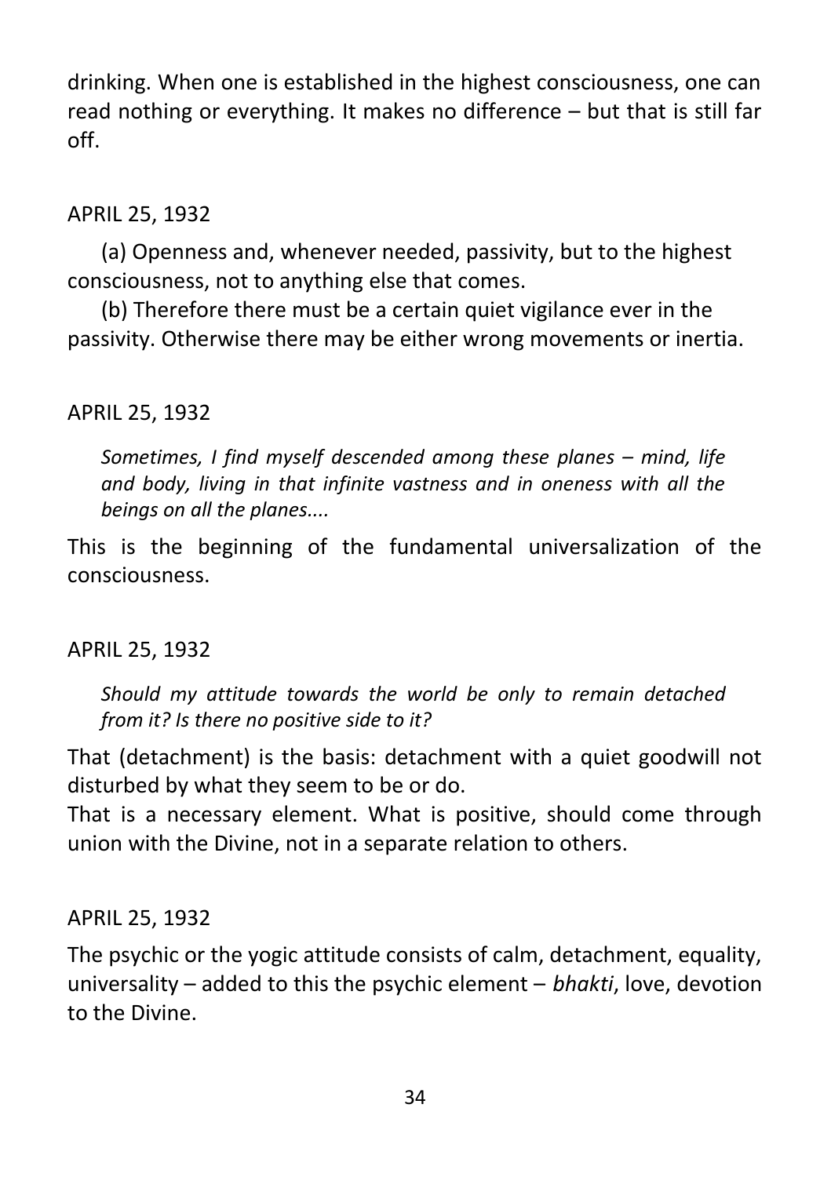drinking. When one is established in the highest consciousness, one can read nothing or everything. It makes no difference – but that is still far off.

APRIL 25, 1932

(a) Openness and, whenever needed, passivity, but to the highest consciousness, not to anything else that comes.

(b) Therefore there must be a certain quiet vigilance ever in the passivity. Otherwise there may be either wrong movements or inertia.

APRIL 25, 1932

> *Sometimes, I find myself descended among these planes – mind, life and body, living in that infinite vastness and in oneness with all the beings on all the planes....*

This is the beginning of the fundamental universalization of the consciousness.

APRIL 25, 1932

> *Should my attitude towards the world be only to remain detached from it? Is there no positive side to it?*

That (detachment) is the basis: detachment with a quiet goodwill not disturbed by what they seem to be or do.
That is a necessary element. What is positive, should come through union with the Divine, not in a separate relation to others.

APRIL 25, 1932

The psychic or the yogic attitude consists of calm, detachment, equality, universality – added to this the psychic element – *bhakti*, love, devotion to the Divine.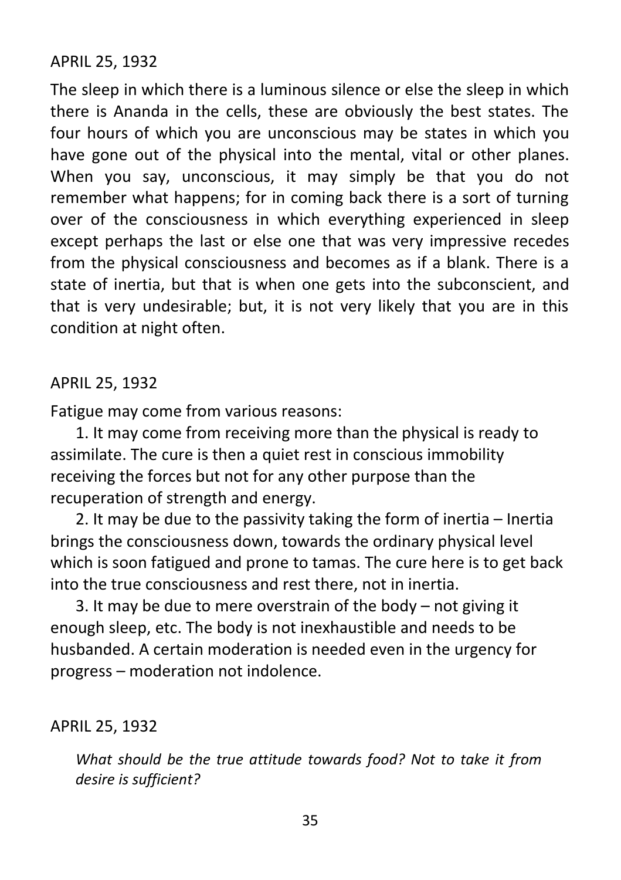APRIL 25, 1932

The sleep in which there is a luminous silence or else the sleep in which there is Ananda in the cells, these are obviously the best states. The four hours of which you are unconscious may be states in which you have gone out of the physical into the mental, vital or other planes. When you say, unconscious, it may simply be that you do not remember what happens; for in coming back there is a sort of turning over of the consciousness in which everything experienced in sleep except perhaps the last or else one that was very impressive recedes from the physical consciousness and becomes as if a blank. There is a state of inertia, but that is when one gets into the subconscient, and that is very undesirable; but, it is not very likely that you are in this condition at night often.

APRIL 25, 1932

Fatigue may come from various reasons:

1. It may come from receiving more than the physical is ready to assimilate. The cure is then a quiet rest in conscious immobility receiving the forces but not for any other purpose than the recuperation of strength and energy.

2. It may be due to the passivity taking the form of inertia – Inertia brings the consciousness down, towards the ordinary physical level which is soon fatigued and prone to tamas. The cure here is to get back into the true consciousness and rest there, not in inertia.

3. It may be due to mere overstrain of the body – not giving it enough sleep, etc. The body is not inexhaustible and needs to be husbanded. A certain moderation is needed even in the urgency for progress – moderation not indolence.

APRIL 25, 1932

*What should be the true attitude towards food? Not to take it from desire is sufficient?*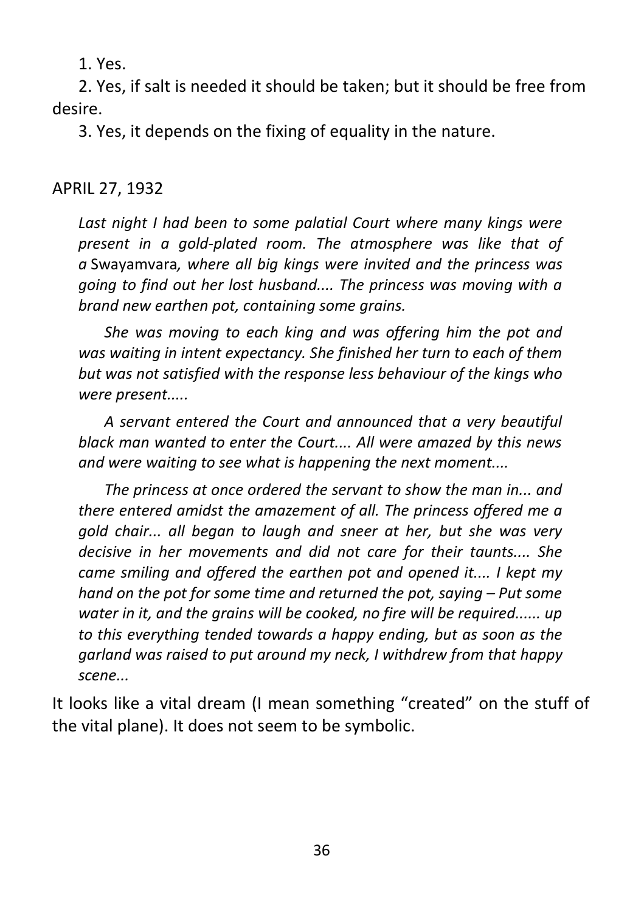1. Yes.

2. Yes, if salt is needed it should be taken; but it should be free from desire.

3. Yes, it depends on the fixing of equality in the nature.

APRIL 27, 1932

> *Last night I had been to some palatial Court where many kings were present in a gold-plated room. The atmosphere was like that of a* Swayamvara*, where all big kings were invited and the princess was going to find out her lost husband.... The princess was moving with a brand new earthen pot, containing some grains.*
>
> *She was moving to each king and was offering him the pot and was waiting in intent expectancy. She finished her turn to each of them but was not satisfied with the response less behaviour of the kings who were present.....*
>
> *A servant entered the Court and announced that a very beautiful black man wanted to enter the Court.... All were amazed by this news and were waiting to see what is happening the next moment....*
>
> *The princess at once ordered the servant to show the man in... and there entered amidst the amazement of all. The princess offered me a gold chair... all began to laugh and sneer at her, but she was very decisive in her movements and did not care for their taunts.... She came smiling and offered the earthen pot and opened it.... I kept my hand on the pot for some time and returned the pot, saying – Put some water in it, and the grains will be cooked, no fire will be required...... up to this everything tended towards a happy ending, but as soon as the garland was raised to put around my neck, I withdrew from that happy scene...*

It looks like a vital dream (I mean something "created" on the stuff of the vital plane). It does not seem to be symbolic.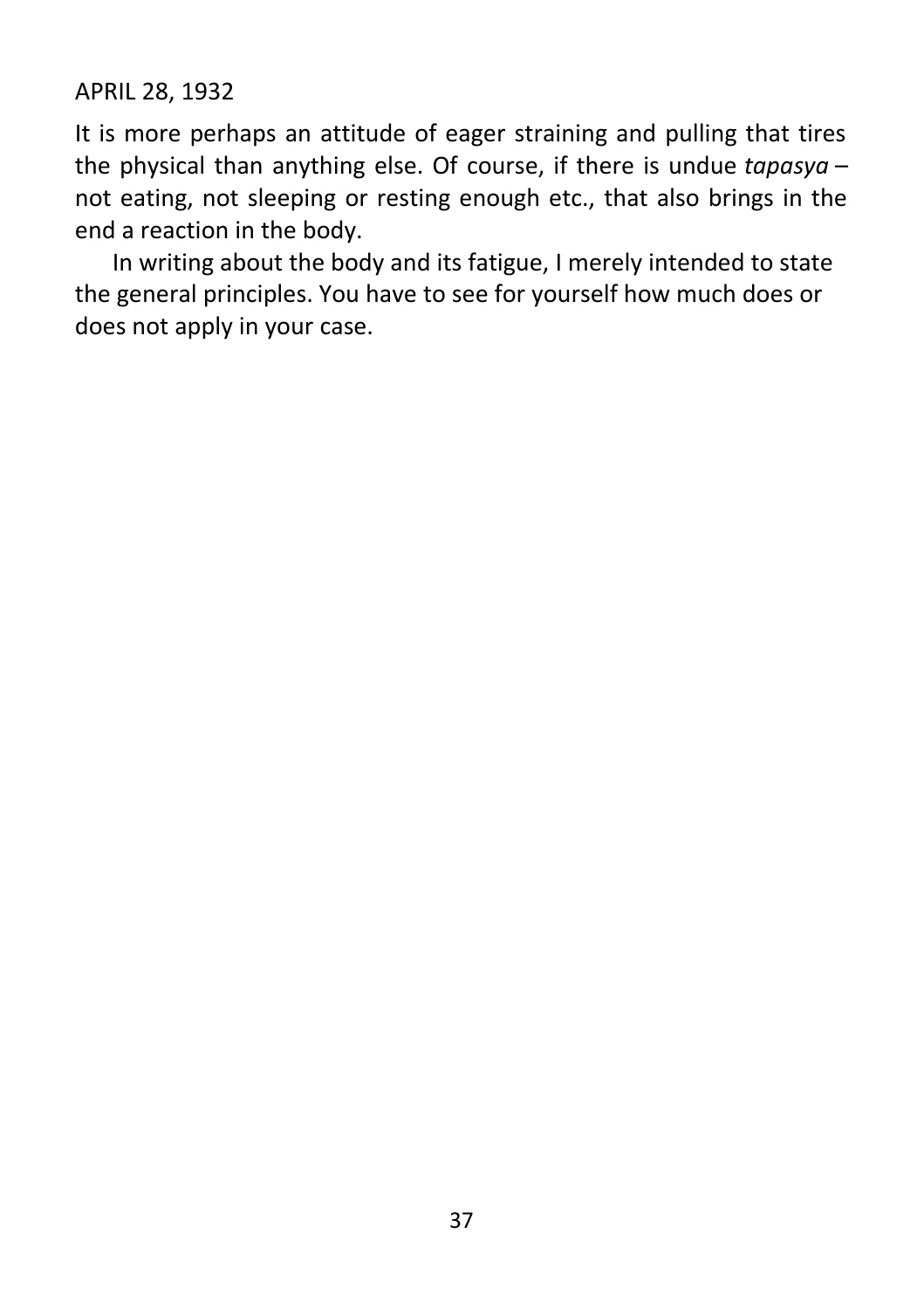APRIL 28, 1932

It is more perhaps an attitude of eager straining and pulling that tires the physical than anything else. Of course, if there is undue *tapasya* – not eating, not sleeping or resting enough etc., that also brings in the end a reaction in the body.

In writing about the body and its fatigue, I merely intended to state the general principles. You have to see for yourself how much does or does not apply in your case.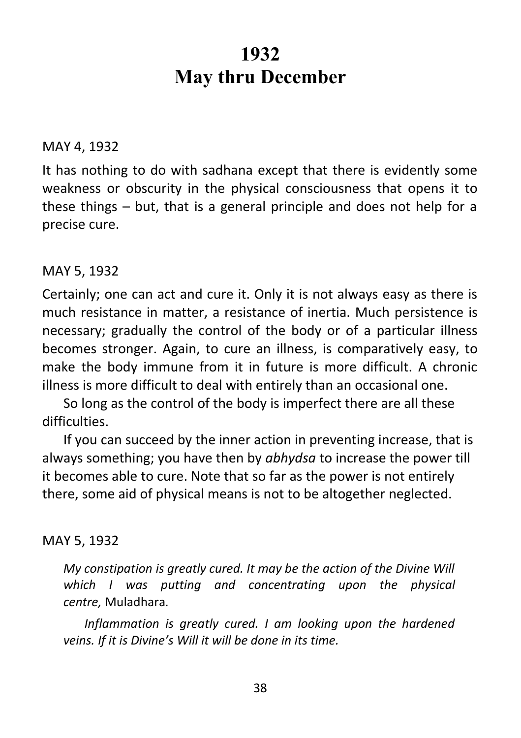# 1932
# May thru December

MAY 4, 1932

It has nothing to do with sadhana except that there is evidently some weakness or obscurity in the physical consciousness that opens it to these things – but, that is a general principle and does not help for a precise cure.

MAY 5, 1932

Certainly; one can act and cure it. Only it is not always easy as there is much resistance in matter, a resistance of inertia. Much persistence is necessary; gradually the control of the body or of a particular illness becomes stronger. Again, to cure an illness, is comparatively easy, to make the body immune from it in future is more difficult. A chronic illness is more difficult to deal with entirely than an occasional one.

So long as the control of the body is imperfect there are all these difficulties.

If you can succeed by the inner action in preventing increase, that is always something; you have then by *abhydsa* to increase the power till it becomes able to cure. Note that so far as the power is not entirely there, some aid of physical means is not to be altogether neglected.

MAY 5, 1932

> *My constipation is greatly cured. It may be the action of the Divine Will which I was putting and concentrating upon the physical centre,* Muladhara*.*
>
> *Inflammation is greatly cured. I am looking upon the hardened veins. If it is Divine's Will it will be done in its time.*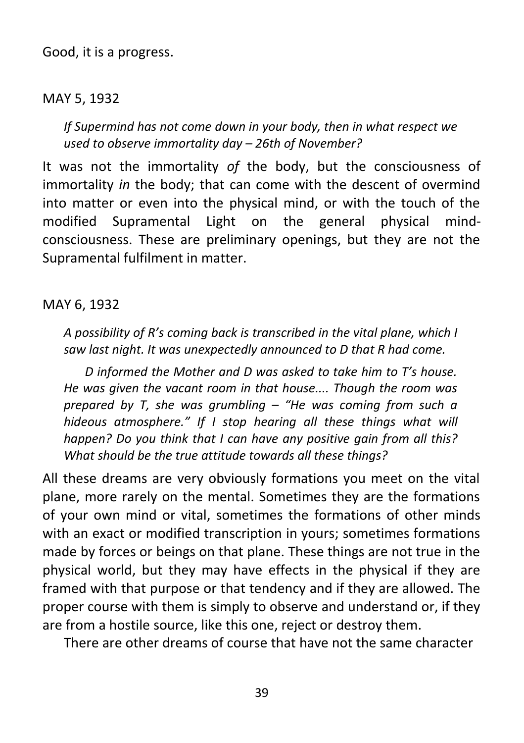Good, it is a progress.

MAY 5, 1932

> *If Supermind has not come down in your body, then in what respect we used to observe immortality day – 26th of November?*

It was not the immortality *of* the body, but the consciousness of immortality *in* the body; that can come with the descent of overmind into matter or even into the physical mind, or with the touch of the modified Supramental Light on the general physical mind-consciousness. These are preliminary openings, but they are not the Supramental fulfilment in matter.

MAY 6, 1932

> *A possibility of R's coming back is transcribed in the vital plane, which I saw last night. It was unexpectedly announced to D that R had come.*
>
> *D informed the Mother and D was asked to take him to T's house. He was given the vacant room in that house.... Though the room was prepared by T, she was grumbling – "He was coming from such a hideous atmosphere." If I stop hearing all these things what will happen? Do you think that I can have any positive gain from all this? What should be the true attitude towards all these things?*

All these dreams are very obviously formations you meet on the vital plane, more rarely on the mental. Sometimes they are the formations of your own mind or vital, sometimes the formations of other minds with an exact or modified transcription in yours; sometimes formations made by forces or beings on that plane. These things are not true in the physical world, but they may have effects in the physical if they are framed with that purpose or that tendency and if they are allowed. The proper course with them is simply to observe and understand or, if they are from a hostile source, like this one, reject or destroy them.

There are other dreams of course that have not the same character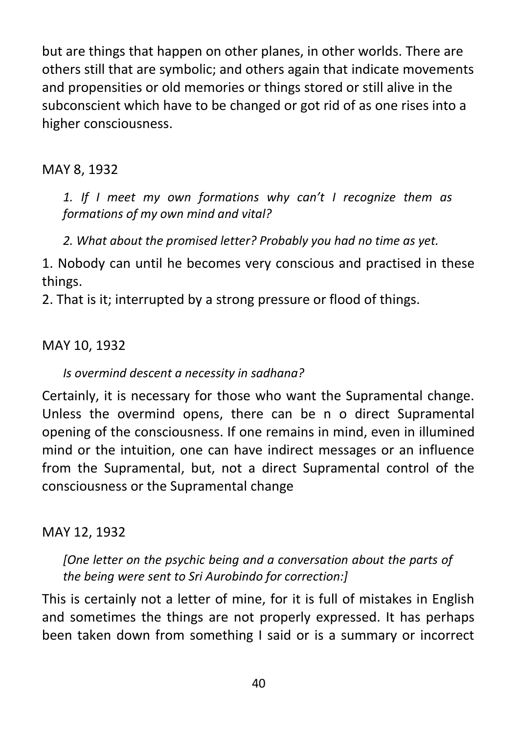but are things that happen on other planes, in other worlds. There are others still that are symbolic; and others again that indicate movements and propensities or old memories or things stored or still alive in the subconscient which have to be changed or got rid of as one rises into a higher consciousness.

MAY 8, 1932

*1. If I meet my own formations why can't I recognize them as formations of my own mind and vital?*

*2. What about the promised letter? Probably you had no time as yet.*

1. Nobody can until he becomes very conscious and practised in these things.
2. That is it; interrupted by a strong pressure or flood of things.

MAY 10, 1932

*Is overmind descent a necessity in sadhana?*

Certainly, it is necessary for those who want the Supramental change. Unless the overmind opens, there can be n o direct Supramental opening of the consciousness. If one remains in mind, even in illumined mind or the intuition, one can have indirect messages or an influence from the Supramental, but, not a direct Supramental control of the consciousness or the Supramental change

MAY 12, 1932

*[One letter on the psychic being and a conversation about the parts of the being were sent to Sri Aurobindo for correction:]*

This is certainly not a letter of mine, for it is full of mistakes in English and sometimes the things are not properly expressed. It has perhaps been taken down from something I said or is a summary or incorrect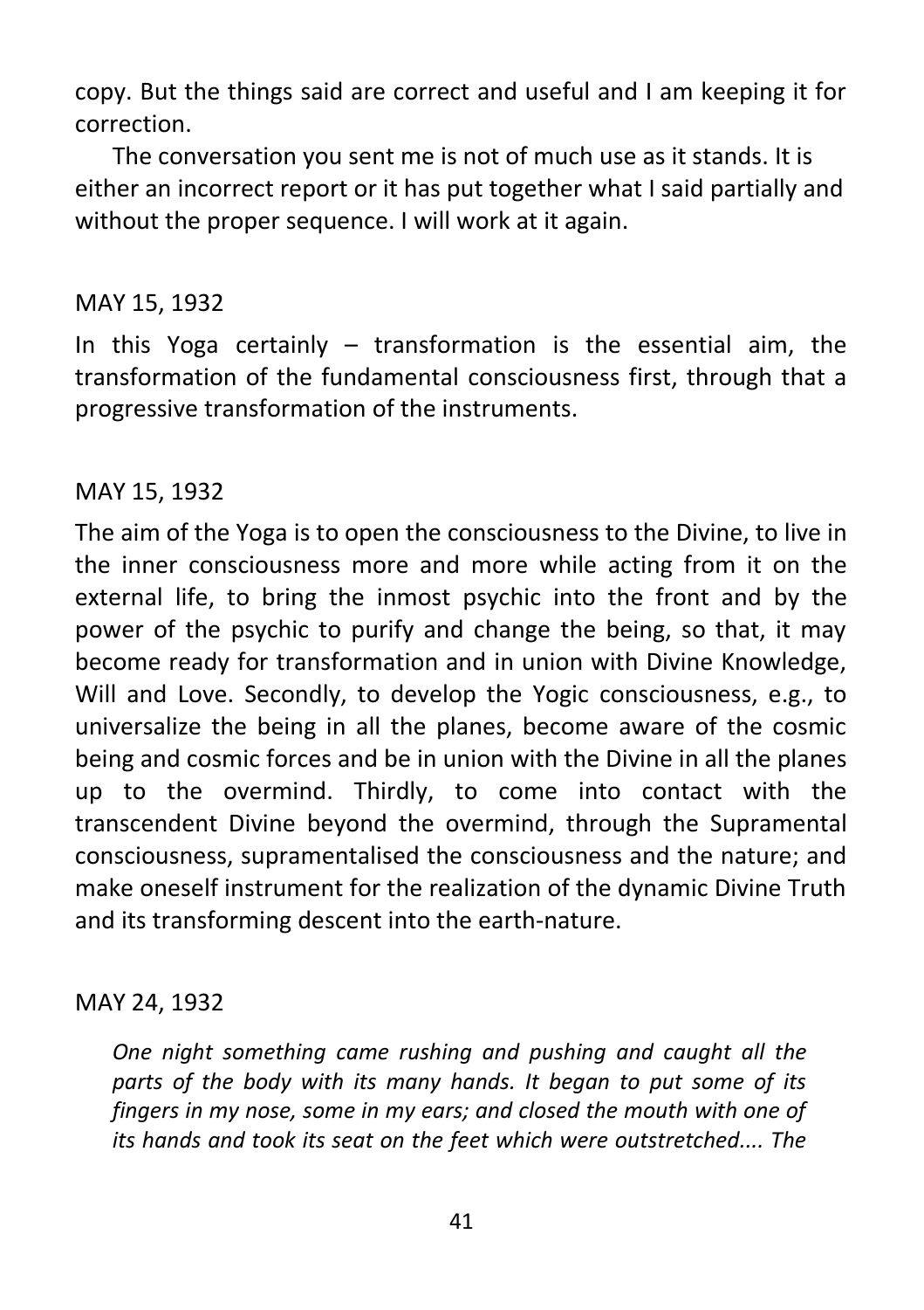copy. But the things said are correct and useful and I am keeping it for correction.

The conversation you sent me is not of much use as it stands. It is either an incorrect report or it has put together what I said partially and without the proper sequence. I will work at it again.

MAY 15, 1932

In this Yoga certainly – transformation is the essential aim, the transformation of the fundamental consciousness first, through that a progressive transformation of the instruments.

MAY 15, 1932

The aim of the Yoga is to open the consciousness to the Divine, to live in the inner consciousness more and more while acting from it on the external life, to bring the inmost psychic into the front and by the power of the psychic to purify and change the being, so that, it may become ready for transformation and in union with Divine Knowledge, Will and Love. Secondly, to develop the Yogic consciousness, e.g., to universalize the being in all the planes, become aware of the cosmic being and cosmic forces and be in union with the Divine in all the planes up to the overmind. Thirdly, to come into contact with the transcendent Divine beyond the overmind, through the Supramental consciousness, supramentalised the consciousness and the nature; and make oneself instrument for the realization of the dynamic Divine Truth and its transforming descent into the earth-nature.

MAY 24, 1932

*One night something came rushing and pushing and caught all the parts of the body with its many hands. It began to put some of its fingers in my nose, some in my ears; and closed the mouth with one of its hands and took its seat on the feet which were outstretched.... The*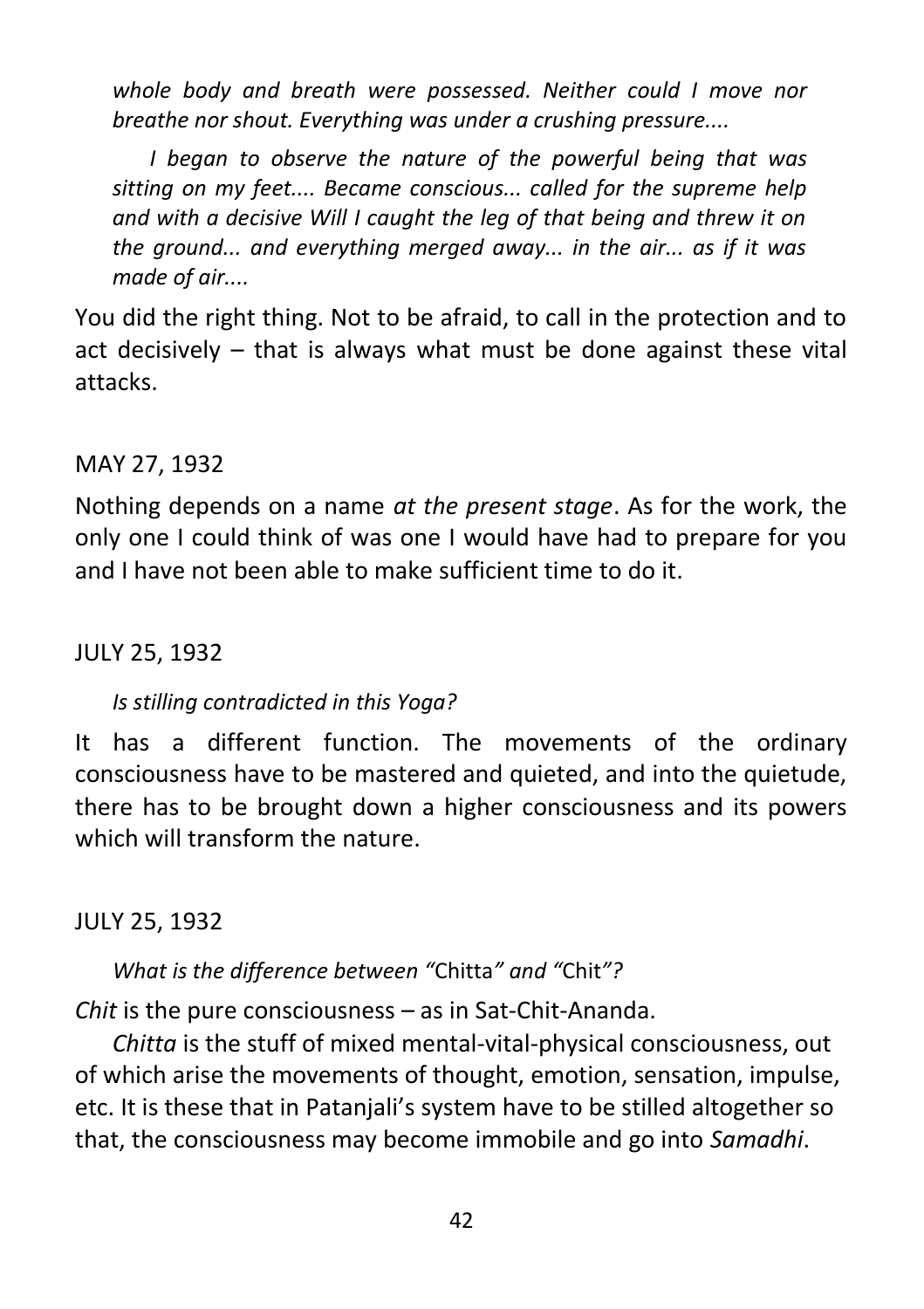*whole body and breath were possessed. Neither could I move nor breathe nor shout. Everything was under a crushing pressure....*

*I began to observe the nature of the powerful being that was sitting on my feet.... Became conscious... called for the supreme help and with a decisive Will I caught the leg of that being and threw it on the ground... and everything merged away... in the air... as if it was made of air....*

You did the right thing. Not to be afraid, to call in the protection and to act decisively – that is always what must be done against these vital attacks.

MAY 27, 1932

Nothing depends on a name *at the present stage*. As for the work, the only one I could think of was one I would have had to prepare for you and I have not been able to make sufficient time to do it.

JULY 25, 1932

*Is stilling contradicted in this Yoga?*

It has a different function. The movements of the ordinary consciousness have to be mastered and quieted, and into the quietude, there has to be brought down a higher consciousness and its powers which will transform the nature.

JULY 25, 1932

*What is the difference between "*Chitta*" and "*Chit*"?*

*Chit* is the pure consciousness – as in Sat-Chit-Ananda.

*Chitta* is the stuff of mixed mental-vital-physical consciousness, out of which arise the movements of thought, emotion, sensation, impulse, etc. It is these that in Patanjali's system have to be stilled altogether so that, the consciousness may become immobile and go into *Samadhi*.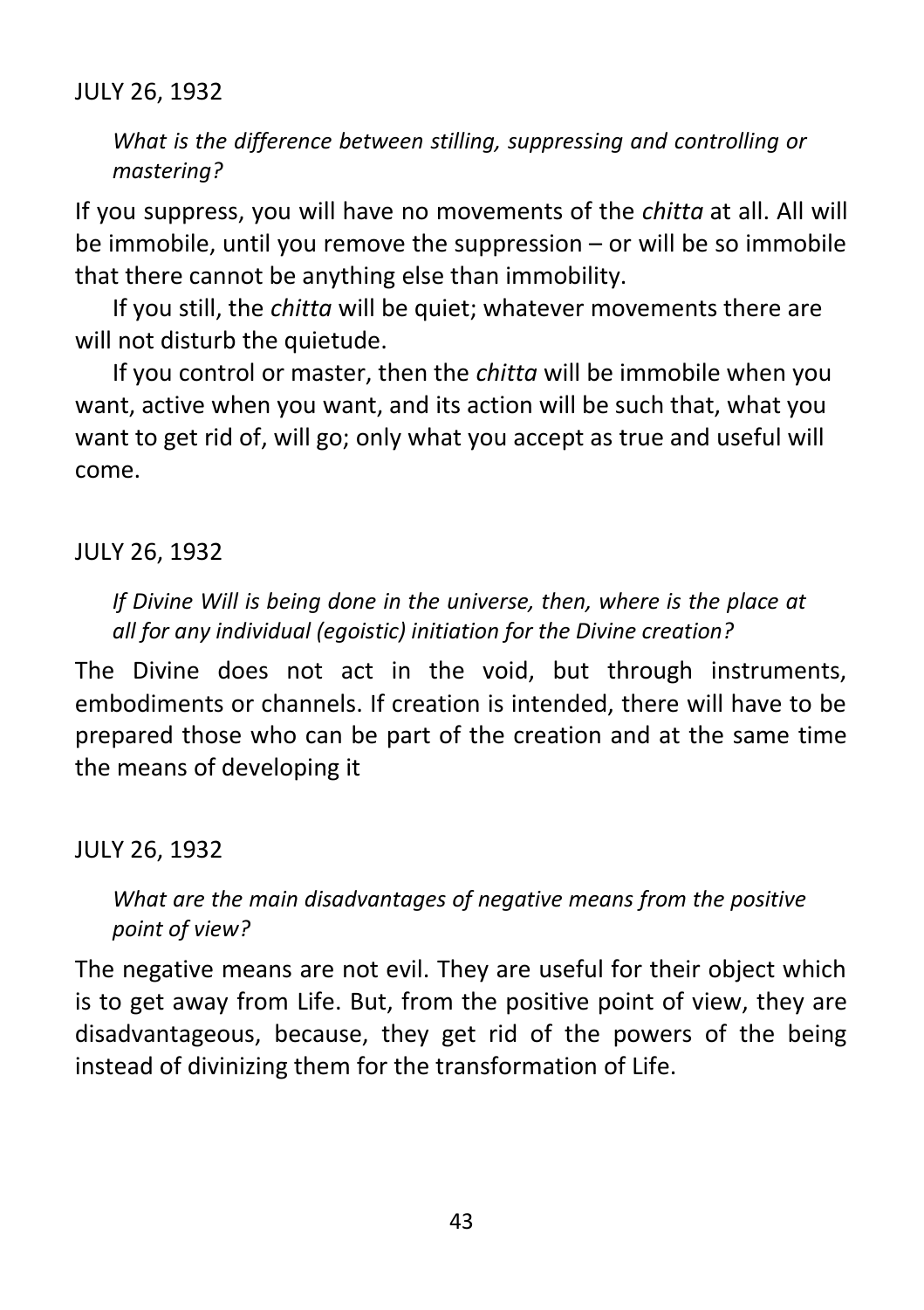JULY 26, 1932

*What is the difference between stilling, suppressing and controlling or mastering?*

If you suppress, you will have no movements of the *chitta* at all. All will be immobile, until you remove the suppression – or will be so immobile that there cannot be anything else than immobility.

If you still, the *chitta* will be quiet; whatever movements there are will not disturb the quietude.

If you control or master, then the *chitta* will be immobile when you want, active when you want, and its action will be such that, what you want to get rid of, will go; only what you accept as true and useful will come.

JULY 26, 1932

*If Divine Will is being done in the universe, then, where is the place at all for any individual (egoistic) initiation for the Divine creation?*

The Divine does not act in the void, but through instruments, embodiments or channels. If creation is intended, there will have to be prepared those who can be part of the creation and at the same time the means of developing it

JULY 26, 1932

*What are the main disadvantages of negative means from the positive point of view?*

The negative means are not evil. They are useful for their object which is to get away from Life. But, from the positive point of view, they are disadvantageous, because, they get rid of the powers of the being instead of divinizing them for the transformation of Life.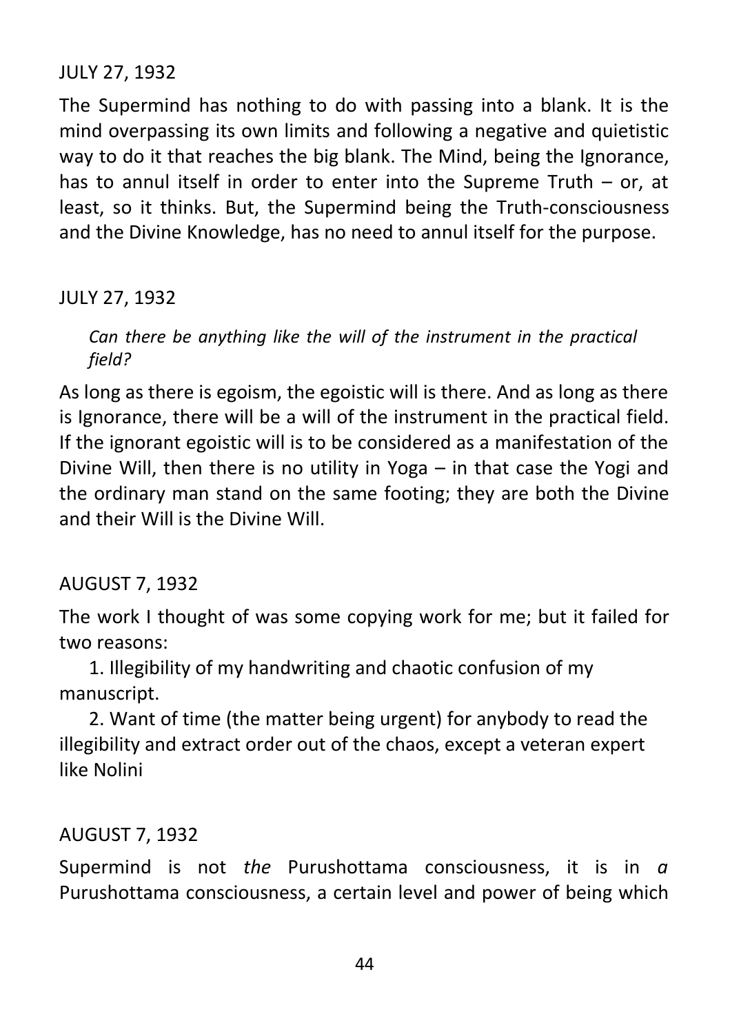JULY 27, 1932

The Supermind has nothing to do with passing into a blank. It is the mind overpassing its own limits and following a negative and quietistic way to do it that reaches the big blank. The Mind, being the Ignorance, has to annul itself in order to enter into the Supreme Truth – or, at least, so it thinks. But, the Supermind being the Truth-consciousness and the Divine Knowledge, has no need to annul itself for the purpose.

JULY 27, 1932

> *Can there be anything like the will of the instrument in the practical field?*

As long as there is egoism, the egoistic will is there. And as long as there is Ignorance, there will be a will of the instrument in the practical field. If the ignorant egoistic will is to be considered as a manifestation of the Divine Will, then there is no utility in Yoga – in that case the Yogi and the ordinary man stand on the same footing; they are both the Divine and their Will is the Divine Will.

AUGUST 7, 1932

The work I thought of was some copying work for me; but it failed for two reasons:

1. Illegibility of my handwriting and chaotic confusion of my manuscript.
2. Want of time (the matter being urgent) for anybody to read the illegibility and extract order out of the chaos, except a veteran expert like Nolini

AUGUST 7, 1932

Supermind is not *the* Purushottama consciousness, it is in *a* Purushottama consciousness, a certain level and power of being which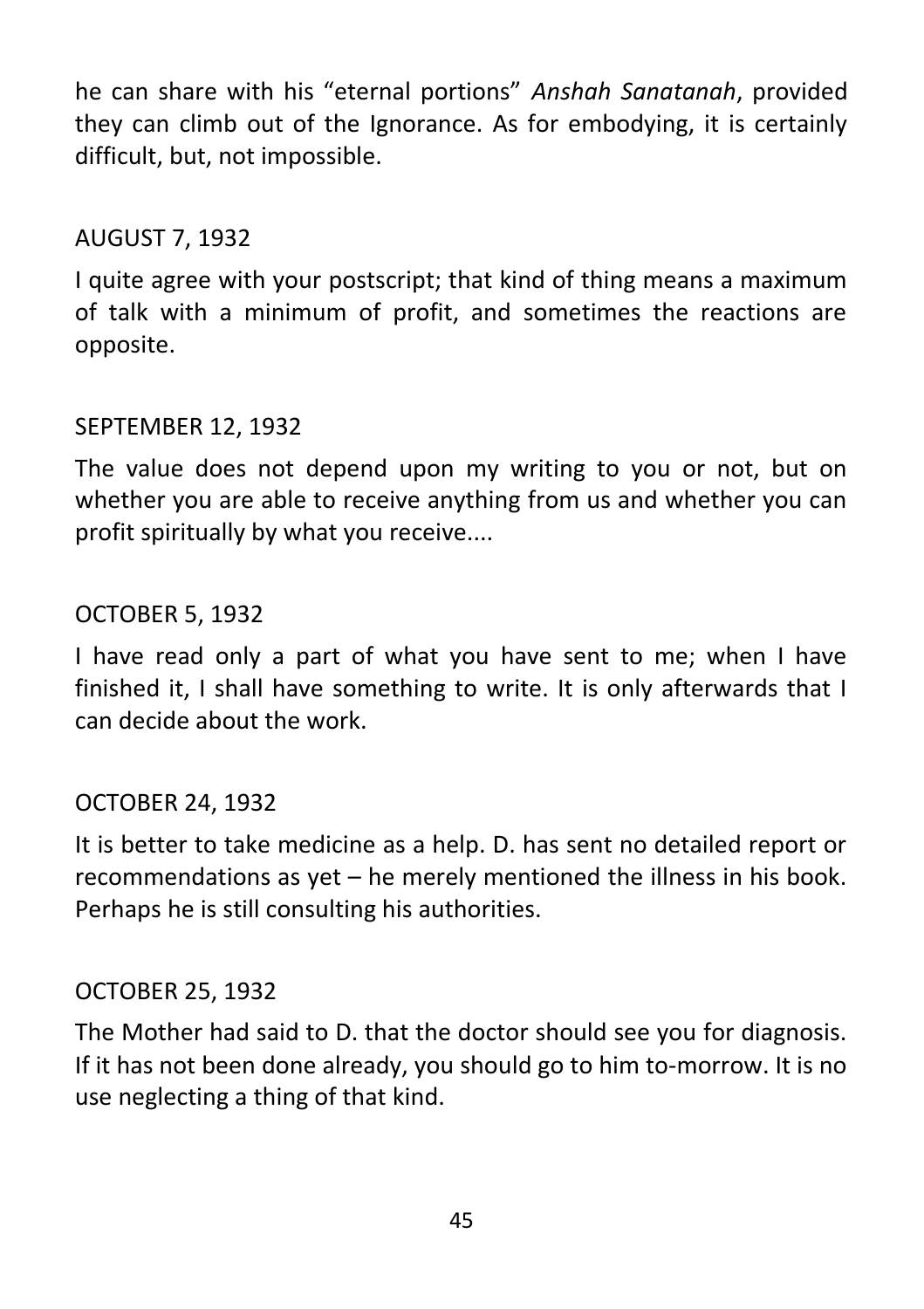he can share with his “eternal portions” *Anshah Sanatanah*, provided they can climb out of the Ignorance. As for embodying, it is certainly difficult, but, not impossible.

AUGUST 7, 1932

I quite agree with your postscript; that kind of thing means a maximum of talk with a minimum of profit, and sometimes the reactions are opposite.

SEPTEMBER 12, 1932

The value does not depend upon my writing to you or not, but on whether you are able to receive anything from us and whether you can profit spiritually by what you receive....

OCTOBER 5, 1932

I have read only a part of what you have sent to me; when I have finished it, I shall have something to write. It is only afterwards that I can decide about the work.

OCTOBER 24, 1932

It is better to take medicine as a help. D. has sent no detailed report or recommendations as yet – he merely mentioned the illness in his book. Perhaps he is still consulting his authorities.

OCTOBER 25, 1932

The Mother had said to D. that the doctor should see you for diagnosis. If it has not been done already, you should go to him to-morrow. It is no use neglecting a thing of that kind.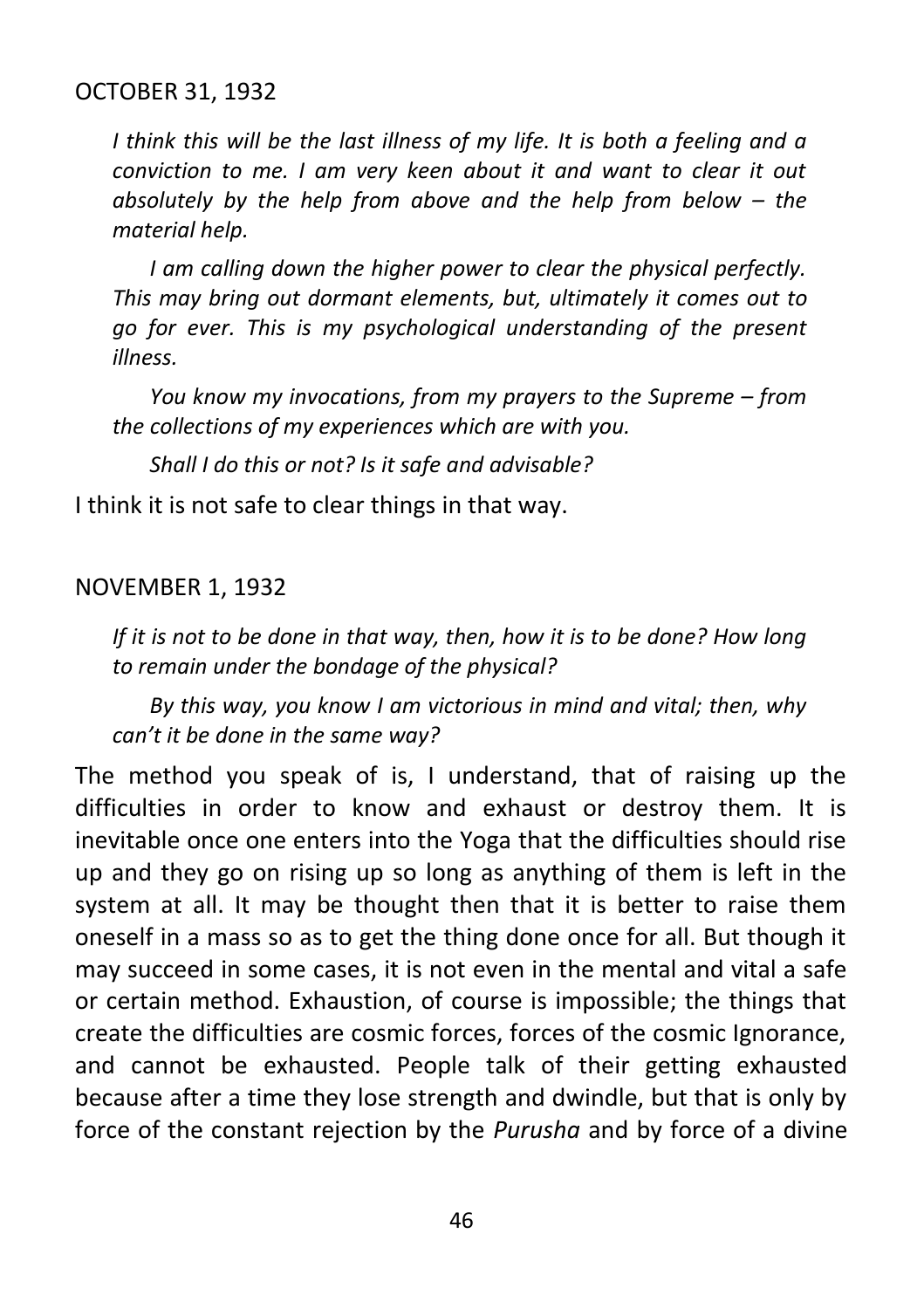OCTOBER 31, 1932

> *I think this will be the last illness of my life. It is both a feeling and a conviction to me. I am very keen about it and want to clear it out absolutely by the help from above and the help from below – the material help.*
>
> *I am calling down the higher power to clear the physical perfectly. This may bring out dormant elements, but, ultimately it comes out to go for ever. This is my psychological understanding of the present illness.*
>
> *You know my invocations, from my prayers to the Supreme – from the collections of my experiences which are with you.*
>
> *Shall I do this or not? Is it safe and advisable?*

I think it is not safe to clear things in that way.

NOVEMBER 1, 1932

> *If it is not to be done in that way, then, how it is to be done? How long to remain under the bondage of the physical?*
>
> *By this way, you know I am victorious in mind and vital; then, why can't it be done in the same way?*

The method you speak of is, I understand, that of raising up the difficulties in order to know and exhaust or destroy them. It is inevitable once one enters into the Yoga that the difficulties should rise up and they go on rising up so long as anything of them is left in the system at all. It may be thought then that it is better to raise them oneself in a mass so as to get the thing done once for all. But though it may succeed in some cases, it is not even in the mental and vital a safe or certain method. Exhaustion, of course is impossible; the things that create the difficulties are cosmic forces, forces of the cosmic Ignorance, and cannot be exhausted. People talk of their getting exhausted because after a time they lose strength and dwindle, but that is only by force of the constant rejection by the *Purusha* and by force of a divine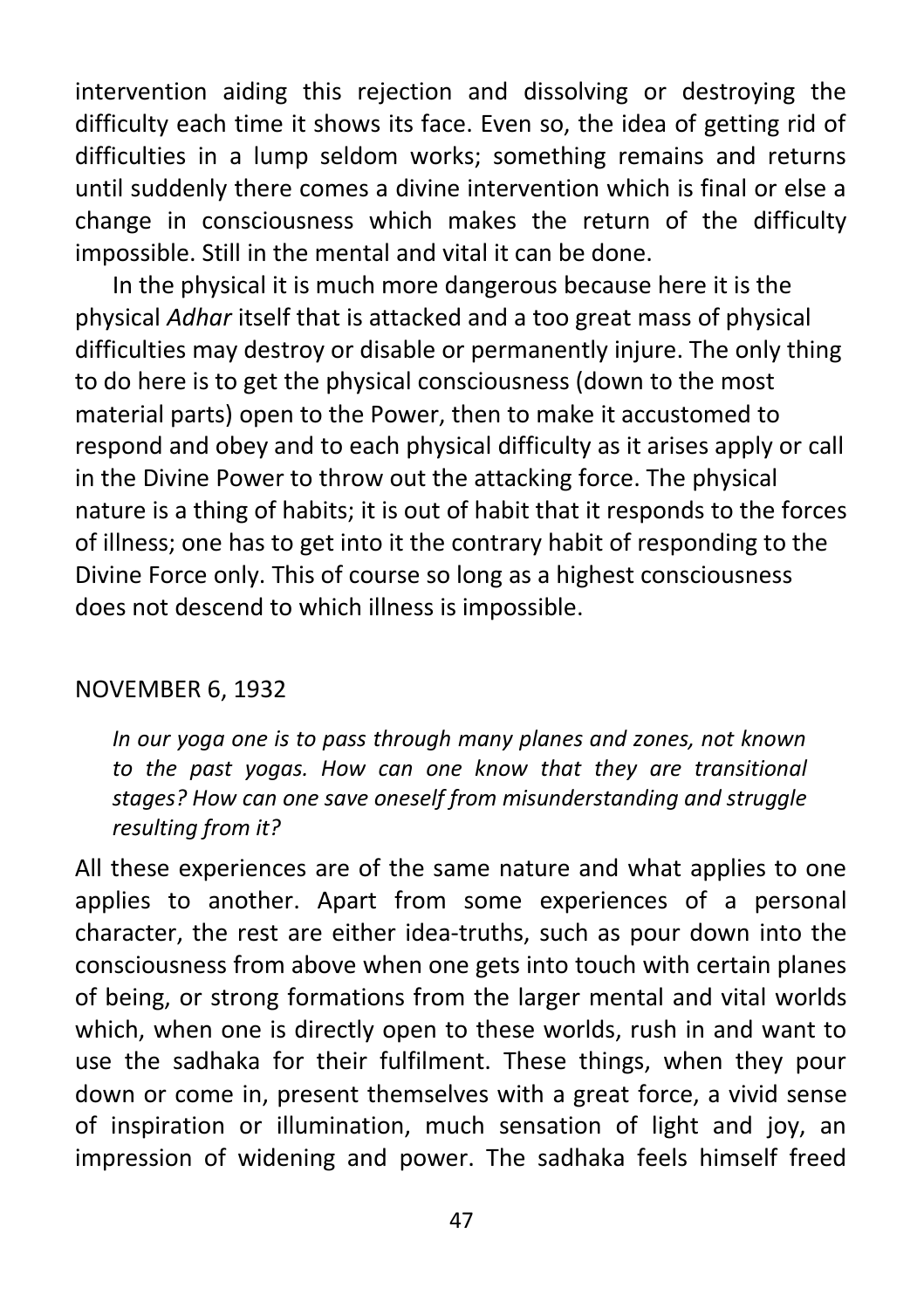intervention aiding this rejection and dissolving or destroying the difficulty each time it shows its face. Even so, the idea of getting rid of difficulties in a lump seldom works; something remains and returns until suddenly there comes a divine intervention which is final or else a change in consciousness which makes the return of the difficulty impossible. Still in the mental and vital it can be done.

In the physical it is much more dangerous because here it is the physical *Adhar* itself that is attacked and a too great mass of physical difficulties may destroy or disable or permanently injure. The only thing to do here is to get the physical consciousness (down to the most material parts) open to the Power, then to make it accustomed to respond and obey and to each physical difficulty as it arises apply or call in the Divine Power to throw out the attacking force. The physical nature is a thing of habits; it is out of habit that it responds to the forces of illness; one has to get into it the contrary habit of responding to the Divine Force only. This of course so long as a highest consciousness does not descend to which illness is impossible.

NOVEMBER 6, 1932

*In our yoga one is to pass through many planes and zones, not known to the past yogas. How can one know that they are transitional stages? How can one save oneself from misunderstanding and struggle resulting from it?*

All these experiences are of the same nature and what applies to one applies to another. Apart from some experiences of a personal character, the rest are either idea-truths, such as pour down into the consciousness from above when one gets into touch with certain planes of being, or strong formations from the larger mental and vital worlds which, when one is directly open to these worlds, rush in and want to use the sadhaka for their fulfilment. These things, when they pour down or come in, present themselves with a great force, a vivid sense of inspiration or illumination, much sensation of light and joy, an impression of widening and power. The sadhaka feels himself freed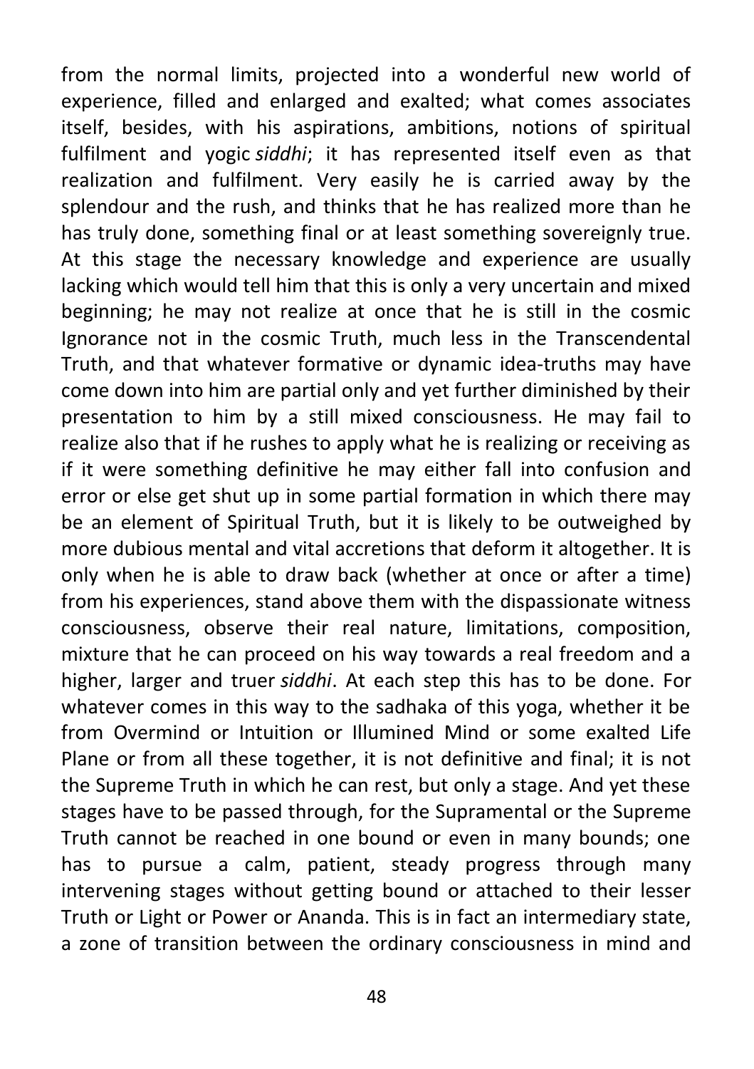from the normal limits, projected into a wonderful new world of experience, filled and enlarged and exalted; what comes associates itself, besides, with his aspirations, ambitions, notions of spiritual fulfilment and yogic *siddhi*; it has represented itself even as that realization and fulfilment. Very easily he is carried away by the splendour and the rush, and thinks that he has realized more than he has truly done, something final or at least something sovereignly true. At this stage the necessary knowledge and experience are usually lacking which would tell him that this is only a very uncertain and mixed beginning; he may not realize at once that he is still in the cosmic Ignorance not in the cosmic Truth, much less in the Transcendental Truth, and that whatever formative or dynamic idea-truths may have come down into him are partial only and yet further diminished by their presentation to him by a still mixed consciousness. He may fail to realize also that if he rushes to apply what he is realizing or receiving as if it were something definitive he may either fall into confusion and error or else get shut up in some partial formation in which there may be an element of Spiritual Truth, but it is likely to be outweighed by more dubious mental and vital accretions that deform it altogether. It is only when he is able to draw back (whether at once or after a time) from his experiences, stand above them with the dispassionate witness consciousness, observe their real nature, limitations, composition, mixture that he can proceed on his way towards a real freedom and a higher, larger and truer *siddhi*. At each step this has to be done. For whatever comes in this way to the sadhaka of this yoga, whether it be from Overmind or Intuition or Illumined Mind or some exalted Life Plane or from all these together, it is not definitive and final; it is not the Supreme Truth in which he can rest, but only a stage. And yet these stages have to be passed through, for the Supramental or the Supreme Truth cannot be reached in one bound or even in many bounds; one has to pursue a calm, patient, steady progress through many intervening stages without getting bound or attached to their lesser Truth or Light or Power or Ananda. This is in fact an intermediary state, a zone of transition between the ordinary consciousness in mind and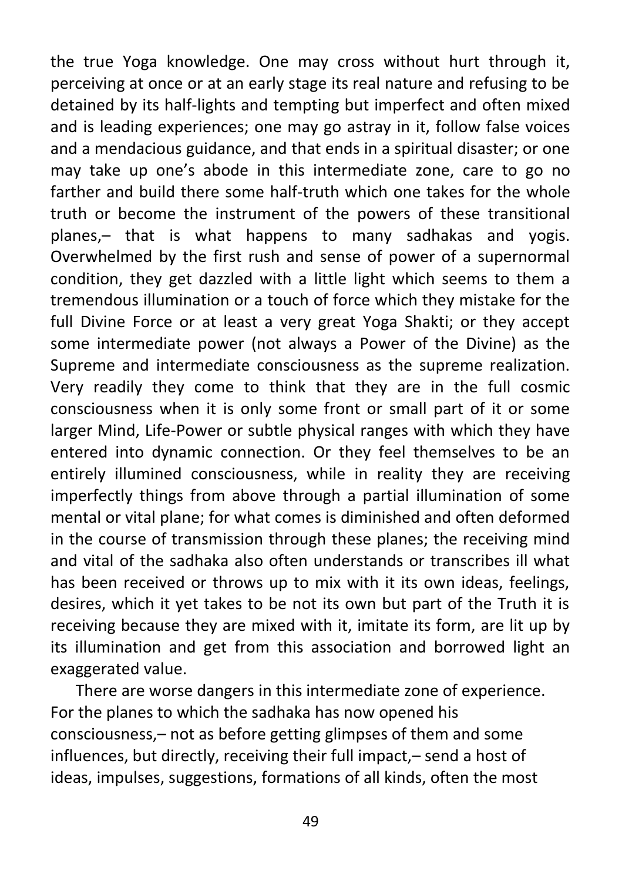the true Yoga knowledge. One may cross without hurt through it, perceiving at once or at an early stage its real nature and refusing to be detained by its half-lights and tempting but imperfect and often mixed and is leading experiences; one may go astray in it, follow false voices and a mendacious guidance, and that ends in a spiritual disaster; or one may take up one's abode in this intermediate zone, care to go no farther and build there some half-truth which one takes for the whole truth or become the instrument of the powers of these transitional planes,– that is what happens to many sadhakas and yogis. Overwhelmed by the first rush and sense of power of a supernormal condition, they get dazzled with a little light which seems to them a tremendous illumination or a touch of force which they mistake for the full Divine Force or at least a very great Yoga Shakti; or they accept some intermediate power (not always a Power of the Divine) as the Supreme and intermediate consciousness as the supreme realization. Very readily they come to think that they are in the full cosmic consciousness when it is only some front or small part of it or some larger Mind, Life-Power or subtle physical ranges with which they have entered into dynamic connection. Or they feel themselves to be an entirely illumined consciousness, while in reality they are receiving imperfectly things from above through a partial illumination of some mental or vital plane; for what comes is diminished and often deformed in the course of transmission through these planes; the receiving mind and vital of the sadhaka also often understands or transcribes ill what has been received or throws up to mix with it its own ideas, feelings, desires, which it yet takes to be not its own but part of the Truth it is receiving because they are mixed with it, imitate its form, are lit up by its illumination and get from this association and borrowed light an exaggerated value.

There are worse dangers in this intermediate zone of experience. For the planes to which the sadhaka has now opened his consciousness,– not as before getting glimpses of them and some influences, but directly, receiving their full impact,– send a host of ideas, impulses, suggestions, formations of all kinds, often the most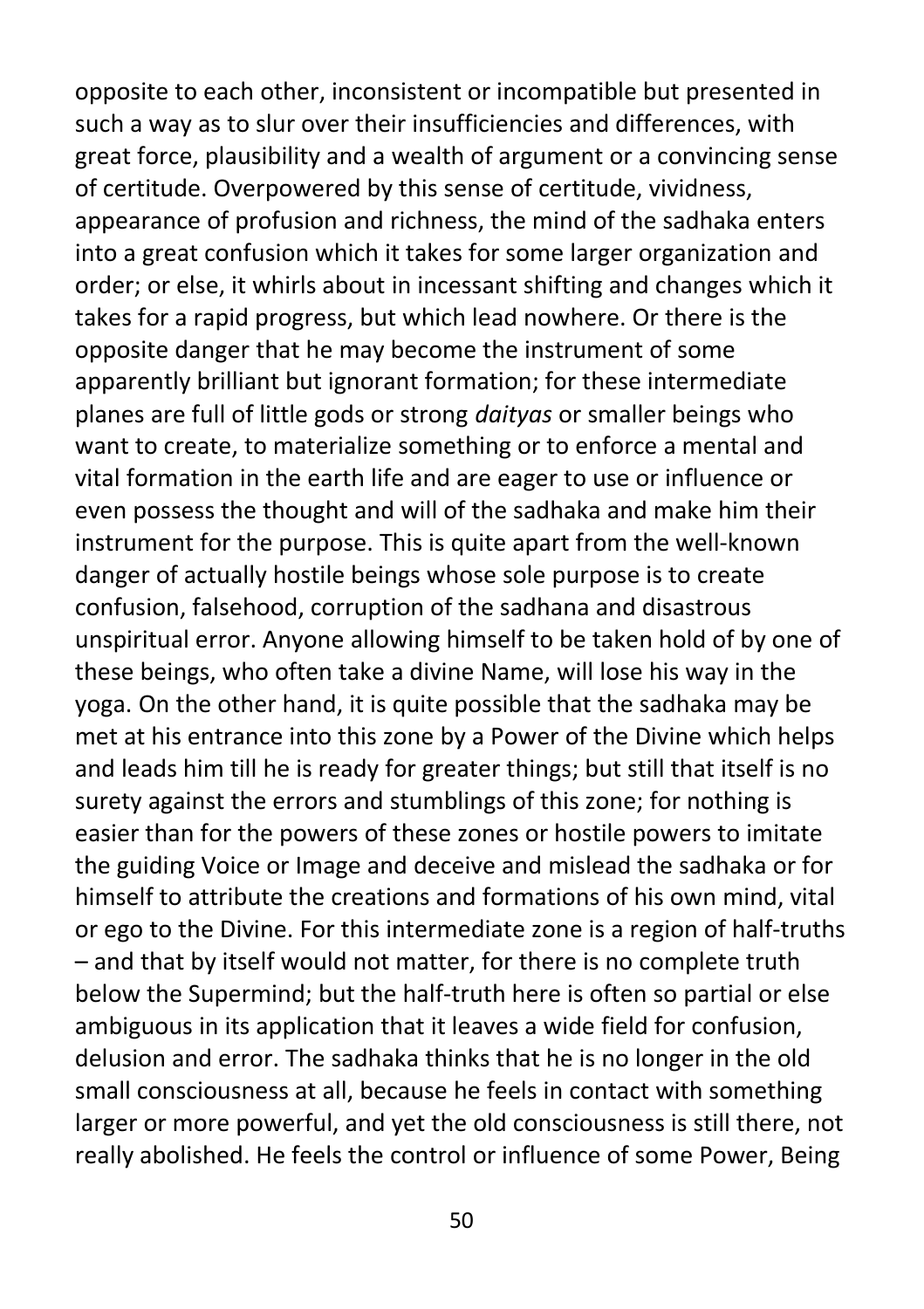opposite to each other, inconsistent or incompatible but presented in such a way as to slur over their insufficiencies and differences, with great force, plausibility and a wealth of argument or a convincing sense of certitude. Overpowered by this sense of certitude, vividness, appearance of profusion and richness, the mind of the sadhaka enters into a great confusion which it takes for some larger organization and order; or else, it whirls about in incessant shifting and changes which it takes for a rapid progress, but which lead nowhere. Or there is the opposite danger that he may become the instrument of some apparently brilliant but ignorant formation; for these intermediate planes are full of little gods or strong *daityas* or smaller beings who want to create, to materialize something or to enforce a mental and vital formation in the earth life and are eager to use or influence or even possess the thought and will of the sadhaka and make him their instrument for the purpose. This is quite apart from the well-known danger of actually hostile beings whose sole purpose is to create confusion, falsehood, corruption of the sadhana and disastrous unspiritual error. Anyone allowing himself to be taken hold of by one of these beings, who often take a divine Name, will lose his way in the yoga. On the other hand, it is quite possible that the sadhaka may be met at his entrance into this zone by a Power of the Divine which helps and leads him till he is ready for greater things; but still that itself is no surety against the errors and stumblings of this zone; for nothing is easier than for the powers of these zones or hostile powers to imitate the guiding Voice or Image and deceive and mislead the sadhaka or for himself to attribute the creations and formations of his own mind, vital or ego to the Divine. For this intermediate zone is a region of half-truths – and that by itself would not matter, for there is no complete truth below the Supermind; but the half-truth here is often so partial or else ambiguous in its application that it leaves a wide field for confusion, delusion and error. The sadhaka thinks that he is no longer in the old small consciousness at all, because he feels in contact with something larger or more powerful, and yet the old consciousness is still there, not really abolished. He feels the control or influence of some Power, Being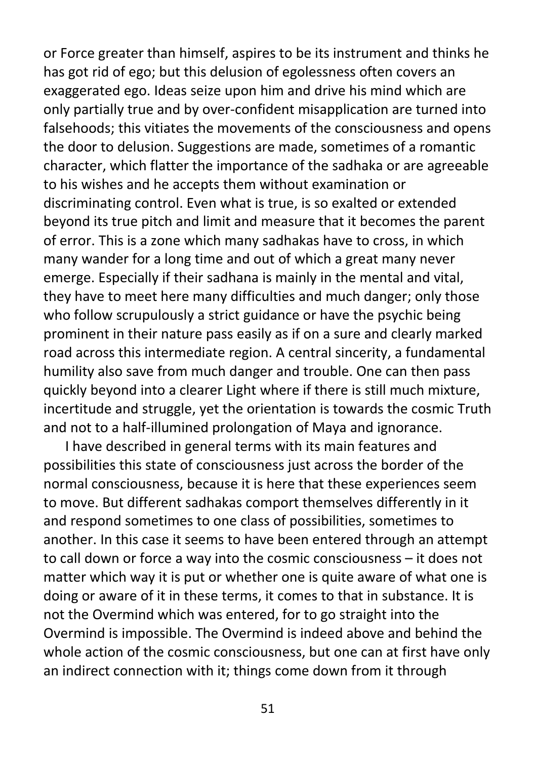or Force greater than himself, aspires to be its instrument and thinks he has got rid of ego; but this delusion of egolessness often covers an exaggerated ego. Ideas seize upon him and drive his mind which are only partially true and by over-confident misapplication are turned into falsehoods; this vitiates the movements of the consciousness and opens the door to delusion. Suggestions are made, sometimes of a romantic character, which flatter the importance of the sadhaka or are agreeable to his wishes and he accepts them without examination or discriminating control. Even what is true, is so exalted or extended beyond its true pitch and limit and measure that it becomes the parent of error. This is a zone which many sadhakas have to cross, in which many wander for a long time and out of which a great many never emerge. Especially if their sadhana is mainly in the mental and vital, they have to meet here many difficulties and much danger; only those who follow scrupulously a strict guidance or have the psychic being prominent in their nature pass easily as if on a sure and clearly marked road across this intermediate region. A central sincerity, a fundamental humility also save from much danger and trouble. One can then pass quickly beyond into a clearer Light where if there is still much mixture, incertitude and struggle, yet the orientation is towards the cosmic Truth and not to a half-illumined prolongation of Maya and ignorance.

I have described in general terms with its main features and possibilities this state of consciousness just across the border of the normal consciousness, because it is here that these experiences seem to move. But different sadhakas comport themselves differently in it and respond sometimes to one class of possibilities, sometimes to another. In this case it seems to have been entered through an attempt to call down or force a way into the cosmic consciousness – it does not matter which way it is put or whether one is quite aware of what one is doing or aware of it in these terms, it comes to that in substance. It is not the Overmind which was entered, for to go straight into the Overmind is impossible. The Overmind is indeed above and behind the whole action of the cosmic consciousness, but one can at first have only an indirect connection with it; things come down from it through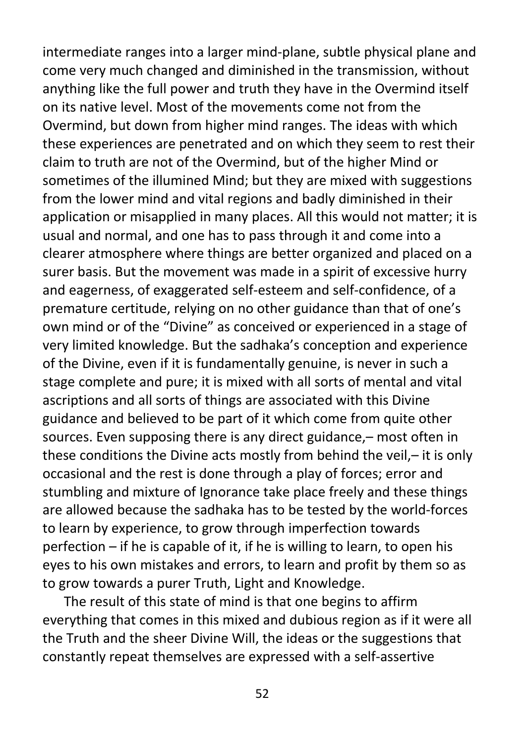intermediate ranges into a larger mind-plane, subtle physical plane and come very much changed and diminished in the transmission, without anything like the full power and truth they have in the Overmind itself on its native level. Most of the movements come not from the Overmind, but down from higher mind ranges. The ideas with which these experiences are penetrated and on which they seem to rest their claim to truth are not of the Overmind, but of the higher Mind or sometimes of the illumined Mind; but they are mixed with suggestions from the lower mind and vital regions and badly diminished in their application or misapplied in many places. All this would not matter; it is usual and normal, and one has to pass through it and come into a clearer atmosphere where things are better organized and placed on a surer basis. But the movement was made in a spirit of excessive hurry and eagerness, of exaggerated self-esteem and self-confidence, of a premature certitude, relying on no other guidance than that of one's own mind or of the "Divine" as conceived or experienced in a stage of very limited knowledge. But the sadhaka's conception and experience of the Divine, even if it is fundamentally genuine, is never in such a stage complete and pure; it is mixed with all sorts of mental and vital ascriptions and all sorts of things are associated with this Divine guidance and believed to be part of it which come from quite other sources. Even supposing there is any direct guidance,– most often in these conditions the Divine acts mostly from behind the veil,– it is only occasional and the rest is done through a play of forces; error and stumbling and mixture of Ignorance take place freely and these things are allowed because the sadhaka has to be tested by the world-forces to learn by experience, to grow through imperfection towards perfection – if he is capable of it, if he is willing to learn, to open his eyes to his own mistakes and errors, to learn and profit by them so as to grow towards a purer Truth, Light and Knowledge.

The result of this state of mind is that one begins to affirm everything that comes in this mixed and dubious region as if it were all the Truth and the sheer Divine Will, the ideas or the suggestions that constantly repeat themselves are expressed with a self-assertive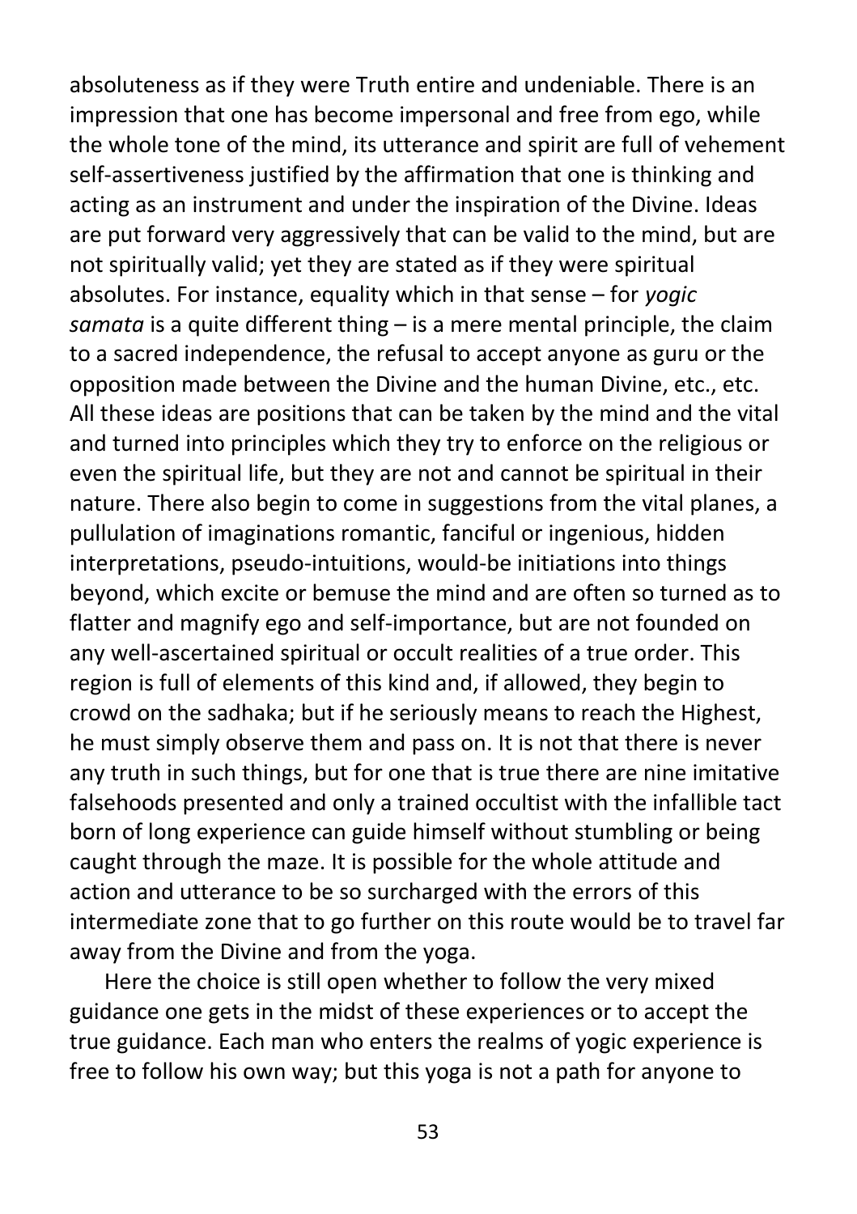absoluteness as if they were Truth entire and undeniable. There is an impression that one has become impersonal and free from ego, while the whole tone of the mind, its utterance and spirit are full of vehement self-assertiveness justified by the affirmation that one is thinking and acting as an instrument and under the inspiration of the Divine. Ideas are put forward very aggressively that can be valid to the mind, but are not spiritually valid; yet they are stated as if they were spiritual absolutes. For instance, equality which in that sense – for *yogic samata* is a quite different thing – is a mere mental principle, the claim to a sacred independence, the refusal to accept anyone as guru or the opposition made between the Divine and the human Divine, etc., etc. All these ideas are positions that can be taken by the mind and the vital and turned into principles which they try to enforce on the religious or even the spiritual life, but they are not and cannot be spiritual in their nature. There also begin to come in suggestions from the vital planes, a pullulation of imaginations romantic, fanciful or ingenious, hidden interpretations, pseudo-intuitions, would-be initiations into things beyond, which excite or bemuse the mind and are often so turned as to flatter and magnify ego and self-importance, but are not founded on any well-ascertained spiritual or occult realities of a true order. This region is full of elements of this kind and, if allowed, they begin to crowd on the sadhaka; but if he seriously means to reach the Highest, he must simply observe them and pass on. It is not that there is never any truth in such things, but for one that is true there are nine imitative falsehoods presented and only a trained occultist with the infallible tact born of long experience can guide himself without stumbling or being caught through the maze. It is possible for the whole attitude and action and utterance to be so surcharged with the errors of this intermediate zone that to go further on this route would be to travel far away from the Divine and from the yoga.

Here the choice is still open whether to follow the very mixed guidance one gets in the midst of these experiences or to accept the true guidance. Each man who enters the realms of yogic experience is free to follow his own way; but this yoga is not a path for anyone to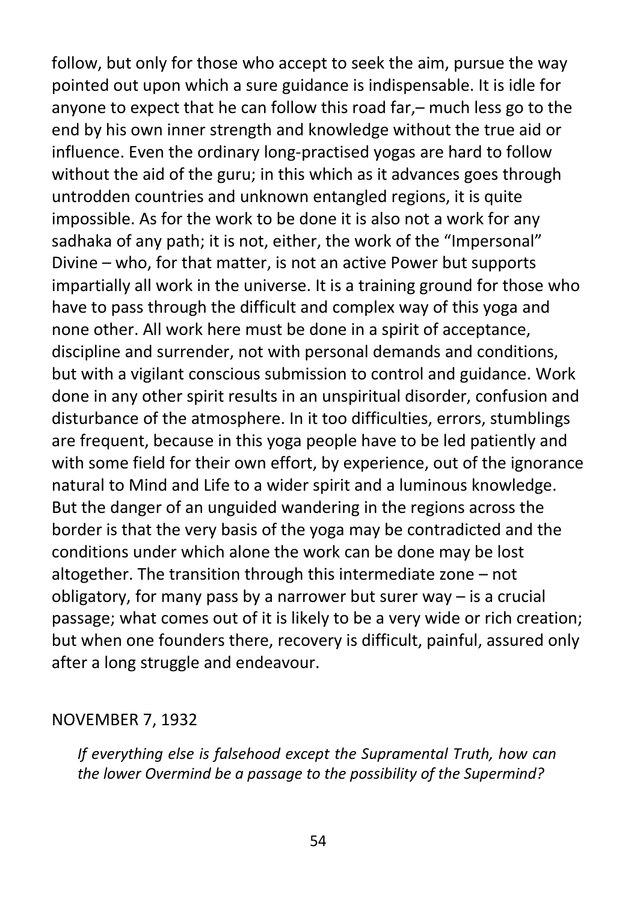follow, but only for those who accept to seek the aim, pursue the way pointed out upon which a sure guidance is indispensable. It is idle for anyone to expect that he can follow this road far,– much less go to the end by his own inner strength and knowledge without the true aid or influence. Even the ordinary long-practised yogas are hard to follow without the aid of the guru; in this which as it advances goes through untrodden countries and unknown entangled regions, it is quite impossible. As for the work to be done it is also not a work for any sadhaka of any path; it is not, either, the work of the "Impersonal" Divine – who, for that matter, is not an active Power but supports impartially all work in the universe. It is a training ground for those who have to pass through the difficult and complex way of this yoga and none other. All work here must be done in a spirit of acceptance, discipline and surrender, not with personal demands and conditions, but with a vigilant conscious submission to control and guidance. Work done in any other spirit results in an unspiritual disorder, confusion and disturbance of the atmosphere. In it too difficulties, errors, stumblings are frequent, because in this yoga people have to be led patiently and with some field for their own effort, by experience, out of the ignorance natural to Mind and Life to a wider spirit and a luminous knowledge. But the danger of an unguided wandering in the regions across the border is that the very basis of the yoga may be contradicted and the conditions under which alone the work can be done may be lost altogether. The transition through this intermediate zone – not obligatory, for many pass by a narrower but surer way – is a crucial passage; what comes out of it is likely to be a very wide or rich creation; but when one founders there, recovery is difficult, painful, assured only after a long struggle and endeavour.

NOVEMBER 7, 1932

> *If everything else is falsehood except the Supramental Truth, how can the lower Overmind be a passage to the possibility of the Supermind?*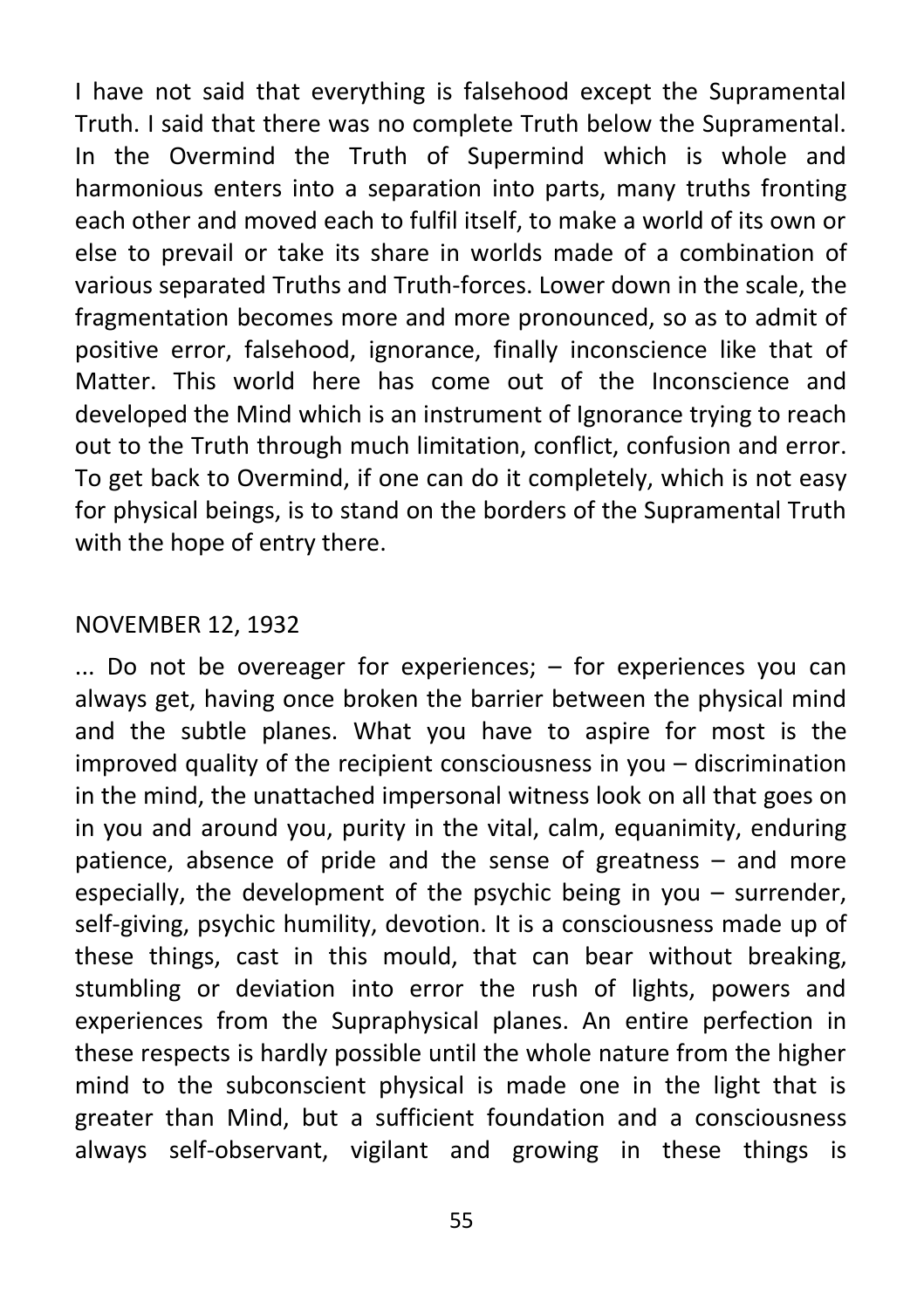I have not said that everything is falsehood except the Supramental Truth. I said that there was no complete Truth below the Supramental. In the Overmind the Truth of Supermind which is whole and harmonious enters into a separation into parts, many truths fronting each other and moved each to fulfil itself, to make a world of its own or else to prevail or take its share in worlds made of a combination of various separated Truths and Truth-forces. Lower down in the scale, the fragmentation becomes more and more pronounced, so as to admit of positive error, falsehood, ignorance, finally inconscience like that of Matter. This world here has come out of the Inconscience and developed the Mind which is an instrument of Ignorance trying to reach out to the Truth through much limitation, conflict, confusion and error. To get back to Overmind, if one can do it completely, which is not easy for physical beings, is to stand on the borders of the Supramental Truth with the hope of entry there.

NOVEMBER 12, 1932

... Do not be overeager for experiences; – for experiences you can always get, having once broken the barrier between the physical mind and the subtle planes. What you have to aspire for most is the improved quality of the recipient consciousness in you – discrimination in the mind, the unattached impersonal witness look on all that goes on in you and around you, purity in the vital, calm, equanimity, enduring patience, absence of pride and the sense of greatness – and more especially, the development of the psychic being in you – surrender, self-giving, psychic humility, devotion. It is a consciousness made up of these things, cast in this mould, that can bear without breaking, stumbling or deviation into error the rush of lights, powers and experiences from the Supraphysical planes. An entire perfection in these respects is hardly possible until the whole nature from the higher mind to the subconscient physical is made one in the light that is greater than Mind, but a sufficient foundation and a consciousness always self-observant, vigilant and growing in these things is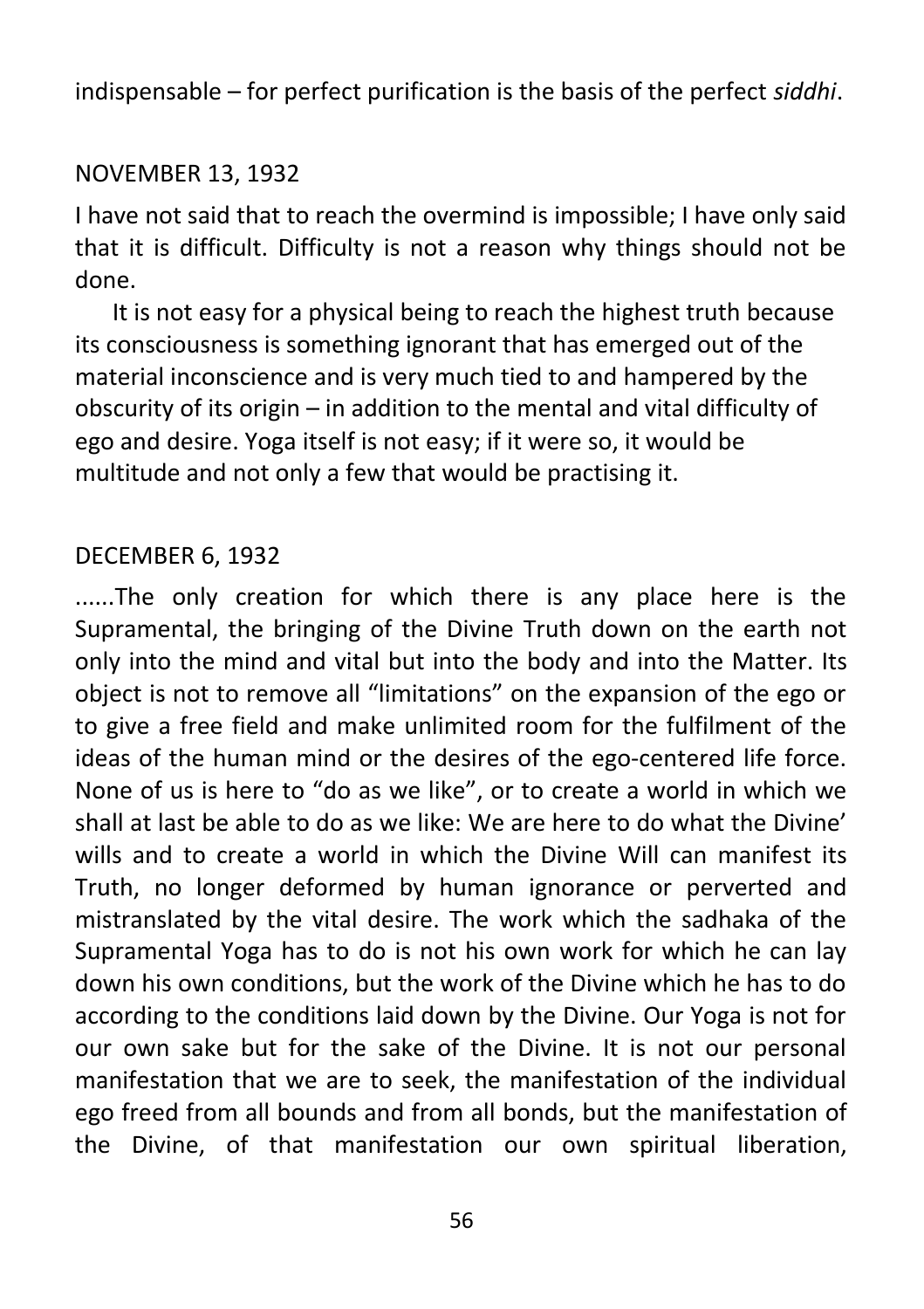indispensable – for perfect purification is the basis of the perfect *siddhi*.

NOVEMBER 13, 1932

I have not said that to reach the overmind is impossible; I have only said that it is difficult. Difficulty is not a reason why things should not be done.

It is not easy for a physical being to reach the highest truth because its consciousness is something ignorant that has emerged out of the material inconscience and is very much tied to and hampered by the obscurity of its origin – in addition to the mental and vital difficulty of ego and desire. Yoga itself is not easy; if it were so, it would be multitude and not only a few that would be practising it.

DECEMBER 6, 1932

......The only creation for which there is any place here is the Supramental, the bringing of the Divine Truth down on the earth not only into the mind and vital but into the body and into the Matter. Its object is not to remove all "limitations" on the expansion of the ego or to give a free field and make unlimited room for the fulfilment of the ideas of the human mind or the desires of the ego-centered life force. None of us is here to "do as we like", or to create a world in which we shall at last be able to do as we like: We are here to do what the Divine' wills and to create a world in which the Divine Will can manifest its Truth, no longer deformed by human ignorance or perverted and mistranslated by the vital desire. The work which the sadhaka of the Supramental Yoga has to do is not his own work for which he can lay down his own conditions, but the work of the Divine which he has to do according to the conditions laid down by the Divine. Our Yoga is not for our own sake but for the sake of the Divine. It is not our personal manifestation that we are to seek, the manifestation of the individual ego freed from all bounds and from all bonds, but the manifestation of the Divine, of that manifestation our own spiritual liberation,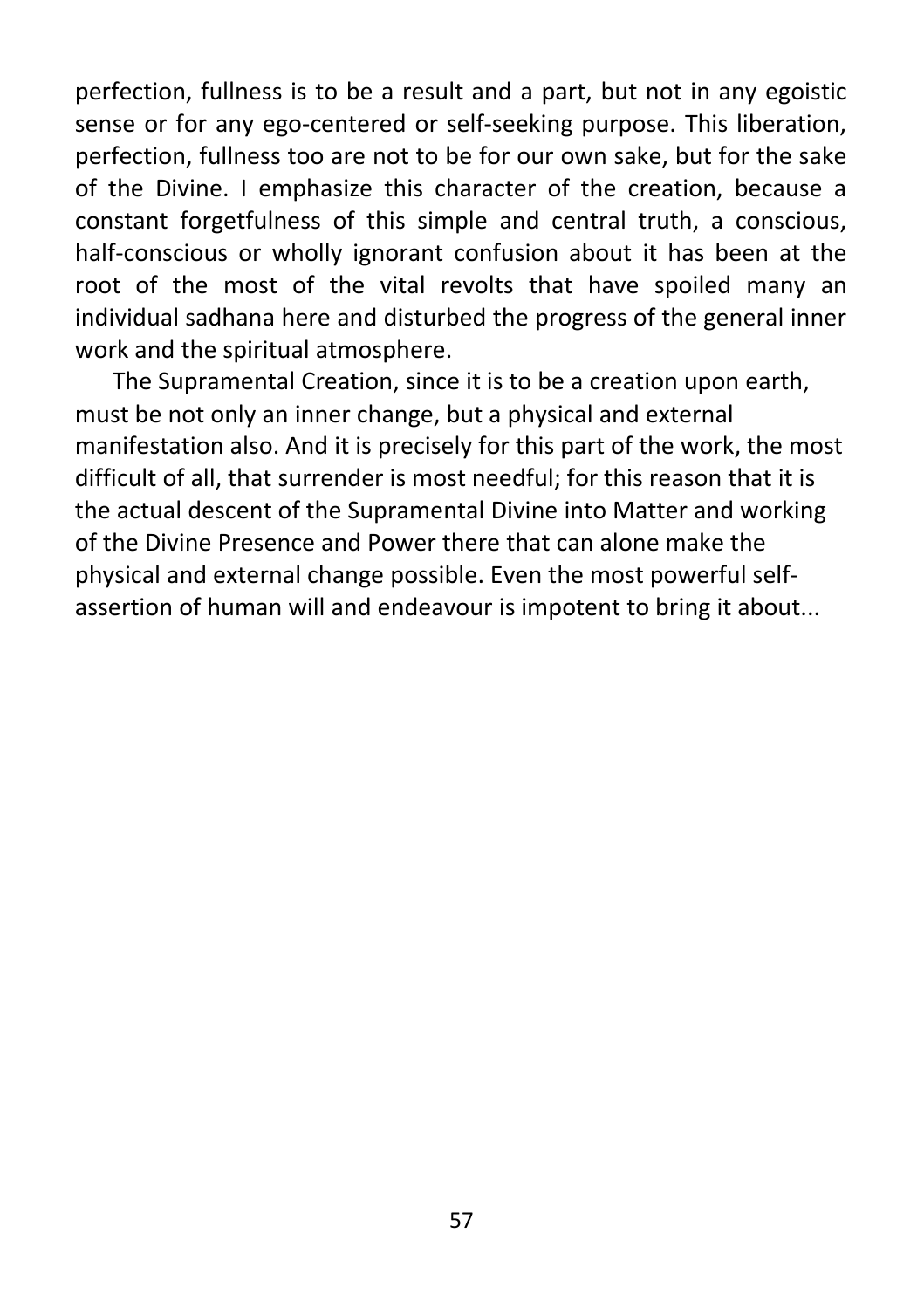perfection, fullness is to be a result and a part, but not in any egoistic sense or for any ego-centered or self-seeking purpose. This liberation, perfection, fullness too are not to be for our own sake, but for the sake of the Divine. I emphasize this character of the creation, because a constant forgetfulness of this simple and central truth, a conscious, half-conscious or wholly ignorant confusion about it has been at the root of the most of the vital revolts that have spoiled many an individual sadhana here and disturbed the progress of the general inner work and the spiritual atmosphere.

The Supramental Creation, since it is to be a creation upon earth, must be not only an inner change, but a physical and external manifestation also. And it is precisely for this part of the work, the most difficult of all, that surrender is most needful; for this reason that it is the actual descent of the Supramental Divine into Matter and working of the Divine Presence and Power there that can alone make the physical and external change possible. Even the most powerful self-assertion of human will and endeavour is impotent to bring it about...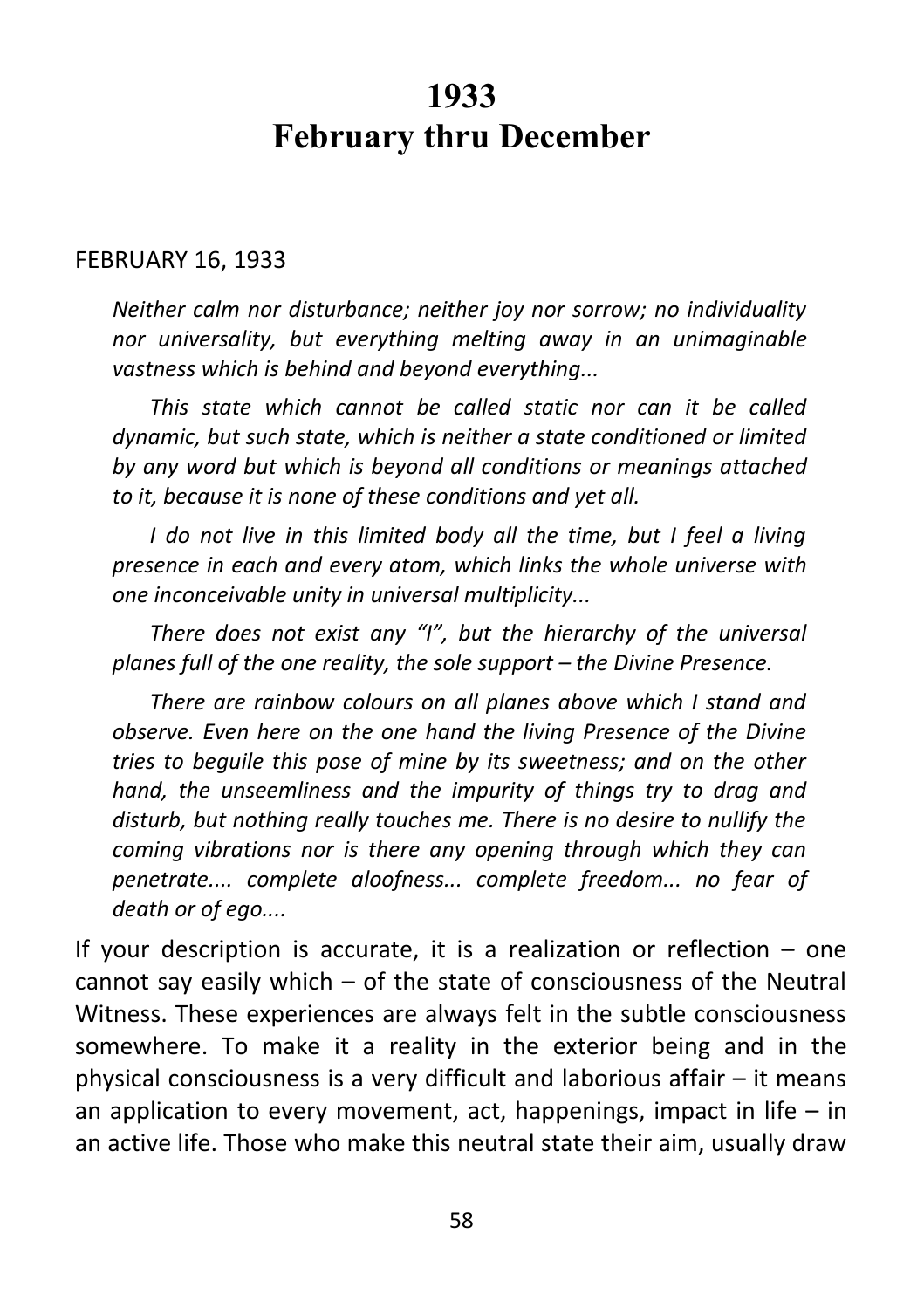# 1933
# February thru December

FEBRUARY 16, 1933

> *Neither calm nor disturbance; neither joy nor sorrow; no individuality nor universality, but everything melting away in an unimaginable vastness which is behind and beyond everything...*
>
> *This state which cannot be called static nor can it be called dynamic, but such state, which is neither a state conditioned or limited by any word but which is beyond all conditions or meanings attached to it, because it is none of these conditions and yet all.*
>
> *I do not live in this limited body all the time, but I feel a living presence in each and every atom, which links the whole universe with one inconceivable unity in universal multiplicity...*
>
> *There does not exist any "I", but the hierarchy of the universal planes full of the one reality, the sole support – the Divine Presence.*
>
> *There are rainbow colours on all planes above which I stand and observe. Even here on the one hand the living Presence of the Divine tries to beguile this pose of mine by its sweetness; and on the other hand, the unseemliness and the impurity of things try to drag and disturb, but nothing really touches me. There is no desire to nullify the coming vibrations nor is there any opening through which they can penetrate.... complete aloofness... complete freedom... no fear of death or of ego....*

If your description is accurate, it is a realization or reflection – one cannot say easily which – of the state of consciousness of the Neutral Witness. These experiences are always felt in the subtle consciousness somewhere. To make it a reality in the exterior being and in the physical consciousness is a very difficult and laborious affair – it means an application to every movement, act, happenings, impact in life – in an active life. Those who make this neutral state their aim, usually draw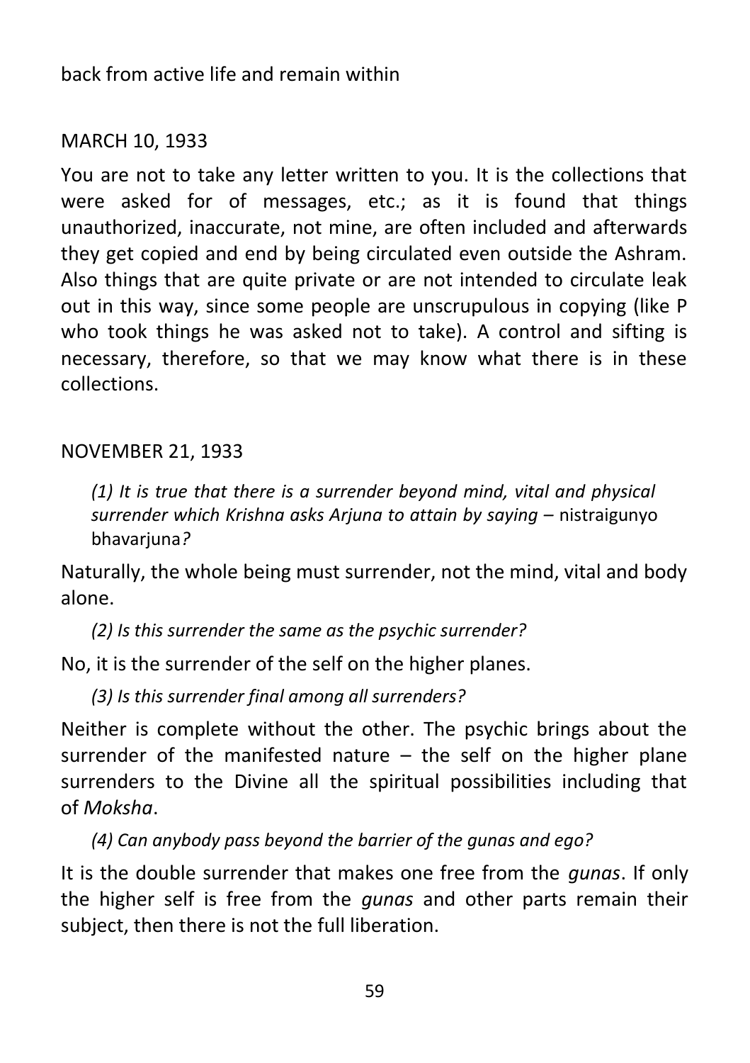back from active life and remain within

MARCH 10, 1933

You are not to take any letter written to you. It is the collections that were asked for of messages, etc.; as it is found that things unauthorized, inaccurate, not mine, are often included and afterwards they get copied and end by being circulated even outside the Ashram. Also things that are quite private or are not intended to circulate leak out in this way, since some people are unscrupulous in copying (like P who took things he was asked not to take). A control and sifting is necessary, therefore, so that we may know what there is in these collections.

NOVEMBER 21, 1933

> *(1) It is true that there is a surrender beyond mind, vital and physical surrender which Krishna asks Arjuna to attain by saying –* nistraigunyo bhavarjuna*?*

Naturally, the whole being must surrender, not the mind, vital and body alone.

> *(2) Is this surrender the same as the psychic surrender?*

No, it is the surrender of the self on the higher planes.

> *(3) Is this surrender final among all surrenders?*

Neither is complete without the other. The psychic brings about the surrender of the manifested nature – the self on the higher plane surrenders to the Divine all the spiritual possibilities including that of *Moksha*.

> *(4) Can anybody pass beyond the barrier of the gunas and ego?*

It is the double surrender that makes one free from the *gunas*. If only the higher self is free from the *gunas* and other parts remain their subject, then there is not the full liberation.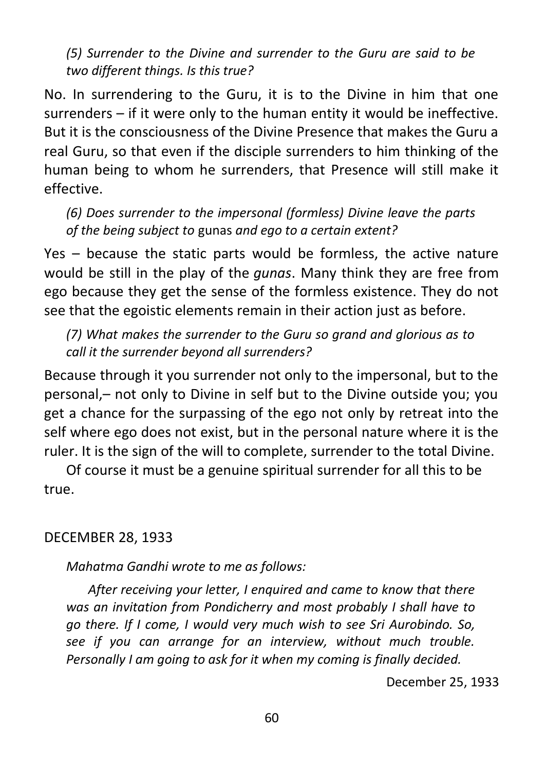*(5) Surrender to the Divine and surrender to the Guru are said to be two different things. Is this true?*

No. In surrendering to the Guru, it is to the Divine in him that one surrenders – if it were only to the human entity it would be ineffective. But it is the consciousness of the Divine Presence that makes the Guru a real Guru, so that even if the disciple surrenders to him thinking of the human being to whom he surrenders, that Presence will still make it effective.

*(6) Does surrender to the impersonal (formless) Divine leave the parts of the being subject to* gunas *and ego to a certain extent?*

Yes – because the static parts would be formless, the active nature would be still in the play of the *gunas*. Many think they are free from ego because they get the sense of the formless existence. They do not see that the egoistic elements remain in their action just as before.

*(7) What makes the surrender to the Guru so grand and glorious as to call it the surrender beyond all surrenders?*

Because through it you surrender not only to the impersonal, but to the personal,– not only to Divine in self but to the Divine outside you; you get a chance for the surpassing of the ego not only by retreat into the self where ego does not exist, but in the personal nature where it is the ruler. It is the sign of the will to complete, surrender to the total Divine.

Of course it must be a genuine spiritual surrender for all this to be true.

DECEMBER 28, 1933

*Mahatma Gandhi wrote to me as follows:*

*After receiving your letter, I enquired and came to know that there was an invitation from Pondicherry and most probably I shall have to go there. If I come, I would very much wish to see Sri Aurobindo. So, see if you can arrange for an interview, without much trouble. Personally I am going to ask for it when my coming is finally decided.*

December 25, 1933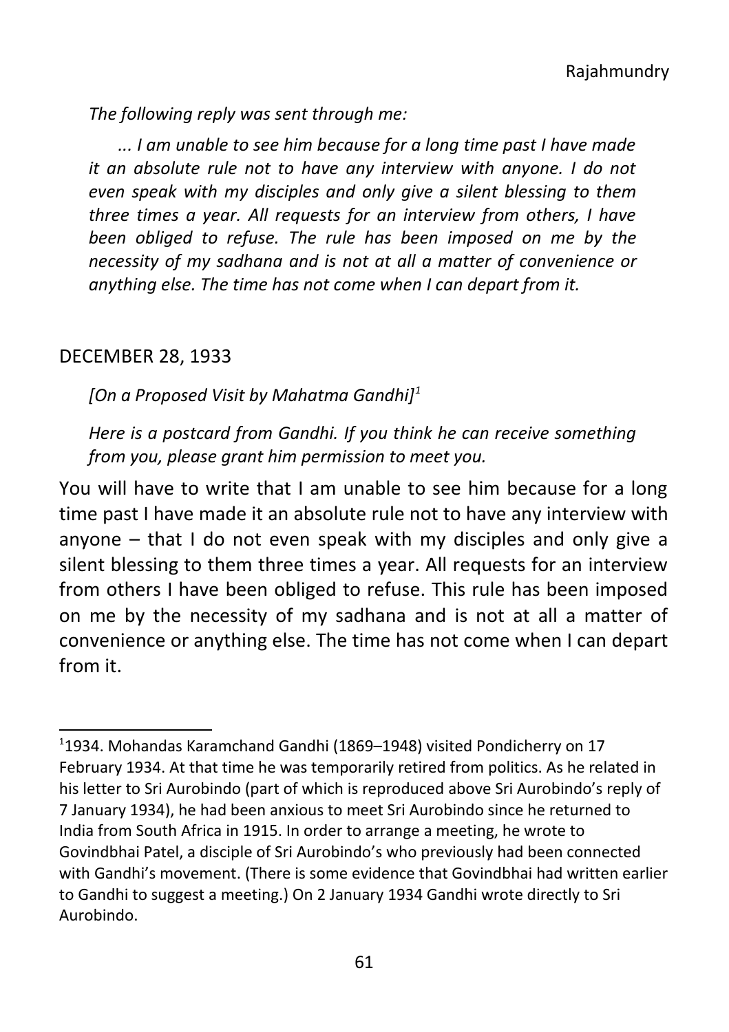*The following reply was sent through me:*

> *... I am unable to see him because for a long time past I have made it an absolute rule not to have any interview with anyone. I do not even speak with my disciples and only give a silent blessing to them three times a year. All requests for an interview from others, I have been obliged to refuse. The rule has been imposed on me by the necessity of my sadhana and is not at all a matter of convenience or anything else. The time has not come when I can depart from it.*

DECEMBER 28, 1933

*[On a Proposed Visit by Mahatma Gandhi]*[1]

*Here is a postcard from Gandhi. If you think he can receive something from you, please grant him permission to meet you.*

You will have to write that I am unable to see him because for a long time past I have made it an absolute rule not to have any interview with anyone – that I do not even speak with my disciples and only give a silent blessing to them three times a year. All requests for an interview from others I have been obliged to refuse. This rule has been imposed on me by the necessity of my sadhana and is not at all a matter of convenience or anything else. The time has not come when I can depart from it.

---

[1] 1934. Mohandas Karamchand Gandhi (1869–1948) visited Pondicherry on 17 February 1934. At that time he was temporarily retired from politics. As he related in his letter to Sri Aurobindo (part of which is reproduced above Sri Aurobindo's reply of 7 January 1934), he had been anxious to meet Sri Aurobindo since he returned to India from South Africa in 1915. In order to arrange a meeting, he wrote to Govindbhai Patel, a disciple of Sri Aurobindo's who previously had been connected with Gandhi's movement. (There is some evidence that Govindbhai had written earlier to Gandhi to suggest a meeting.) On 2 January 1934 Gandhi wrote directly to Sri Aurobindo.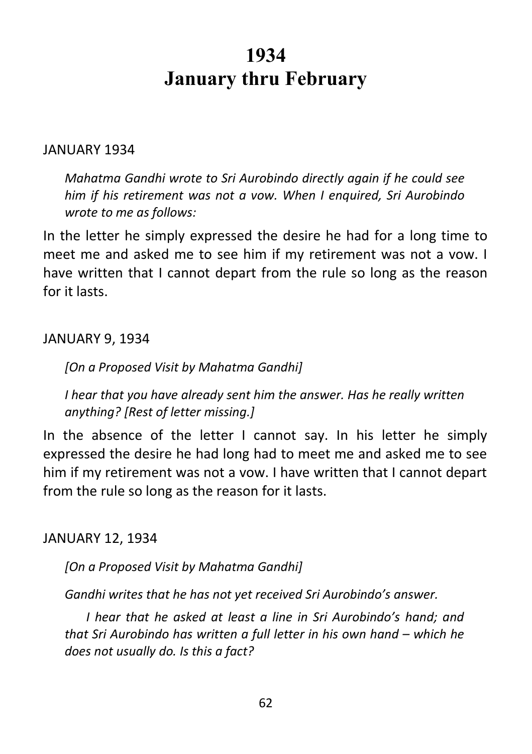# 1934
# January thru February

JANUARY 1934

> *Mahatma Gandhi wrote to Sri Aurobindo directly again if he could see him if his retirement was not a vow. When I enquired, Sri Aurobindo wrote to me as follows:*

In the letter he simply expressed the desire he had for a long time to meet me and asked me to see him if my retirement was not a vow. I have written that I cannot depart from the rule so long as the reason for it lasts.

JANUARY 9, 1934

> *[On a Proposed Visit by Mahatma Gandhi]*
>
> *I hear that you have already sent him the answer. Has he really written anything? [Rest of letter missing.]*

In the absence of the letter I cannot say. In his letter he simply expressed the desire he had long had to meet me and asked me to see him if my retirement was not a vow. I have written that I cannot depart from the rule so long as the reason for it lasts.

JANUARY 12, 1934

> *[On a Proposed Visit by Mahatma Gandhi]*
>
> *Gandhi writes that he has not yet received Sri Aurobindo's answer.*
>
> *I hear that he asked at least a line in Sri Aurobindo's hand; and that Sri Aurobindo has written a full letter in his own hand – which he does not usually do. Is this a fact?*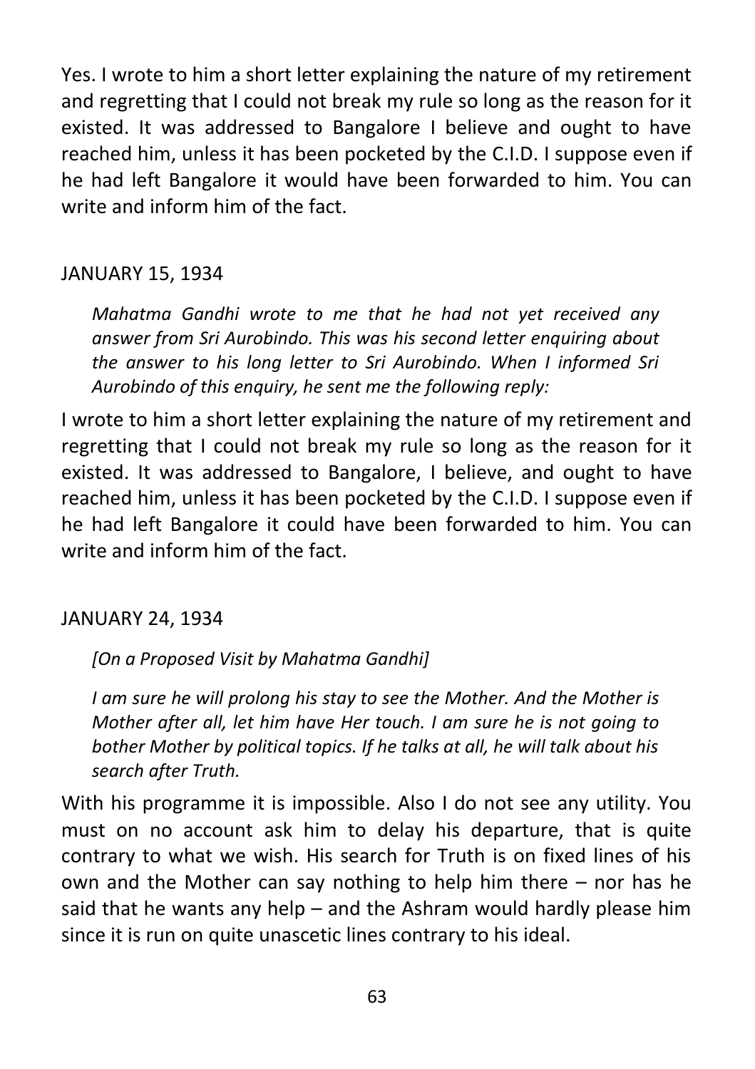Yes. I wrote to him a short letter explaining the nature of my retirement and regretting that I could not break my rule so long as the reason for it existed. It was addressed to Bangalore I believe and ought to have reached him, unless it has been pocketed by the C.I.D. I suppose even if he had left Bangalore it would have been forwarded to him. You can write and inform him of the fact.

JANUARY 15, 1934

> *Mahatma Gandhi wrote to me that he had not yet received any answer from Sri Aurobindo. This was his second letter enquiring about the answer to his long letter to Sri Aurobindo. When I informed Sri Aurobindo of this enquiry, he sent me the following reply:*

I wrote to him a short letter explaining the nature of my retirement and regretting that I could not break my rule so long as the reason for it existed. It was addressed to Bangalore, I believe, and ought to have reached him, unless it has been pocketed by the C.I.D. I suppose even if he had left Bangalore it could have been forwarded to him. You can write and inform him of the fact.

JANUARY 24, 1934

> *[On a Proposed Visit by Mahatma Gandhi]*
>
> *I am sure he will prolong his stay to see the Mother. And the Mother is Mother after all, let him have Her touch. I am sure he is not going to bother Mother by political topics. If he talks at all, he will talk about his search after Truth.*

With his programme it is impossible. Also I do not see any utility. You must on no account ask him to delay his departure, that is quite contrary to what we wish. His search for Truth is on fixed lines of his own and the Mother can say nothing to help him there – nor has he said that he wants any help – and the Ashram would hardly please him since it is run on quite unascetic lines contrary to his ideal.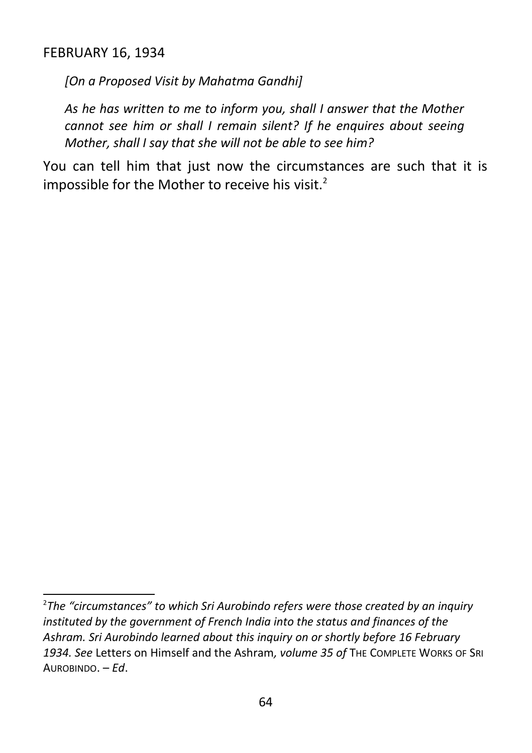FEBRUARY 16, 1934

*[On a Proposed Visit by Mahatma Gandhi]*

*As he has written to me to inform you, shall I answer that the Mother cannot see him or shall I remain silent? If he enquires about seeing Mother, shall I say that she will not be able to see him?*

You can tell him that just now the circumstances are such that it is impossible for the Mother to receive his visit.[2]

---

[2] *The "circumstances" to which Sri Aurobindo refers were those created by an inquiry instituted by the government of French India into the status and finances of the Ashram. Sri Aurobindo learned about this inquiry on or shortly before 16 February 1934. See* Letters on Himself and the Ashram*, volume 35 of* THE COMPLETE WORKS OF SRI AUROBINDO. – *Ed*.